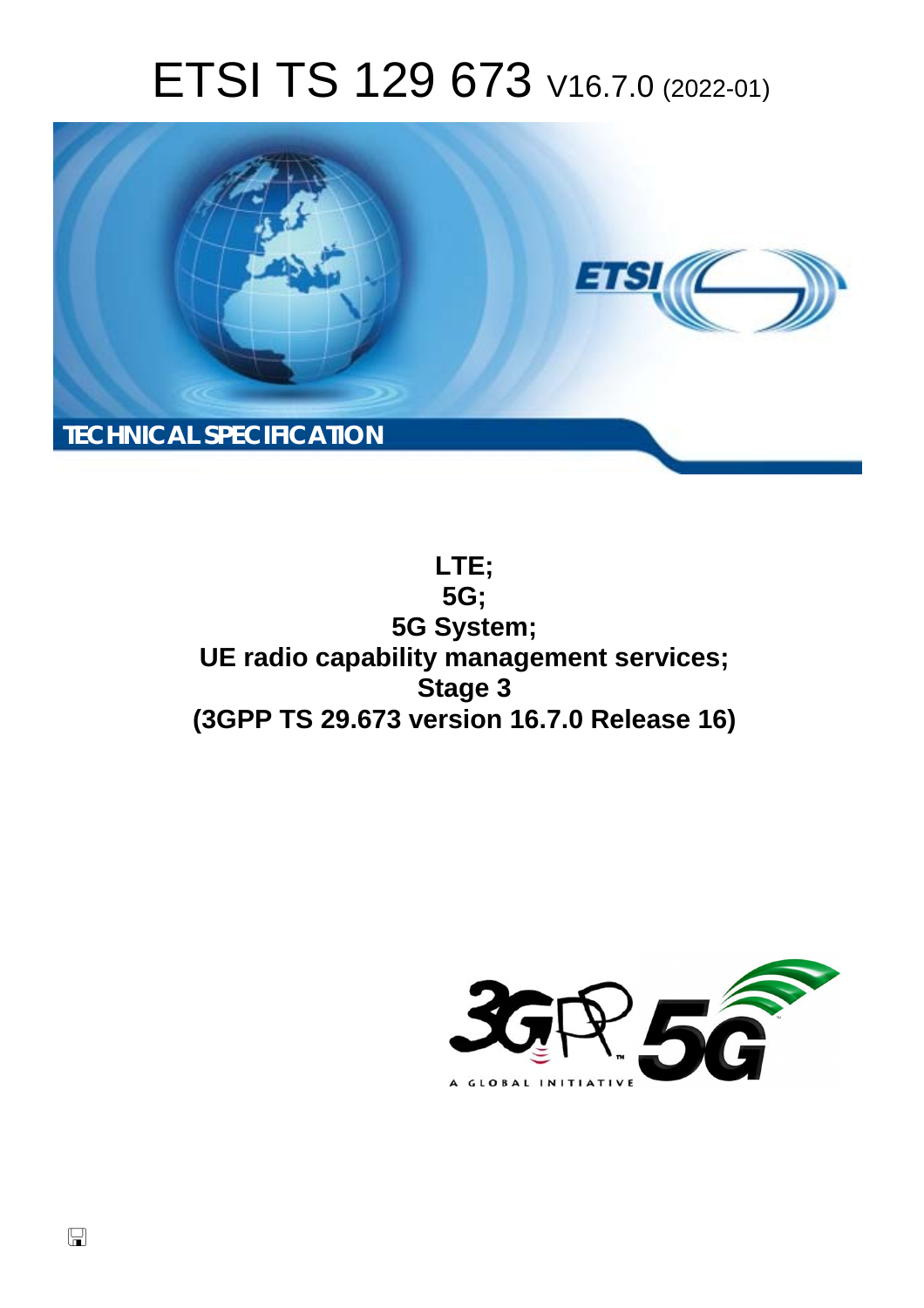# ETSI TS 129 673 V16.7.0 (2022-01)

TECHNICAL SPECIFICATION

**LTE;**
**5G;**
**5G System;**
**UE radio capability management services;**
**Stage 3**
**(3GPP TS 29.673 version 16.7.0 Release 16)**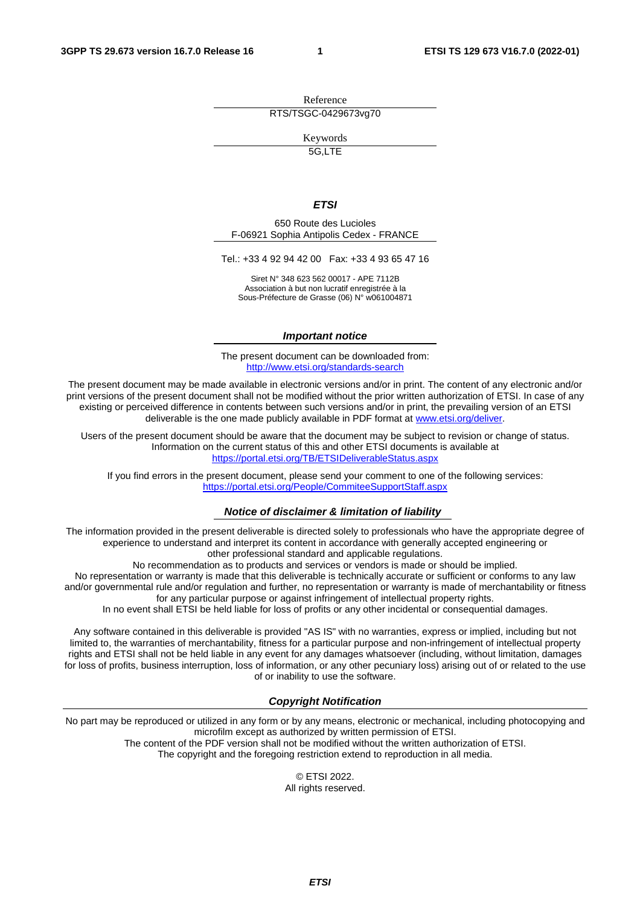Reference

RTS/TSGC-0429673vg70

Keywords

5G,LTE

***ETSI***

650 Route des Lucioles
F-06921 Sophia Antipolis Cedex - FRANCE

Tel.: +33 4 92 94 42 00   Fax: +33 4 93 65 47 16

Siret N° 348 623 562 00017 - APE 7112B
Association à but non lucratif enregistrée à la
Sous-Préfecture de Grasse (06) N° w061004871

***Important notice***

The present document can be downloaded from:
http://www.etsi.org/standards-search

The present document may be made available in electronic versions and/or in print. The content of any electronic and/or print versions of the present document shall not be modified without the prior written authorization of ETSI. In case of any existing or perceived difference in contents between such versions and/or in print, the prevailing version of an ETSI deliverable is the one made publicly available in PDF format at www.etsi.org/deliver.

Users of the present document should be aware that the document may be subject to revision or change of status. Information on the current status of this and other ETSI documents is available at https://portal.etsi.org/TB/ETSIDeliverableStatus.aspx

If you find errors in the present document, please send your comment to one of the following services:
https://portal.etsi.org/People/CommiteeSupportStaff.aspx

***Notice of disclaimer & limitation of liability***

The information provided in the present deliverable is directed solely to professionals who have the appropriate degree of experience to understand and interpret its content in accordance with generally accepted engineering or other professional standard and applicable regulations.
No recommendation as to products and services or vendors is made or should be implied.
No representation or warranty is made that this deliverable is technically accurate or sufficient or conforms to any law and/or governmental rule and/or regulation and further, no representation or warranty is made of merchantability or fitness for any particular purpose or against infringement of intellectual property rights.
In no event shall ETSI be held liable for loss of profits or any other incidental or consequential damages.

Any software contained in this deliverable is provided "AS IS" with no warranties, express or implied, including but not limited to, the warranties of merchantability, fitness for a particular purpose and non-infringement of intellectual property rights and ETSI shall not be held liable in any event for any damages whatsoever (including, without limitation, damages for loss of profits, business interruption, loss of information, or any other pecuniary loss) arising out of or related to the use of or inability to use the software.

***Copyright Notification***

No part may be reproduced or utilized in any form or by any means, electronic or mechanical, including photocopying and microfilm except as authorized by written permission of ETSI.
The content of the PDF version shall not be modified without the written authorization of ETSI.
The copyright and the foregoing restriction extend to reproduction in all media.

© ETSI 2022.
All rights reserved.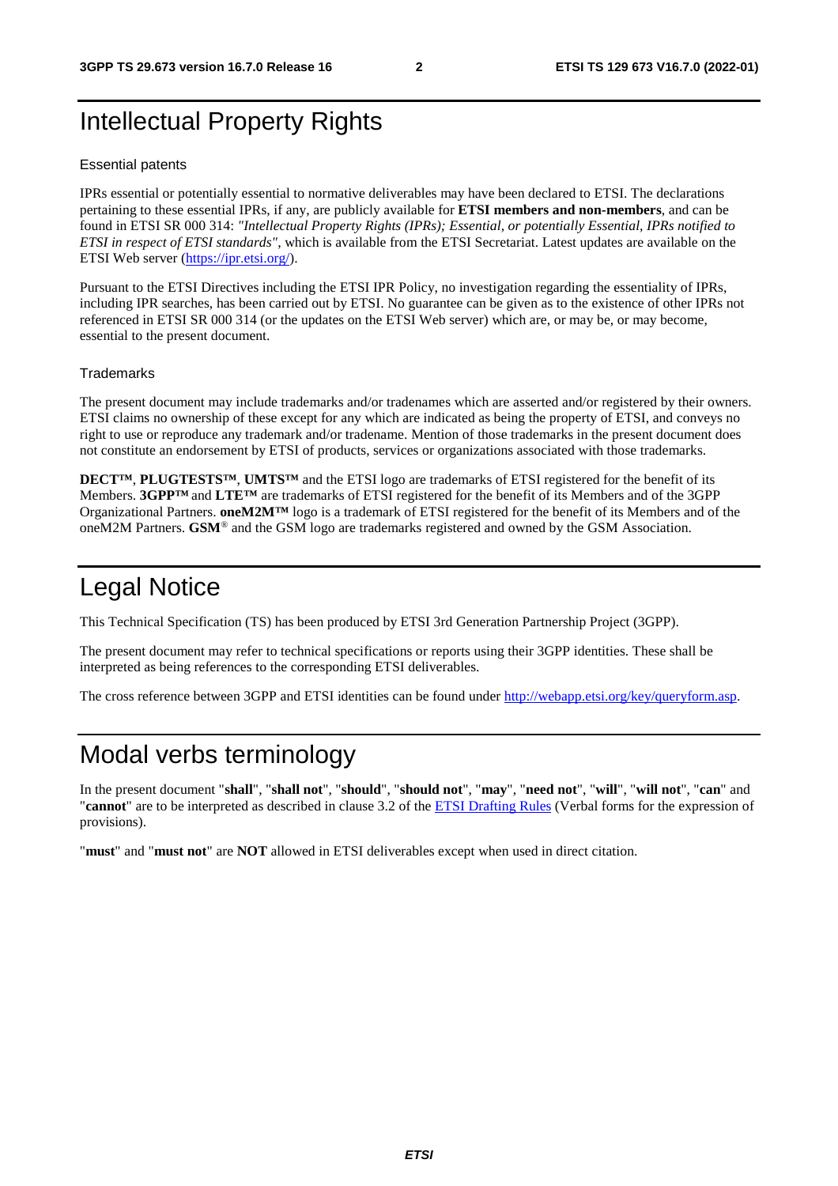# Intellectual Property Rights

## Essential patents

IPRs essential or potentially essential to normative deliverables may have been declared to ETSI. The declarations pertaining to these essential IPRs, if any, are publicly available for **ETSI members and non-members**, and can be found in ETSI SR 000 314: *"Intellectual Property Rights (IPRs); Essential, or potentially Essential, IPRs notified to ETSI in respect of ETSI standards"*, which is available from the ETSI Secretariat. Latest updates are available on the ETSI Web server (https://ipr.etsi.org/).

Pursuant to the ETSI Directives including the ETSI IPR Policy, no investigation regarding the essentiality of IPRs, including IPR searches, has been carried out by ETSI. No guarantee can be given as to the existence of other IPRs not referenced in ETSI SR 000 314 (or the updates on the ETSI Web server) which are, or may be, or may become, essential to the present document.

## Trademarks

The present document may include trademarks and/or tradenames which are asserted and/or registered by their owners. ETSI claims no ownership of these except for any which are indicated as being the property of ETSI, and conveys no right to use or reproduce any trademark and/or tradename. Mention of those trademarks in the present document does not constitute an endorsement by ETSI of products, services or organizations associated with those trademarks.

**DECT™**, **PLUGTESTS™**, **UMTS™** and the ETSI logo are trademarks of ETSI registered for the benefit of its Members. **3GPP™** and **LTE™** are trademarks of ETSI registered for the benefit of its Members and of the 3GPP Organizational Partners. **oneM2M™** logo is a trademark of ETSI registered for the benefit of its Members and of the oneM2M Partners. **GSM**® and the GSM logo are trademarks registered and owned by the GSM Association.

# Legal Notice

This Technical Specification (TS) has been produced by ETSI 3rd Generation Partnership Project (3GPP).

The present document may refer to technical specifications or reports using their 3GPP identities. These shall be interpreted as being references to the corresponding ETSI deliverables.

The cross reference between 3GPP and ETSI identities can be found under http://webapp.etsi.org/key/queryform.asp.

# Modal verbs terminology

In the present document "**shall**", "**shall not**", "**should**", "**should not**", "**may**", "**need not**", "**will**", "**will not**", "**can**" and "**cannot**" are to be interpreted as described in clause 3.2 of the ETSI Drafting Rules (Verbal forms for the expression of provisions).

"**must**" and "**must not**" are **NOT** allowed in ETSI deliverables except when used in direct citation.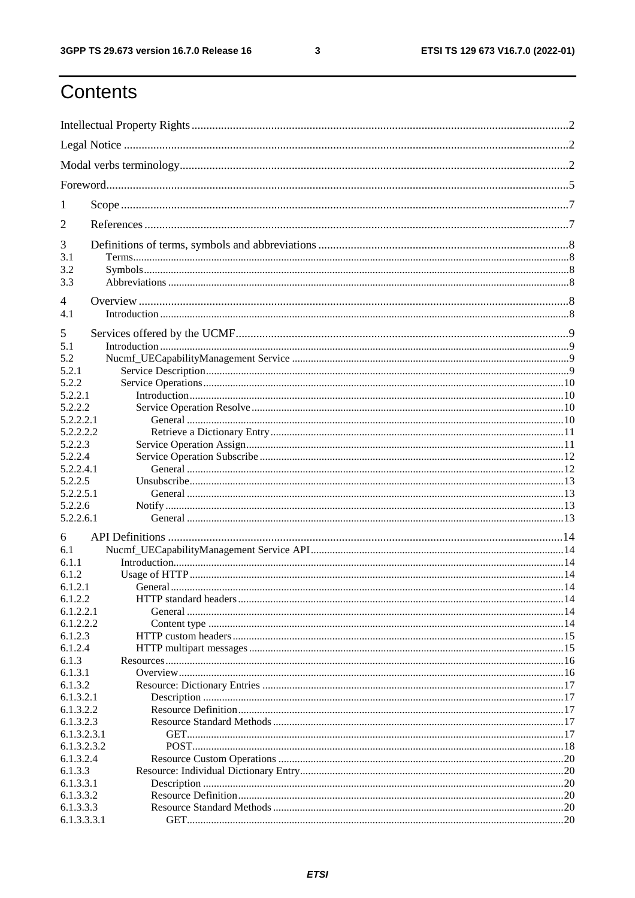# Contents

Intellectual Property Rights ..... 2
Legal Notice ..... 2
Modal verbs terminology ..... 2
Foreword ..... 5
1 Scope ..... 7
2 References ..... 7
3 Definitions of terms, symbols and abbreviations ..... 8
3.1 Terms ..... 8
3.2 Symbols ..... 8
3.3 Abbreviations ..... 8
4 Overview ..... 8
4.1 Introduction ..... 8
5 Services offered by the UCMF ..... 9
5.1 Introduction ..... 9
5.2 Nucmf_UECapabilityManagement Service ..... 9
5.2.1 Service Description ..... 9
5.2.2 Service Operations ..... 10
5.2.2.1 Introduction ..... 10
5.2.2.2 Service Operation Resolve ..... 10
5.2.2.2.1 General ..... 10
5.2.2.2.2 Retrieve a Dictionary Entry ..... 11
5.2.2.3 Service Operation Assign ..... 11
5.2.2.4 Service Operation Subscribe ..... 12
5.2.2.4.1 General ..... 12
5.2.2.5 Unsubscribe ..... 13
5.2.2.5.1 General ..... 13
5.2.2.6 Notify ..... 13
5.2.2.6.1 General ..... 13
6 API Definitions ..... 14
6.1 Nucmf_UECapabilityManagement Service API ..... 14
6.1.1 Introduction ..... 14
6.1.2 Usage of HTTP ..... 14
6.1.2.1 General ..... 14
6.1.2.2 HTTP standard headers ..... 14
6.1.2.2.1 General ..... 14
6.1.2.2.2 Content type ..... 14
6.1.2.3 HTTP custom headers ..... 15
6.1.2.4 HTTP multipart messages ..... 15
6.1.3 Resources ..... 16
6.1.3.1 Overview ..... 16
6.1.3.2 Resource: Dictionary Entries ..... 17
6.1.3.2.1 Description ..... 17
6.1.3.2.2 Resource Definition ..... 17
6.1.3.2.3 Resource Standard Methods ..... 17
6.1.3.2.3.1 GET ..... 17
6.1.3.2.3.2 POST ..... 18
6.1.3.2.4 Resource Custom Operations ..... 20
6.1.3.3 Resource: Individual Dictionary Entry ..... 20
6.1.3.3.1 Description ..... 20
6.1.3.3.2 Resource Definition ..... 20
6.1.3.3.3 Resource Standard Methods ..... 20
6.1.3.3.3.1 GET ..... 20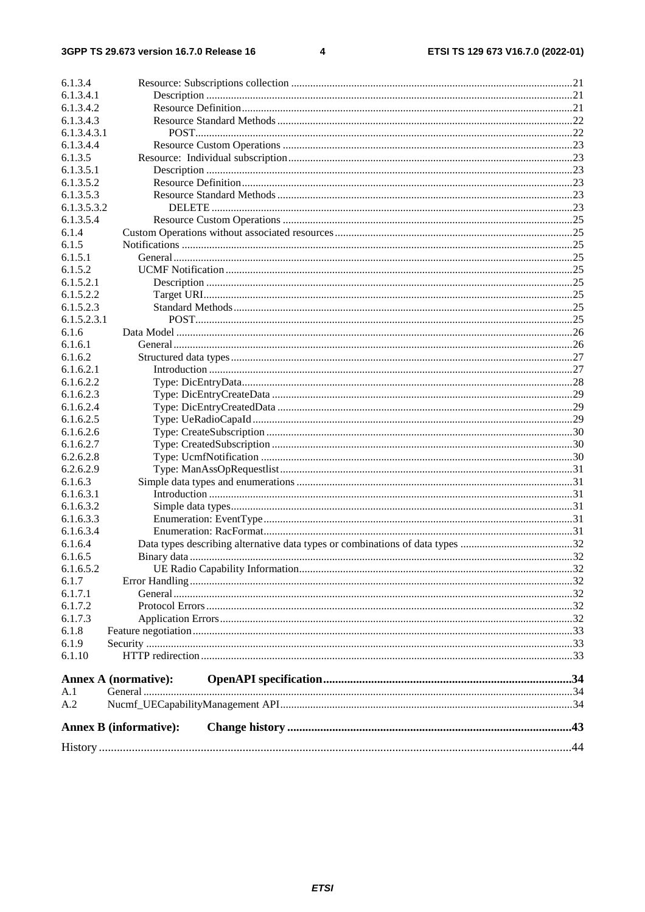6.1.3.4 Resource: Subscriptions collection ..... 21
6.1.3.4.1 Description ..... 21
6.1.3.4.2 Resource Definition ..... 21
6.1.3.4.3 Resource Standard Methods ..... 22
6.1.3.4.3.1 POST ..... 22
6.1.3.4.4 Resource Custom Operations ..... 23
6.1.3.5 Resource: Individual subscription ..... 23
6.1.3.5.1 Description ..... 23
6.1.3.5.2 Resource Definition ..... 23
6.1.3.5.3 Resource Standard Methods ..... 23
6.1.3.5.3.2 DELETE ..... 23
6.1.3.5.4 Resource Custom Operations ..... 25
6.1.4 Custom Operations without associated resources ..... 25
6.1.5 Notifications ..... 25
6.1.5.1 General ..... 25
6.1.5.2 UCMF Notification ..... 25
6.1.5.2.1 Description ..... 25
6.1.5.2.2 Target URI ..... 25
6.1.5.2.3 Standard Methods ..... 25
6.1.5.2.3.1 POST ..... 25
6.1.6 Data Model ..... 26
6.1.6.1 General ..... 26
6.1.6.2 Structured data types ..... 27
6.1.6.2.1 Introduction ..... 27
6.1.6.2.2 Type: DicEntryData ..... 28
6.1.6.2.3 Type: DicEntryCreateData ..... 29
6.1.6.2.4 Type: DicEntryCreatedData ..... 29
6.1.6.2.5 Type: UeRadioCapaId ..... 29
6.1.6.2.6 Type: CreateSubscription ..... 30
6.1.6.2.7 Type: CreatedSubscription ..... 30
6.2.6.2.8 Type: UcmfNotification ..... 30
6.2.6.2.9 Type: ManAssOpRequestlist ..... 31
6.1.6.3 Simple data types and enumerations ..... 31
6.1.6.3.1 Introduction ..... 31
6.1.6.3.2 Simple data types ..... 31
6.1.6.3.3 Enumeration: EventType ..... 31
6.1.6.3.4 Enumeration: RacFormat ..... 31
6.1.6.4 Data types describing alternative data types or combinations of data types ..... 32
6.1.6.5 Binary data ..... 32
6.1.6.5.2 UE Radio Capability Information ..... 32
6.1.7 Error Handling ..... 32
6.1.7.1 General ..... 32
6.1.7.2 Protocol Errors ..... 32
6.1.7.3 Application Errors ..... 32
6.1.8 Feature negotiation ..... 33
6.1.9 Security ..... 33
6.1.10 HTTP redirection ..... 33

**Annex A (normative): OpenAPI specification ..... 34**

A.1 General ..... 34
A.2 Nucmf_UECapabilityManagement API ..... 34

**Annex B (informative): Change history ..... 43**

History ..... 44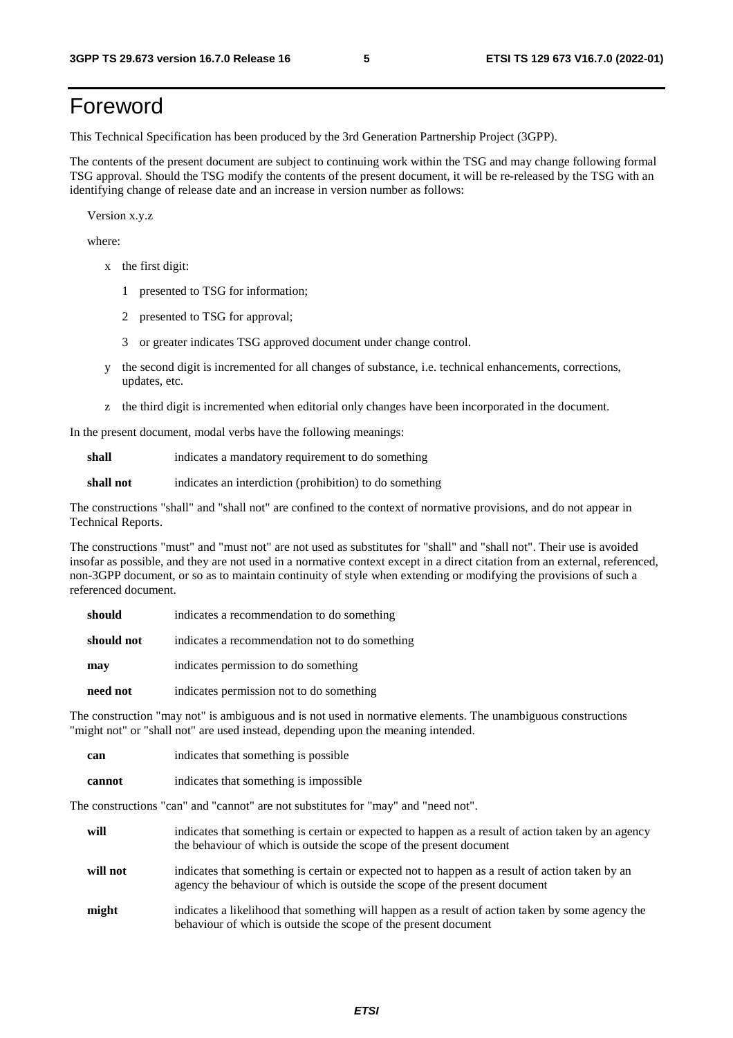# Foreword

This Technical Specification has been produced by the 3rd Generation Partnership Project (3GPP).

The contents of the present document are subject to continuing work within the TSG and may change following formal TSG approval. Should the TSG modify the contents of the present document, it will be re-released by the TSG with an identifying change of release date and an increase in version number as follows:

Version x.y.z

where:

- x the first digit:
  - 1 presented to TSG for information;
  - 2 presented to TSG for approval;
  - 3 or greater indicates TSG approved document under change control.
- y the second digit is incremented for all changes of substance, i.e. technical enhancements, corrections, updates, etc.
- z the third digit is incremented when editorial only changes have been incorporated in the document.

In the present document, modal verbs have the following meanings:

**shall** indicates a mandatory requirement to do something

**shall not** indicates an interdiction (prohibition) to do something

The constructions "shall" and "shall not" are confined to the context of normative provisions, and do not appear in Technical Reports.

The constructions "must" and "must not" are not used as substitutes for "shall" and "shall not". Their use is avoided insofar as possible, and they are not used in a normative context except in a direct citation from an external, referenced, non-3GPP document, or so as to maintain continuity of style when extending or modifying the provisions of such a referenced document.

**should** indicates a recommendation to do something

**should not** indicates a recommendation not to do something

**may** indicates permission to do something

**need not** indicates permission not to do something

The construction "may not" is ambiguous and is not used in normative elements. The unambiguous constructions "might not" or "shall not" are used instead, depending upon the meaning intended.

**can** indicates that something is possible

**cannot** indicates that something is impossible

The constructions "can" and "cannot" are not substitutes for "may" and "need not".

**will** indicates that something is certain or expected to happen as a result of action taken by an agency the behaviour of which is outside the scope of the present document

**will not** indicates that something is certain or expected not to happen as a result of action taken by an agency the behaviour of which is outside the scope of the present document

**might** indicates a likelihood that something will happen as a result of action taken by some agency the behaviour of which is outside the scope of the present document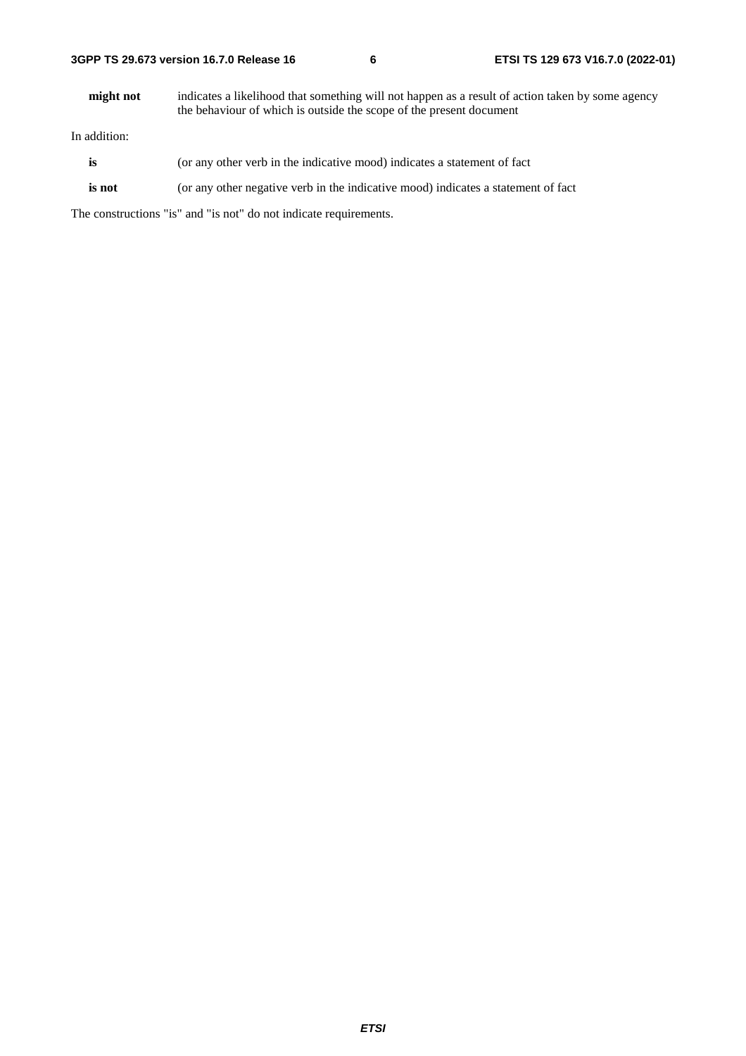**might not** indicates a likelihood that something will not happen as a result of action taken by some agency the behaviour of which is outside the scope of the present document

In addition:

**is** (or any other verb in the indicative mood) indicates a statement of fact

**is not** (or any other negative verb in the indicative mood) indicates a statement of fact

The constructions "is" and "is not" do not indicate requirements.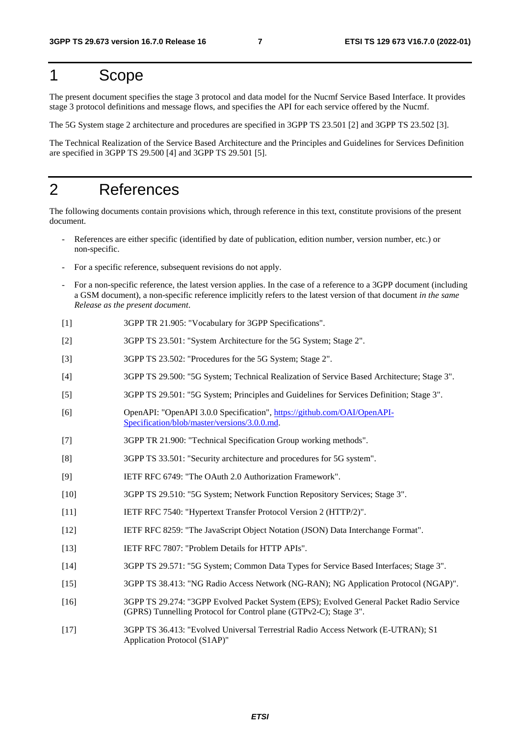# 1 Scope

The present document specifies the stage 3 protocol and data model for the Nucmf Service Based Interface. It provides stage 3 protocol definitions and message flows, and specifies the API for each service offered by the Nucmf.

The 5G System stage 2 architecture and procedures are specified in 3GPP TS 23.501 [2] and 3GPP TS 23.502 [3].

The Technical Realization of the Service Based Architecture and the Principles and Guidelines for Services Definition are specified in 3GPP TS 29.500 [4] and 3GPP TS 29.501 [5].

# 2 References

The following documents contain provisions which, through reference in this text, constitute provisions of the present document.

- References are either specific (identified by date of publication, edition number, version number, etc.) or non-specific.
- For a specific reference, subsequent revisions do not apply.
- For a non-specific reference, the latest version applies. In the case of a reference to a 3GPP document (including a GSM document), a non-specific reference implicitly refers to the latest version of that document *in the same Release as the present document*.

[1] 3GPP TR 21.905: "Vocabulary for 3GPP Specifications".

[2] 3GPP TS 23.501: "System Architecture for the 5G System; Stage 2".

[3] 3GPP TS 23.502: "Procedures for the 5G System; Stage 2".

[4] 3GPP TS 29.500: "5G System; Technical Realization of Service Based Architecture; Stage 3".

[5] 3GPP TS 29.501: "5G System; Principles and Guidelines for Services Definition; Stage 3".

[6] OpenAPI: "OpenAPI 3.0.0 Specification", https://github.com/OAI/OpenAPI-Specification/blob/master/versions/3.0.0.md.

[7] 3GPP TR 21.900: "Technical Specification Group working methods".

[8] 3GPP TS 33.501: "Security architecture and procedures for 5G system".

[9] IETF RFC 6749: "The OAuth 2.0 Authorization Framework".

[10] 3GPP TS 29.510: "5G System; Network Function Repository Services; Stage 3".

[11] IETF RFC 7540: "Hypertext Transfer Protocol Version 2 (HTTP/2)".

[12] IETF RFC 8259: "The JavaScript Object Notation (JSON) Data Interchange Format".

[13] IETF RFC 7807: "Problem Details for HTTP APIs".

[14] 3GPP TS 29.571: "5G System; Common Data Types for Service Based Interfaces; Stage 3".

[15] 3GPP TS 38.413: "NG Radio Access Network (NG-RAN); NG Application Protocol (NGAP)".

[16] 3GPP TS 29.274: "3GPP Evolved Packet System (EPS); Evolved General Packet Radio Service (GPRS) Tunnelling Protocol for Control plane (GTPv2-C); Stage 3".

[17] 3GPP TS 36.413: "Evolved Universal Terrestrial Radio Access Network (E-UTRAN); S1 Application Protocol (S1AP)"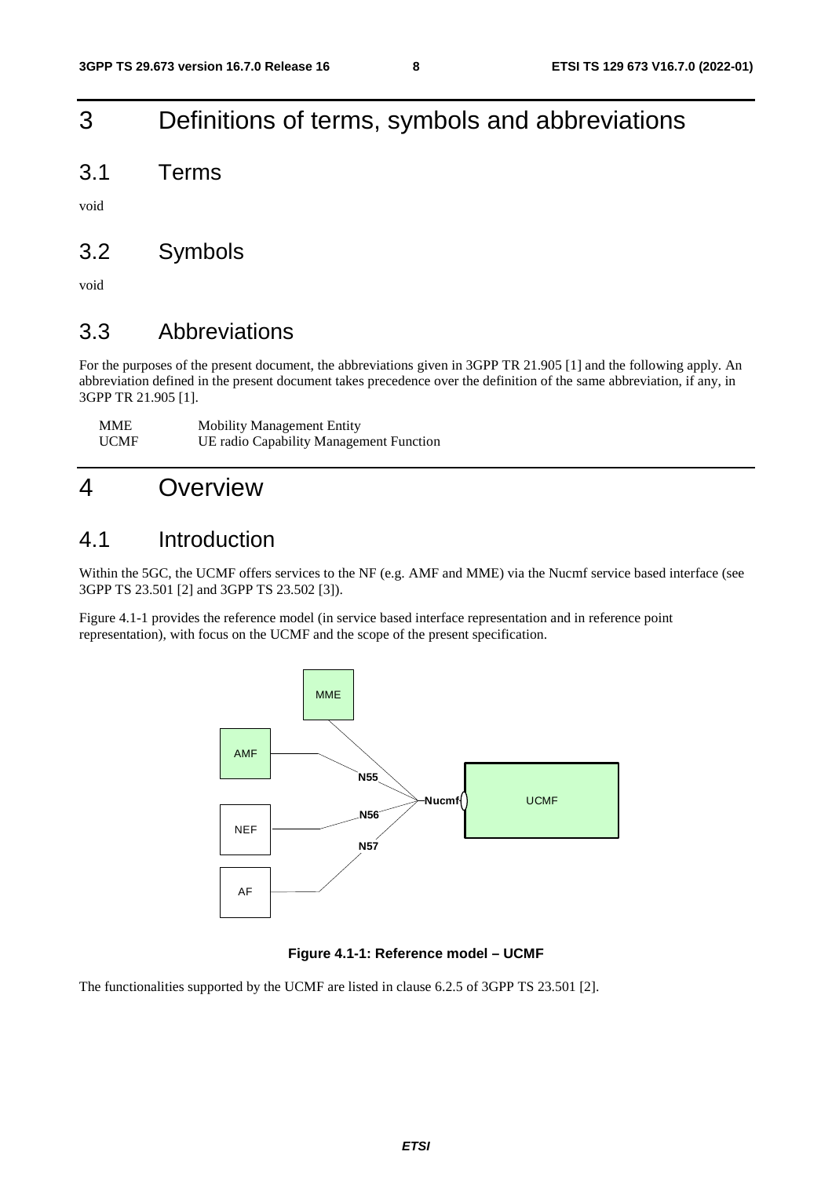# 3 Definitions of terms, symbols and abbreviations

## 3.1 Terms

void

## 3.2 Symbols

void

## 3.3 Abbreviations

For the purposes of the present document, the abbreviations given in 3GPP TR 21.905 [1] and the following apply. An abbreviation defined in the present document takes precedence over the definition of the same abbreviation, if any, in 3GPP TR 21.905 [1].

| | |
|---|---|
| MME | Mobility Management Entity |
| UCMF | UE radio Capability Management Function |

# 4 Overview

## 4.1 Introduction

Within the 5GC, the UCMF offers services to the NF (e.g. AMF and MME) via the Nucmf service based interface (see 3GPP TS 23.501 [2] and 3GPP TS 23.502 [3]).

Figure 4.1-1 provides the reference model (in service based interface representation and in reference point representation), with focus on the UCMF and the scope of the present specification.

**Figure 4.1-1: Reference model – UCMF**

The functionalities supported by the UCMF are listed in clause 6.2.5 of 3GPP TS 23.501 [2].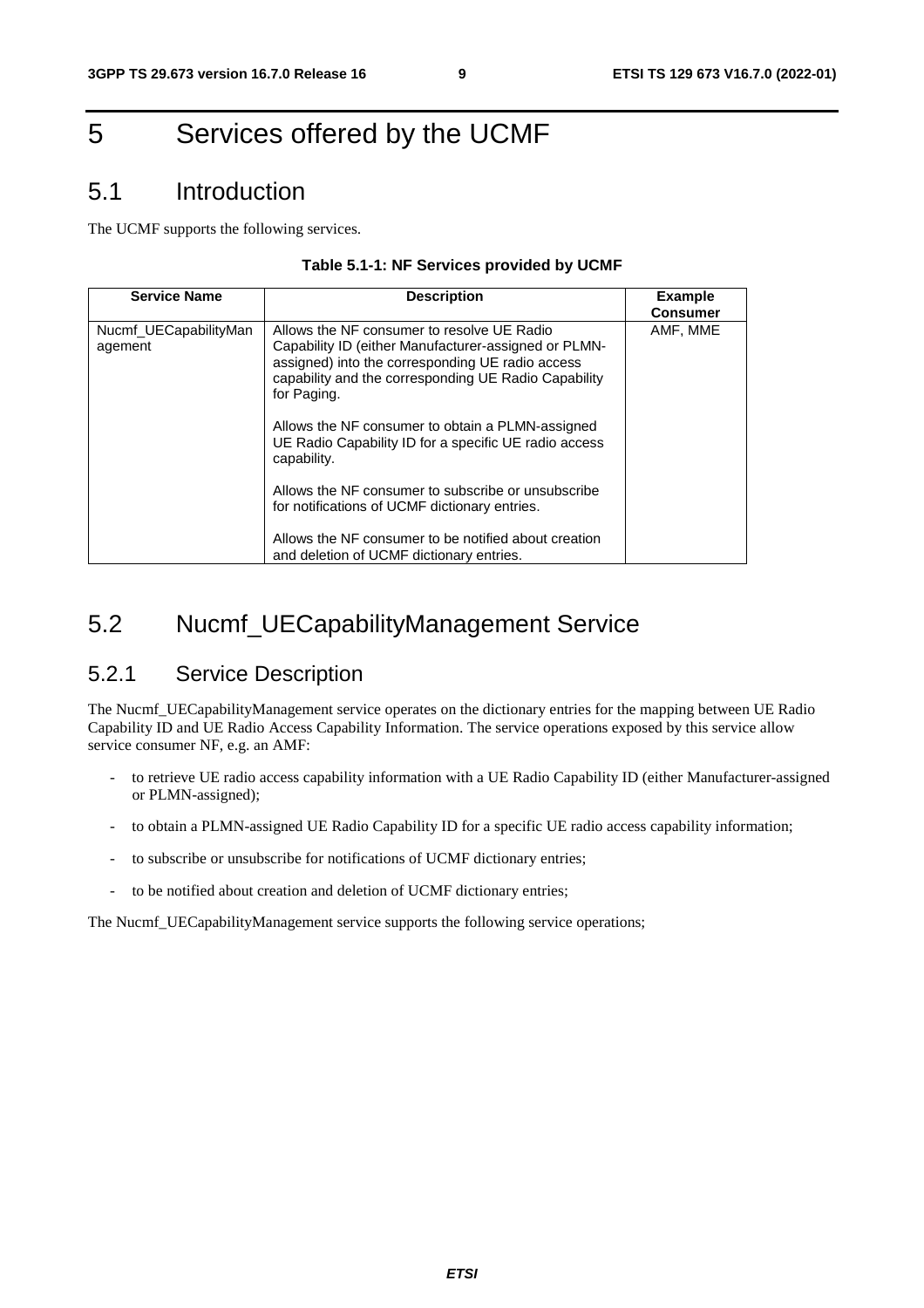# 5 Services offered by the UCMF

## 5.1 Introduction

The UCMF supports the following services.

**Table 5.1-1: NF Services provided by UCMF**

| Service Name | Description | Example Consumer |
|---|---|---|
| Nucmf_UECapabilityManagement | Allows the NF consumer to resolve UE Radio Capability ID (either Manufacturer-assigned or PLMN-assigned) into the corresponding UE radio access capability and the corresponding UE Radio Capability for Paging.<br><br>Allows the NF consumer to obtain a PLMN-assigned UE Radio Capability ID for a specific UE radio access capability.<br><br>Allows the NF consumer to subscribe or unsubscribe for notifications of UCMF dictionary entries.<br><br>Allows the NF consumer to be notified about creation and deletion of UCMF dictionary entries. | AMF, MME |

## 5.2 Nucmf_UECapabilityManagement Service

### 5.2.1 Service Description

The Nucmf_UECapabilityManagement service operates on the dictionary entries for the mapping between UE Radio Capability ID and UE Radio Access Capability Information. The service operations exposed by this service allow service consumer NF, e.g. an AMF:

- to retrieve UE radio access capability information with a UE Radio Capability ID (either Manufacturer-assigned or PLMN-assigned);
- to obtain a PLMN-assigned UE Radio Capability ID for a specific UE radio access capability information;
- to subscribe or unsubscribe for notifications of UCMF dictionary entries;
- to be notified about creation and deletion of UCMF dictionary entries;

The Nucmf_UECapabilityManagement service supports the following service operations;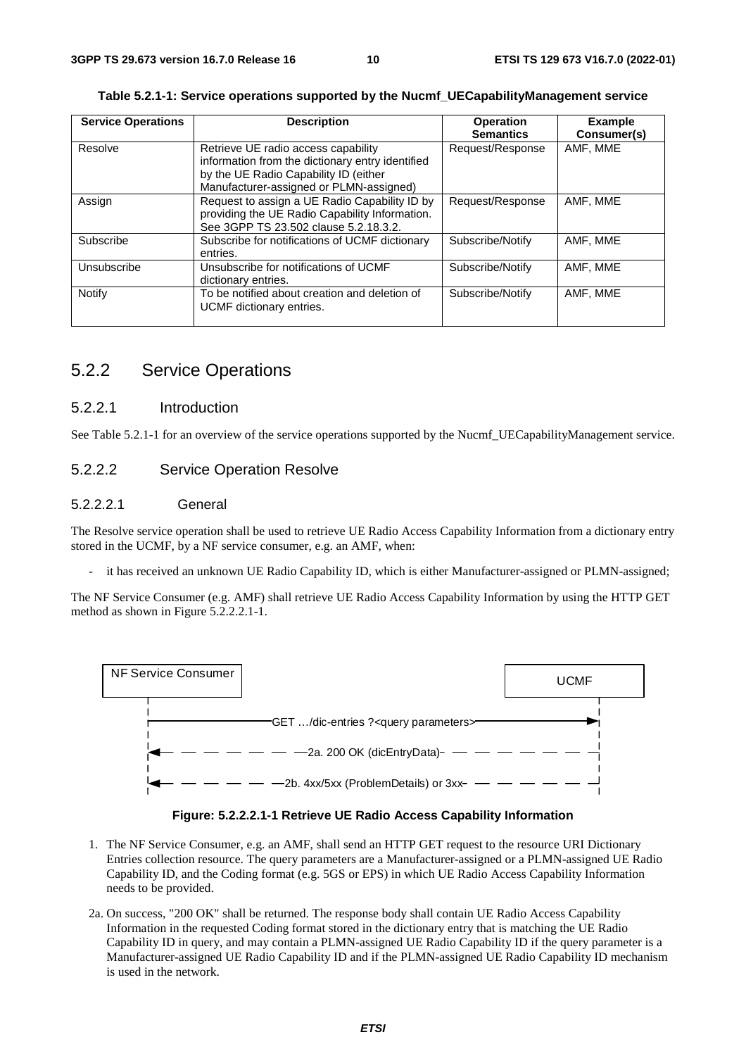**Table 5.2.1-1: Service operations supported by the Nucmf_UECapabilityManagement service**

| Service Operations | Description | Operation Semantics | Example Consumer(s) |
|---|---|---|---|
| Resolve | Retrieve UE radio access capability information from the dictionary entry identified by the UE Radio Capability ID (either Manufacturer-assigned or PLMN-assigned) | Request/Response | AMF, MME |
| Assign | Request to assign a UE Radio Capability ID by providing the UE Radio Capability Information. See 3GPP TS 23.502 clause 5.2.18.3.2. | Request/Response | AMF, MME |
| Subscribe | Subscribe for notifications of UCMF dictionary entries. | Subscribe/Notify | AMF, MME |
| Unsubscribe | Unsubscribe for notifications of UCMF dictionary entries. | Subscribe/Notify | AMF, MME |
| Notify | To be notified about creation and deletion of UCMF dictionary entries. | Subscribe/Notify | AMF, MME |

## 5.2.2 Service Operations

### 5.2.2.1 Introduction

See Table 5.2.1-1 for an overview of the service operations supported by the Nucmf_UECapabilityManagement service.

### 5.2.2.2 Service Operation Resolve

#### 5.2.2.2.1 General

The Resolve service operation shall be used to retrieve UE Radio Access Capability Information from a dictionary entry stored in the UCMF, by a NF service consumer, e.g. an AMF, when:

- it has received an unknown UE Radio Capability ID, which is either Manufacturer-assigned or PLMN-assigned;

The NF Service Consumer (e.g. AMF) shall retrieve UE Radio Access Capability Information by using the HTTP GET method as shown in Figure 5.2.2.2.1-1.

```
NF Service Consumer                                              UCMF
        |                                                          |
        |-------- GET …/dic-entries ?<query parameters> ---------->|
        |                                                          |
        |<- - - - - - - 2a. 200 OK (dicEntryData) - - - - - - - - -|
        |                                                          |
        |<- - - - 2b. 4xx/5xx (ProblemDetails) or 3xx - - - - - - -|
```

**Figure: 5.2.2.2.1-1 Retrieve UE Radio Access Capability Information**

1. The NF Service Consumer, e.g. an AMF, shall send an HTTP GET request to the resource URI Dictionary Entries collection resource. The query parameters are a Manufacturer-assigned or a PLMN-assigned UE Radio Capability ID, and the Coding format (e.g. 5GS or EPS) in which UE Radio Access Capability Information needs to be provided.

2a. On success, "200 OK" shall be returned. The response body shall contain UE Radio Access Capability Information in the requested Coding format stored in the dictionary entry that is matching the UE Radio Capability ID in query, and may contain a PLMN-assigned UE Radio Capability ID if the query parameter is a Manufacturer-assigned UE Radio Capability ID and if the PLMN-assigned UE Radio Capability ID mechanism is used in the network.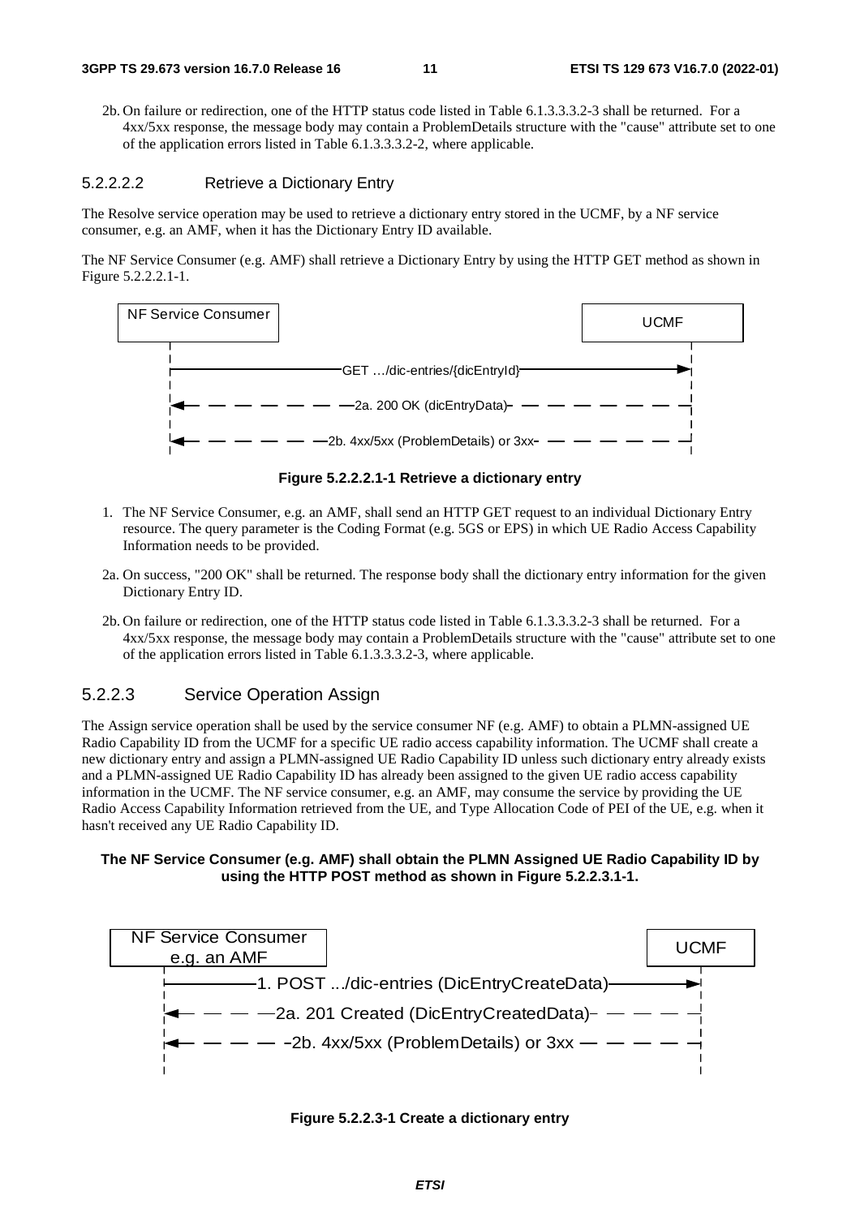2b. On failure or redirection, one of the HTTP status code listed in Table 6.1.3.3.3.2-3 shall be returned. For a 4xx/5xx response, the message body may contain a ProblemDetails structure with the "cause" attribute set to one of the application errors listed in Table 6.1.3.3.3.2-2, where applicable.

#### 5.2.2.2.2 Retrieve a Dictionary Entry

The Resolve service operation may be used to retrieve a dictionary entry stored in the UCMF, by a NF service consumer, e.g. an AMF, when it has the Dictionary Entry ID available.

The NF Service Consumer (e.g. AMF) shall retrieve a Dictionary Entry by using the HTTP GET method as shown in Figure 5.2.2.2.1-1.

NF Service Consumer → UCMF: GET …/dic-entries/{dicEntryId}

UCMF → NF Service Consumer: 2a. 200 OK (dicEntryData)

UCMF → NF Service Consumer: 2b. 4xx/5xx (ProblemDetails) or 3xx

**Figure 5.2.2.2.1-1 Retrieve a dictionary entry**

1. The NF Service Consumer, e.g. an AMF, shall send an HTTP GET request to an individual Dictionary Entry resource. The query parameter is the Coding Format (e.g. 5GS or EPS) in which UE Radio Access Capability Information needs to be provided.

2a. On success, "200 OK" shall be returned. The response body shall the dictionary entry information for the given Dictionary Entry ID.

2b. On failure or redirection, one of the HTTP status code listed in Table 6.1.3.3.3.2-3 shall be returned. For a 4xx/5xx response, the message body may contain a ProblemDetails structure with the "cause" attribute set to one of the application errors listed in Table 6.1.3.3.3.2-3, where applicable.

### 5.2.2.3 Service Operation Assign

The Assign service operation shall be used by the service consumer NF (e.g. AMF) to obtain a PLMN-assigned UE Radio Capability ID from the UCMF for a specific UE radio access capability information. The UCMF shall create a new dictionary entry and assign a PLMN-assigned UE Radio Capability ID unless such dictionary entry already exists and a PLMN-assigned UE Radio Capability ID has already been assigned to the given UE radio access capability information in the UCMF. The NF service consumer, e.g. an AMF, may consume the service by providing the UE Radio Access Capability Information retrieved from the UE, and Type Allocation Code of PEI of the UE, e.g. when it hasn't received any UE Radio Capability ID.

**The NF Service Consumer (e.g. AMF) shall obtain the PLMN Assigned UE Radio Capability ID by using the HTTP POST method as shown in Figure 5.2.2.3.1-1.**

NF Service Consumer e.g. an AMF → UCMF: 1. POST .../dic-entries (DicEntryCreateData)

UCMF → NF Service Consumer: 2a. 201 Created (DicEntryCreatedData)

UCMF → NF Service Consumer: 2b. 4xx/5xx (ProblemDetails) or 3xx

**Figure 5.2.2.3-1 Create a dictionary entry**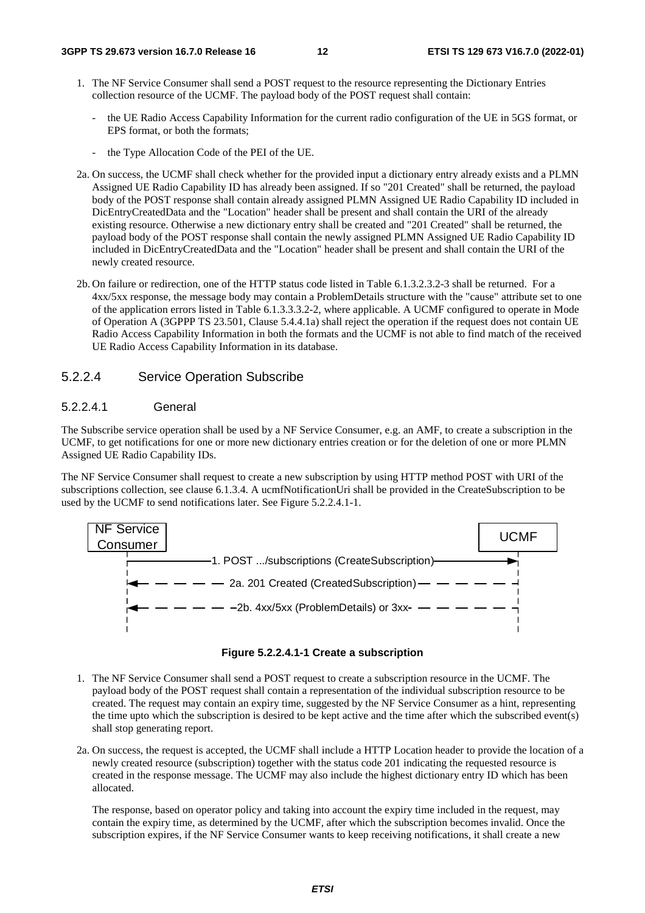1. The NF Service Consumer shall send a POST request to the resource representing the Dictionary Entries collection resource of the UCMF. The payload body of the POST request shall contain:

   - the UE Radio Access Capability Information for the current radio configuration of the UE in 5GS format, or EPS format, or both the formats;

   - the Type Allocation Code of the PEI of the UE.

2a. On success, the UCMF shall check whether for the provided input a dictionary entry already exists and a PLMN Assigned UE Radio Capability ID has already been assigned. If so "201 Created" shall be returned, the payload body of the POST response shall contain already assigned PLMN Assigned UE Radio Capability ID included in DicEntryCreatedData and the "Location" header shall be present and shall contain the URI of the already existing resource. Otherwise a new dictionary entry shall be created and "201 Created" shall be returned, the payload body of the POST response shall contain the newly assigned PLMN Assigned UE Radio Capability ID included in DicEntryCreatedData and the "Location" header shall be present and shall contain the URI of the newly created resource.

2b. On failure or redirection, one of the HTTP status code listed in Table 6.1.3.2.3.2-3 shall be returned. For a 4xx/5xx response, the message body may contain a ProblemDetails structure with the "cause" attribute set to one of the application errors listed in Table 6.1.3.3.3.2-2, where applicable. A UCMF configured to operate in Mode of Operation A (3GPP TS 23.501, Clause 5.4.4.1a) shall reject the operation if the request does not contain UE Radio Access Capability Information in both the formats and the UCMF is not able to find match of the received UE Radio Access Capability Information in its database.

### 5.2.2.4 Service Operation Subscribe

#### 5.2.2.4.1 General

The Subscribe service operation shall be used by a NF Service Consumer, e.g. an AMF, to create a subscription in the UCMF, to get notifications for one or more new dictionary entries creation or for the deletion of one or more PLMN Assigned UE Radio Capability IDs.

The NF Service Consumer shall request to create a new subscription by using HTTP method POST with URI of the subscriptions collection, see clause 6.1.3.4. A ucmfNotificationUri shall be provided in the CreateSubscription to be used by the UCMF to send notifications later. See Figure 5.2.2.4.1-1.

NF Service Consumer → UCMF: 1. POST .../subscriptions (CreateSubscription)

UCMF → NF Service Consumer: 2a. 201 Created (CreatedSubscription)

UCMF → NF Service Consumer: 2b. 4xx/5xx (ProblemDetails) or 3xx

**Figure 5.2.2.4.1-1 Create a subscription**

1. The NF Service Consumer shall send a POST request to create a subscription resource in the UCMF. The payload body of the POST request shall contain a representation of the individual subscription resource to be created. The request may contain an expiry time, suggested by the NF Service Consumer as a hint, representing the time upto which the subscription is desired to be kept active and the time after which the subscribed event(s) shall stop generating report.

2a. On success, the request is accepted, the UCMF shall include a HTTP Location header to provide the location of a newly created resource (subscription) together with the status code 201 indicating the requested resource is created in the response message. The UCMF may also include the highest dictionary entry ID which has been allocated.

   The response, based on operator policy and taking into account the expiry time included in the request, may contain the expiry time, as determined by the UCMF, after which the subscription becomes invalid. Once the subscription expires, if the NF Service Consumer wants to keep receiving notifications, it shall create a new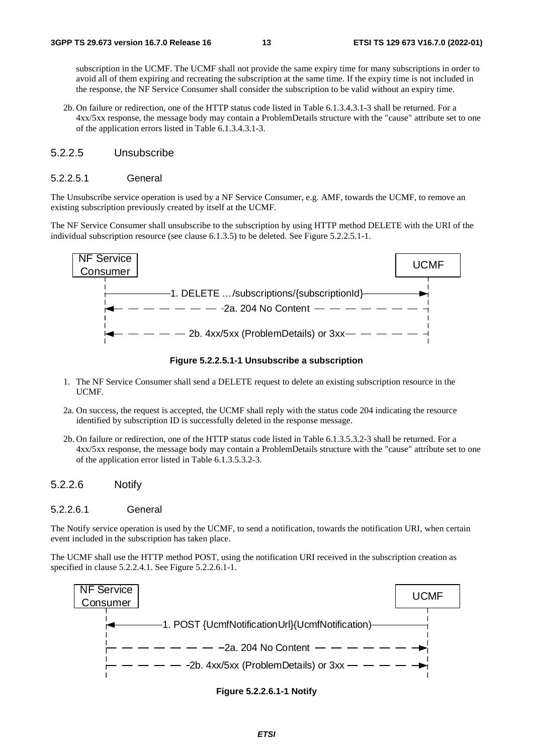subscription in the UCMF. The UCMF shall not provide the same expiry time for many subscriptions in order to avoid all of them expiring and recreating the subscription at the same time. If the expiry time is not included in the response, the NF Service Consumer shall consider the subscription to be valid without an expiry time.

2b. On failure or redirection, one of the HTTP status code listed in Table 6.1.3.4.3.1-3 shall be returned. For a 4xx/5xx response, the message body may contain a ProblemDetails structure with the "cause" attribute set to one of the application errors listed in Table 6.1.3.4.3.1-3.

#### 5.2.2.5 Unsubscribe

##### 5.2.2.5.1 General

The Unsubscribe service operation is used by a NF Service Consumer, e.g. AMF, towards the UCMF, to remove an existing subscription previously created by itself at the UCMF.

The NF Service Consumer shall unsubscribe to the subscription by using HTTP method DELETE with the URI of the individual subscription resource (see clause 6.1.3.5) to be deleted. See Figure 5.2.2.5.1-1.

NF Service Consumer | UCMF

1. DELETE …/subscriptions/{subscriptionId}

2a. 204 No Content

2b. 4xx/5xx (ProblemDetails) or 3xx

**Figure 5.2.2.5.1-1 Unsubscribe a subscription**

1. The NF Service Consumer shall send a DELETE request to delete an existing subscription resource in the UCMF.

2a. On success, the request is accepted, the UCMF shall reply with the status code 204 indicating the resource identified by subscription ID is successfully deleted in the response message.

2b. On failure or redirection, one of the HTTP status code listed in Table 6.1.3.5.3.2-3 shall be returned. For a 4xx/5xx response, the message body may contain a ProblemDetails structure with the "cause" attribute set to one of the application error listed in Table 6.1.3.5.3.2-3.

#### 5.2.2.6 Notify

##### 5.2.2.6.1 General

The Notify service operation is used by the UCMF, to send a notification, towards the notification URI, when certain event included in the subscription has taken place.

The UCMF shall use the HTTP method POST, using the notification URI received in the subscription creation as specified in clause 5.2.2.4.1. See Figure 5.2.2.6.1-1.

NF Service Consumer | UCMF

1. POST {UcmfNotificationUrl}(UcmfNotification)

2a. 204 No Content

2b. 4xx/5xx (ProblemDetails) or 3xx

**Figure 5.2.2.6.1-1 Notify**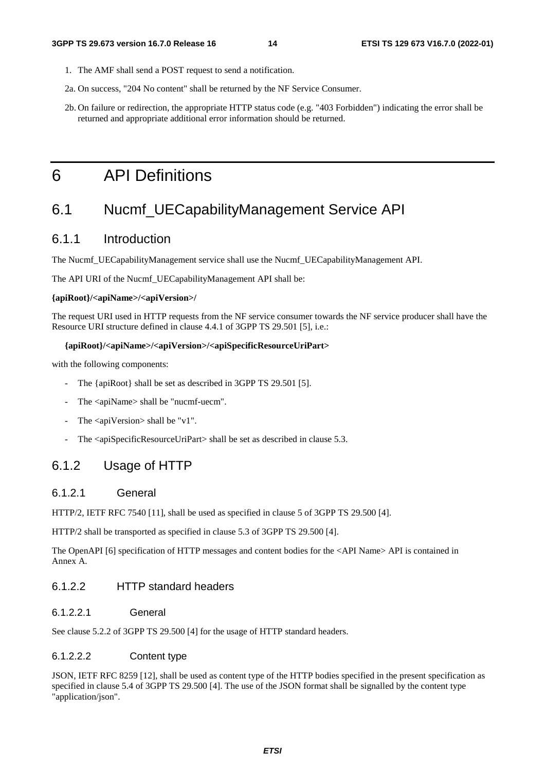1. The AMF shall send a POST request to send a notification.

2a. On success, "204 No content" shall be returned by the NF Service Consumer.

2b. On failure or redirection, the appropriate HTTP status code (e.g. "403 Forbidden") indicating the error shall be returned and appropriate additional error information should be returned.

# 6 API Definitions

## 6.1 Nucmf_UECapabilityManagement Service API

### 6.1.1 Introduction

The Nucmf_UECapabilityManagement service shall use the Nucmf_UECapabilityManagement API.

The API URI of the Nucmf_UECapabilityManagement API shall be:

**{apiRoot}/<apiName>/<apiVersion>/**

The request URI used in HTTP requests from the NF service consumer towards the NF service producer shall have the Resource URI structure defined in clause 4.4.1 of 3GPP TS 29.501 [5], i.e.:

**{apiRoot}/<apiName>/<apiVersion>/<apiSpecificResourceUriPart>**

with the following components:

- The {apiRoot} shall be set as described in 3GPP TS 29.501 [5].
- The <apiName> shall be "nucmf-uecm".
- The <apiVersion> shall be "v1".
- The <apiSpecificResourceUriPart> shall be set as described in clause 5.3.

### 6.1.2 Usage of HTTP

#### 6.1.2.1 General

HTTP/2, IETF RFC 7540 [11], shall be used as specified in clause 5 of 3GPP TS 29.500 [4].

HTTP/2 shall be transported as specified in clause 5.3 of 3GPP TS 29.500 [4].

The OpenAPI [6] specification of HTTP messages and content bodies for the <API Name> API is contained in Annex A.

#### 6.1.2.2 HTTP standard headers

##### 6.1.2.2.1 General

See clause 5.2.2 of 3GPP TS 29.500 [4] for the usage of HTTP standard headers.

##### 6.1.2.2.2 Content type

JSON, IETF RFC 8259 [12], shall be used as content type of the HTTP bodies specified in the present specification as specified in clause 5.4 of 3GPP TS 29.500 [4]. The use of the JSON format shall be signalled by the content type "application/json".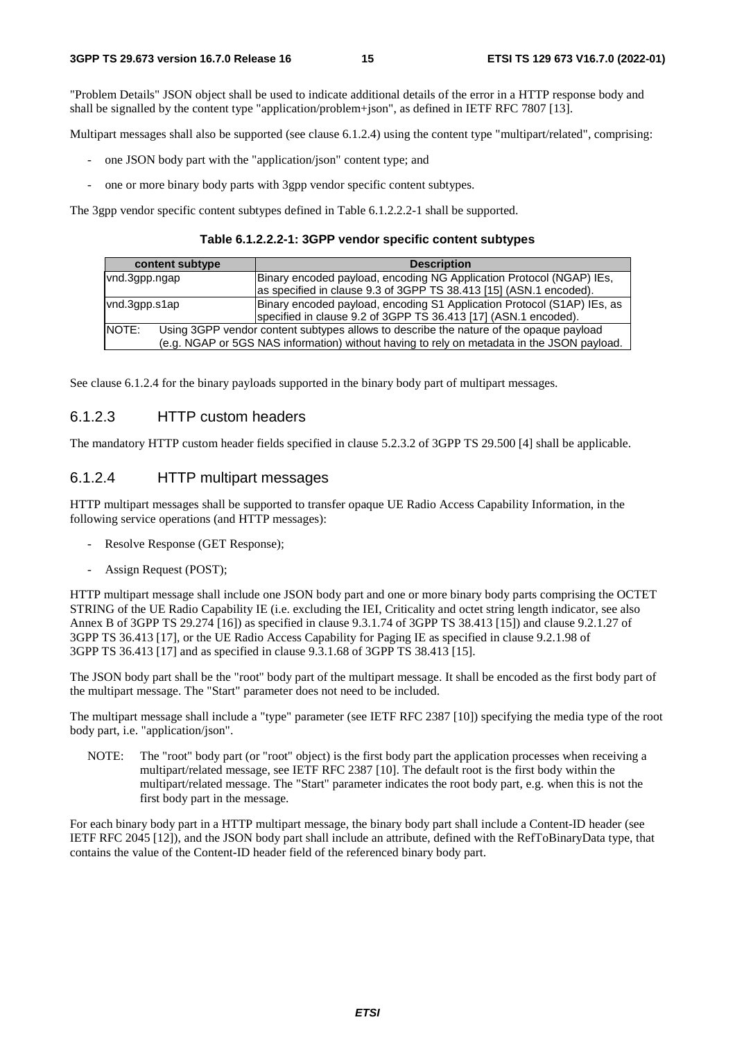"Problem Details" JSON object shall be used to indicate additional details of the error in a HTTP response body and shall be signalled by the content type "application/problem+json", as defined in IETF RFC 7807 [13].

Multipart messages shall also be supported (see clause 6.1.2.4) using the content type "multipart/related", comprising:

- one JSON body part with the "application/json" content type; and
- one or more binary body parts with 3gpp vendor specific content subtypes.

The 3gpp vendor specific content subtypes defined in Table 6.1.2.2.2-1 shall be supported.

**Table 6.1.2.2.2-1: 3GPP vendor specific content subtypes**

| content subtype | Description |
|---|---|
| vnd.3gpp.ngap | Binary encoded payload, encoding NG Application Protocol (NGAP) IEs, as specified in clause 9.3 of 3GPP TS 38.413 [15] (ASN.1 encoded). |
| vnd.3gpp.s1ap | Binary encoded payload, encoding S1 Application Protocol (S1AP) IEs, as specified in clause 9.2 of 3GPP TS 36.413 [17] (ASN.1 encoded). |
| NOTE: Using 3GPP vendor content subtypes allows to describe the nature of the opaque payload (e.g. NGAP or 5GS NAS information) without having to rely on metadata in the JSON payload. | |

See clause 6.1.2.4 for the binary payloads supported in the binary body part of multipart messages.

### 6.1.2.3 HTTP custom headers

The mandatory HTTP custom header fields specified in clause 5.2.3.2 of 3GPP TS 29.500 [4] shall be applicable.

### 6.1.2.4 HTTP multipart messages

HTTP multipart messages shall be supported to transfer opaque UE Radio Access Capability Information, in the following service operations (and HTTP messages):

- Resolve Response (GET Response);
- Assign Request (POST);

HTTP multipart message shall include one JSON body part and one or more binary body parts comprising the OCTET STRING of the UE Radio Capability IE (i.e. excluding the IEI, Criticality and octet string length indicator, see also Annex B of 3GPP TS 29.274 [16]) as specified in clause 9.3.1.74 of 3GPP TS 38.413 [15]) and clause 9.2.1.27 of 3GPP TS 36.413 [17], or the UE Radio Access Capability for Paging IE as specified in clause 9.2.1.98 of 3GPP TS 36.413 [17] and as specified in clause 9.3.1.68 of 3GPP TS 38.413 [15].

The JSON body part shall be the "root" body part of the multipart message. It shall be encoded as the first body part of the multipart message. The "Start" parameter does not need to be included.

The multipart message shall include a "type" parameter (see IETF RFC 2387 [10]) specifying the media type of the root body part, i.e. "application/json".

NOTE: The "root" body part (or "root" object) is the first body part the application processes when receiving a multipart/related message, see IETF RFC 2387 [10]. The default root is the first body within the multipart/related message. The "Start" parameter indicates the root body part, e.g. when this is not the first body part in the message.

For each binary body part in a HTTP multipart message, the binary body part shall include a Content-ID header (see IETF RFC 2045 [12]), and the JSON body part shall include an attribute, defined with the RefToBinaryData type, that contains the value of the Content-ID header field of the referenced binary body part.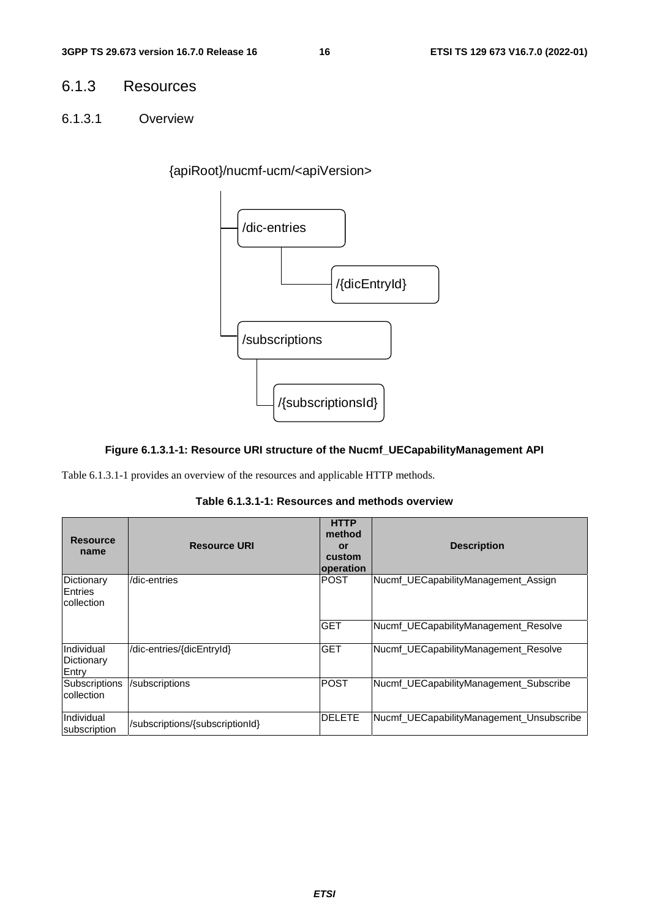### 6.1.3 Resources

#### 6.1.3.1 Overview

```
{apiRoot}/nucmf-ucm/<apiVersion>
    |
    +-- /dic-entries
    |       |
    |       +-- /{dicEntryId}
    |
    +-- /subscriptions
            |
            +-- /{subscriptionsId}
```

**Figure 6.1.3.1-1: Resource URI structure of the Nucmf_UECapabilityManagement API**

Table 6.1.3.1-1 provides an overview of the resources and applicable HTTP methods.

**Table 6.1.3.1-1: Resources and methods overview**

| Resource name | Resource URI | HTTP method or custom operation | Description |
|---|---|---|---|
| Dictionary Entries collection | /dic-entries | POST | Nucmf_UECapabilityManagement_Assign |
| | | GET | Nucmf_UECapabilityManagement_Resolve |
| Individual Dictionary Entry | /dic-entries/{dicEntryId} | GET | Nucmf_UECapabilityManagement_Resolve |
| Subscriptions collection | /subscriptions | POST | Nucmf_UECapabilityManagement_Subscribe |
| Individual subscription | /subscriptions/{subscriptionId} | DELETE | Nucmf_UECapabilityManagement_Unsubscribe |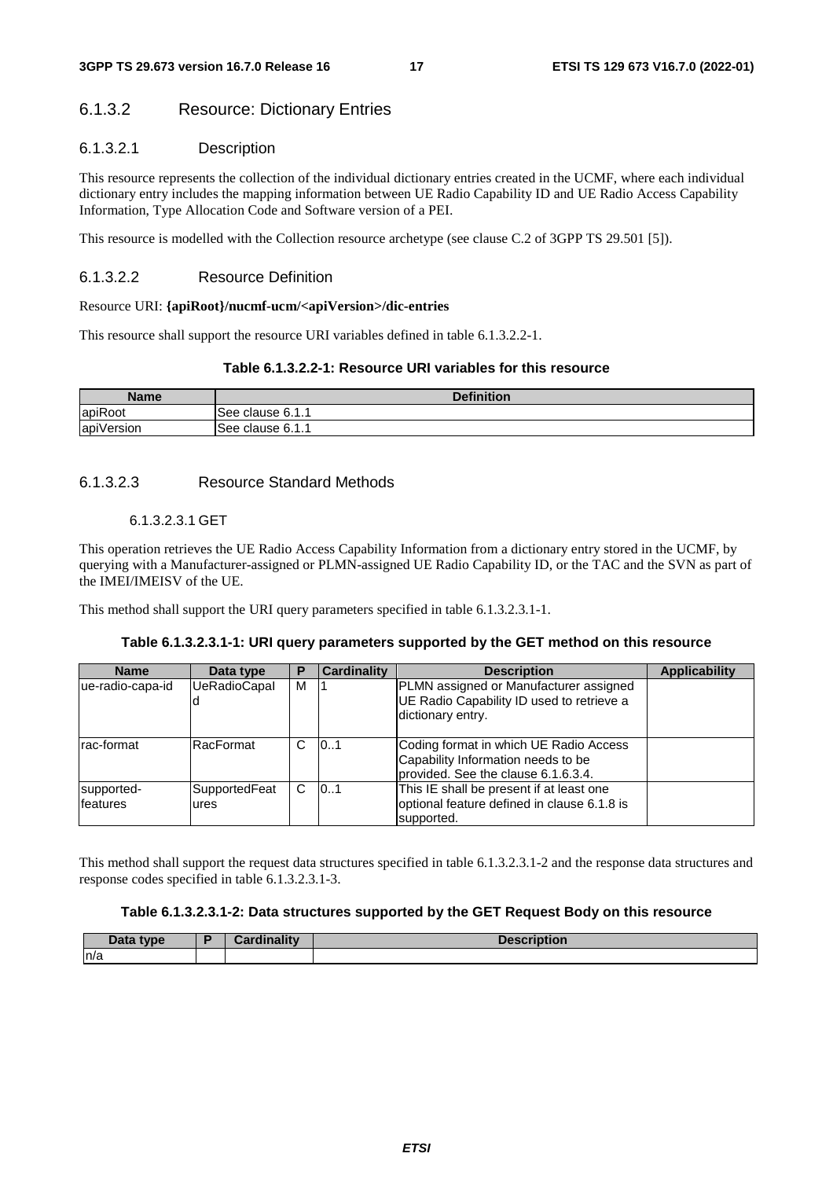### 6.1.3.2 Resource: Dictionary Entries

#### 6.1.3.2.1 Description

This resource represents the collection of the individual dictionary entries created in the UCMF, where each individual dictionary entry includes the mapping information between UE Radio Capability ID and UE Radio Access Capability Information, Type Allocation Code and Software version of a PEI.

This resource is modelled with the Collection resource archetype (see clause C.2 of 3GPP TS 29.501 [5]).

#### 6.1.3.2.2 Resource Definition

Resource URI: **{apiRoot}/nucmf-ucm/<apiVersion>/dic-entries**

This resource shall support the resource URI variables defined in table 6.1.3.2.2-1.

**Table 6.1.3.2.2-1: Resource URI variables for this resource**

| Name | Definition |
| --- | --- |
| apiRoot | See clause 6.1.1 |
| apiVersion | See clause 6.1.1 |

#### 6.1.3.2.3 Resource Standard Methods

##### 6.1.3.2.3.1 GET

This operation retrieves the UE Radio Access Capability Information from a dictionary entry stored in the UCMF, by querying with a Manufacturer-assigned or PLMN-assigned UE Radio Capability ID, or the TAC and the SVN as part of the IMEI/IMEISV of the UE.

This method shall support the URI query parameters specified in table 6.1.3.2.3.1-1.

**Table 6.1.3.2.3.1-1: URI query parameters supported by the GET method on this resource**

| Name | Data type | P | Cardinality | Description | Applicability |
| --- | --- | --- | --- | --- | --- |
| ue-radio-capa-id | UeRadioCapaId | M | 1 | PLMN assigned or Manufacturer assigned UE Radio Capability ID used to retrieve a dictionary entry. | |
| rac-format | RacFormat | C | 0..1 | Coding format in which UE Radio Access Capability Information needs to be provided. See the clause 6.1.6.3.4. | |
| supported-features | SupportedFeatures | C | 0..1 | This IE shall be present if at least one optional feature defined in clause 6.1.8 is supported. | |

This method shall support the request data structures specified in table 6.1.3.2.3.1-2 and the response data structures and response codes specified in table 6.1.3.2.3.1-3.

**Table 6.1.3.2.3.1-2: Data structures supported by the GET Request Body on this resource**

| Data type | P | Cardinality | Description |
| --- | --- | --- | --- |
| n/a | | | |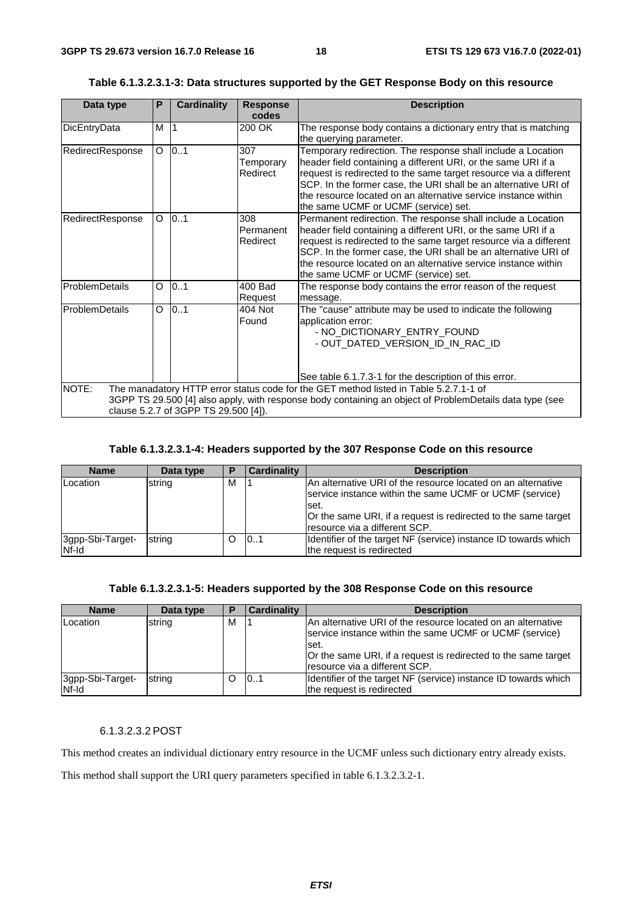**Table 6.1.3.2.3.1-3: Data structures supported by the GET Response Body on this resource**

| Data type | P | Cardinality | Response codes | Description |
|---|---|---|---|---|
| DicEntryData | M | 1 | 200 OK | The response body contains a dictionary entry that is matching the querying parameter. |
| RedirectResponse | O | 0..1 | 307 Temporary Redirect | Temporary redirection. The response shall include a Location header field containing a different URI, or the same URI if a request is redirected to the same target resource via a different SCP. In the former case, the URI shall be an alternative URI of the resource located on an alternative service instance within the same UCMF or UCMF (service) set. |
| RedirectResponse | O | 0..1 | 308 Permanent Redirect | Permanent redirection. The response shall include a Location header field containing a different URI, or the same URI if a request is redirected to the same target resource via a different SCP. In the former case, the URI shall be an alternative URI of the resource located on an alternative service instance within the same UCMF or UCMF (service) set. |
| ProblemDetails | O | 0..1 | 400 Bad Request | The response body contains the error reason of the request message. |
| ProblemDetails | O | 0..1 | 404 Not Found | The "cause" attribute may be used to indicate the following application error:<br>- NO_DICTIONARY_ENTRY_FOUND<br>- OUT_DATED_VERSION_ID_IN_RAC_ID<br><br>See table 6.1.7.3-1 for the description of this error. |
| NOTE: The manadatory HTTP error status code for the GET method listed in Table 5.2.7.1-1 of 3GPP TS 29.500 [4] also apply, with response body containing an object of ProblemDetails data type (see clause 5.2.7 of 3GPP TS 29.500 [4]). | | | | |

**Table 6.1.3.2.3.1-4: Headers supported by the 307 Response Code on this resource**

| Name | Data type | P | Cardinality | Description |
|---|---|---|---|---|
| Location | string | M | 1 | An alternative URI of the resource located on an alternative service instance within the same UCMF or UCMF (service) set.<br>Or the same URI, if a request is redirected to the same target resource via a different SCP. |
| 3gpp-Sbi-Target-Nf-Id | string | O | 0..1 | Identifier of the target NF (service) instance ID towards which the request is redirected |

**Table 6.1.3.2.3.1-5: Headers supported by the 308 Response Code on this resource**

| Name | Data type | P | Cardinality | Description |
|---|---|---|---|---|
| Location | string | M | 1 | An alternative URI of the resource located on an alternative service instance within the same UCMF or UCMF (service) set.<br>Or the same URI, if a request is redirected to the same target resource via a different SCP. |
| 3gpp-Sbi-Target-Nf-Id | string | O | 0..1 | Identifier of the target NF (service) instance ID towards which the request is redirected |

##### 6.1.3.2.3.2 POST

This method creates an individual dictionary entry resource in the UCMF unless such dictionary entry already exists.

This method shall support the URI query parameters specified in table 6.1.3.2.3.2-1.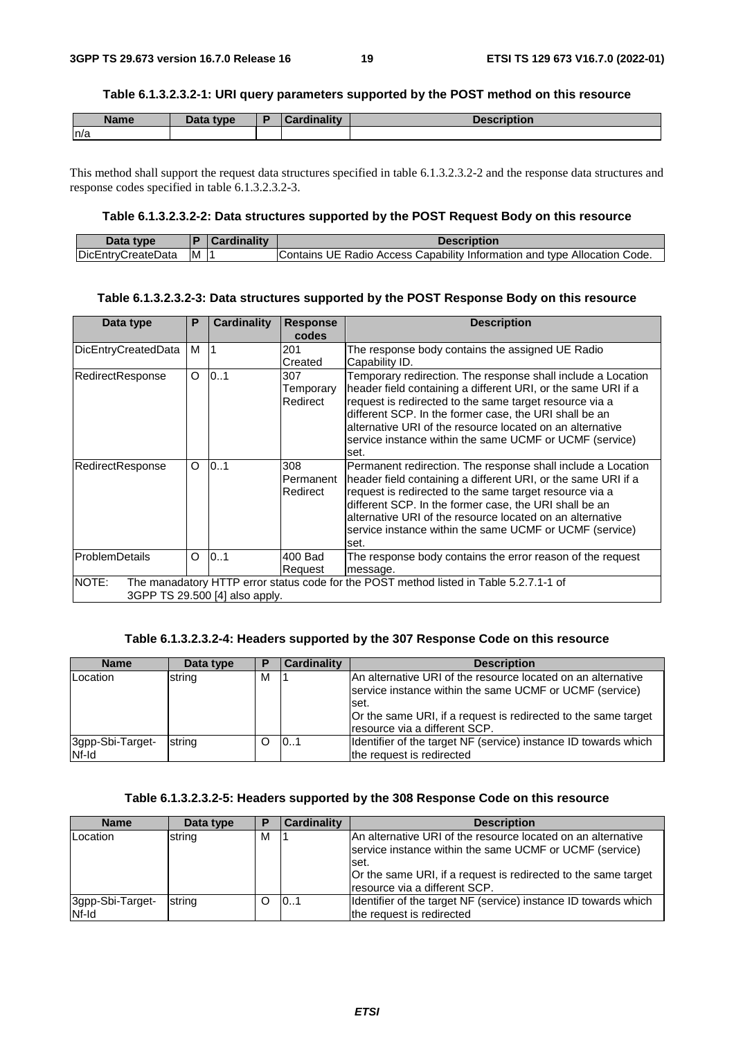**Table 6.1.3.2.3.2-1: URI query parameters supported by the POST method on this resource**

| Name | Data type | P | Cardinality | Description |
|---|---|---|---|---|
| n/a | | | | |

This method shall support the request data structures specified in table 6.1.3.2.3.2-2 and the response data structures and response codes specified in table 6.1.3.2.3.2-3.

**Table 6.1.3.2.3.2-2: Data structures supported by the POST Request Body on this resource**

| Data type | P | Cardinality | Description |
|---|---|---|---|
| DicEntryCreateData | M | 1 | Contains UE Radio Access Capability Information and type Allocation Code. |

**Table 6.1.3.2.3.2-3: Data structures supported by the POST Response Body on this resource**

| Data type | P | Cardinality | Response codes | Description |
|---|---|---|---|---|
| DicEntryCreatedData | M | 1 | 201 Created | The response body contains the assigned UE Radio Capability ID. |
| RedirectResponse | O | 0..1 | 307 Temporary Redirect | Temporary redirection. The response shall include a Location header field containing a different URI, or the same URI if a request is redirected to the same target resource via a different SCP. In the former case, the URI shall be an alternative URI of the resource located on an alternative service instance within the same UCMF or UCMF (service) set. |
| RedirectResponse | O | 0..1 | 308 Permanent Redirect | Permanent redirection. The response shall include a Location header field containing a different URI, or the same URI if a request is redirected to the same target resource via a different SCP. In the former case, the URI shall be an alternative URI of the resource located on an alternative service instance within the same UCMF or UCMF (service) set. |
| ProblemDetails | O | 0..1 | 400 Bad Request | The response body contains the error reason of the request message. |
| NOTE: The manadatory HTTP error status code for the POST method listed in Table 5.2.7.1-1 of 3GPP TS 29.500 [4] also apply. | | | | |

**Table 6.1.3.2.3.2-4: Headers supported by the 307 Response Code on this resource**

| Name | Data type | P | Cardinality | Description |
|---|---|---|---|---|
| Location | string | M | 1 | An alternative URI of the resource located on an alternative service instance within the same UCMF or UCMF (service) set.<br>Or the same URI, if a request is redirected to the same target resource via a different SCP. |
| 3gpp-Sbi-Target-Nf-Id | string | O | 0..1 | Identifier of the target NF (service) instance ID towards which the request is redirected |

**Table 6.1.3.2.3.2-5: Headers supported by the 308 Response Code on this resource**

| Name | Data type | P | Cardinality | Description |
|---|---|---|---|---|
| Location | string | M | 1 | An alternative URI of the resource located on an alternative service instance within the same UCMF or UCMF (service) set.<br>Or the same URI, if a request is redirected to the same target resource via a different SCP. |
| 3gpp-Sbi-Target-Nf-Id | string | O | 0..1 | Identifier of the target NF (service) instance ID towards which the request is redirected |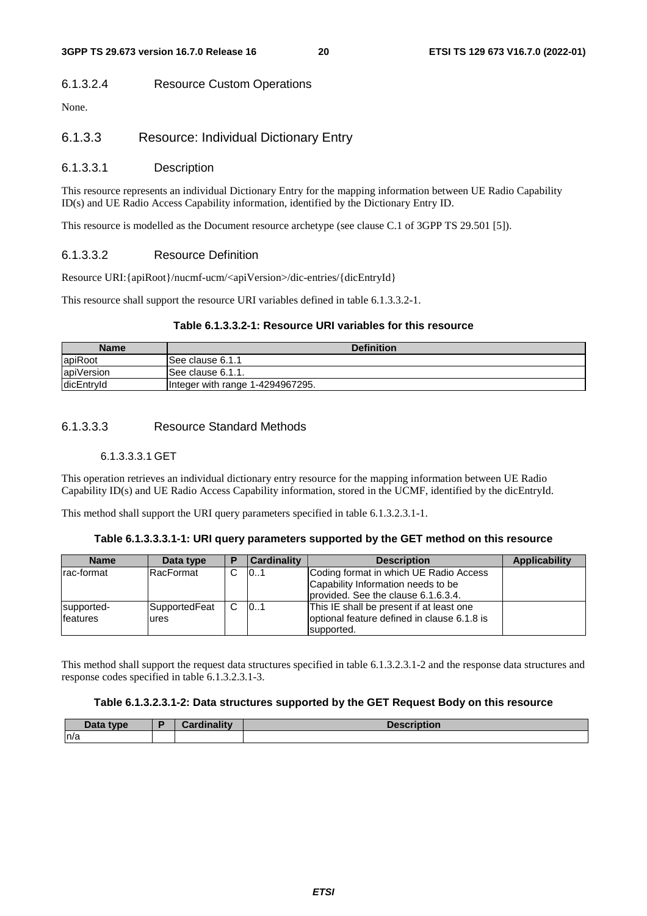#### 6.1.3.2.4 Resource Custom Operations

None.

### 6.1.3.3 Resource: Individual Dictionary Entry

#### 6.1.3.3.1 Description

This resource represents an individual Dictionary Entry for the mapping information between UE Radio Capability ID(s) and UE Radio Access Capability information, identified by the Dictionary Entry ID.

This resource is modelled as the Document resource archetype (see clause C.1 of 3GPP TS 29.501 [5]).

#### 6.1.3.3.2 Resource Definition

Resource URI:{apiRoot}/nucmf-ucm/<apiVersion>/dic-entries/{dicEntryId}

This resource shall support the resource URI variables defined in table 6.1.3.3.2-1.

**Table 6.1.3.3.2-1: Resource URI variables for this resource**

| Name | Definition |
|---|---|
| apiRoot | See clause 6.1.1 |
| apiVersion | See clause 6.1.1. |
| dicEntryId | Integer with range 1-4294967295. |

#### 6.1.3.3.3 Resource Standard Methods

##### 6.1.3.3.3.1 GET

This operation retrieves an individual dictionary entry resource for the mapping information between UE Radio Capability ID(s) and UE Radio Access Capability information, stored in the UCMF, identified by the dicEntryId.

This method shall support the URI query parameters specified in table 6.1.3.2.3.1-1.

**Table 6.1.3.3.3.1-1: URI query parameters supported by the GET method on this resource**

| Name | Data type | P | Cardinality | Description | Applicability |
|---|---|---|---|---|---|
| rac-format | RacFormat | C | 0..1 | Coding format in which UE Radio Access Capability Information needs to be provided. See the clause 6.1.6.3.4. | |
| supported-features | SupportedFeatures | C | 0..1 | This IE shall be present if at least one optional feature defined in clause 6.1.8 is supported. | |

This method shall support the request data structures specified in table 6.1.3.2.3.1-2 and the response data structures and response codes specified in table 6.1.3.2.3.1-3.

**Table 6.1.3.2.3.1-2: Data structures supported by the GET Request Body on this resource**

| Data type | P | Cardinality | Description |
|---|---|---|---|
| n/a | | | |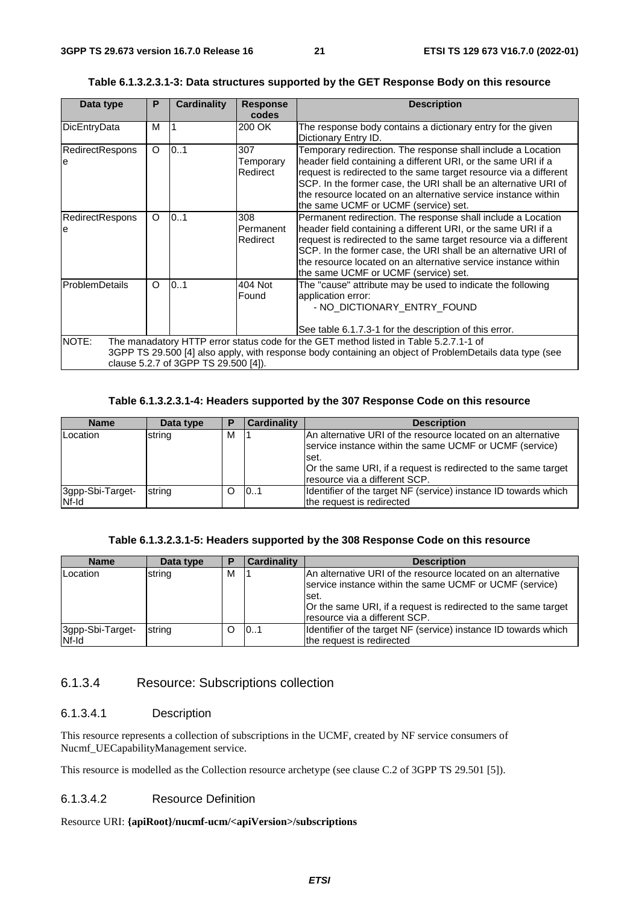**Table 6.1.3.2.3.1-3: Data structures supported by the GET Response Body on this resource**

| Data type | P | Cardinality | Response codes | Description |
|---|---|---|---|---|
| DicEntryData | M | 1 | 200 OK | The response body contains a dictionary entry for the given Dictionary Entry ID. |
| RedirectResponse | O | 0..1 | 307 Temporary Redirect | Temporary redirection. The response shall include a Location header field containing a different URI, or the same URI if a request is redirected to the same target resource via a different SCP. In the former case, the URI shall be an alternative URI of the resource located on an alternative service instance within the same UCMF or UCMF (service) set. |
| RedirectResponse | O | 0..1 | 308 Permanent Redirect | Permanent redirection. The response shall include a Location header field containing a different URI, or the same URI if a request is redirected to the same target resource via a different SCP. In the former case, the URI shall be an alternative URI of the resource located on an alternative service instance within the same UCMF or UCMF (service) set. |
| ProblemDetails | O | 0..1 | 404 Not Found | The "cause" attribute may be used to indicate the following application error:<br>- NO_DICTIONARY_ENTRY_FOUND<br><br>See table 6.1.7.3-1 for the description of this error. |
| NOTE: The manadatory HTTP error status code for the GET method listed in Table 5.2.7.1-1 of 3GPP TS 29.500 [4] also apply, with response body containing an object of ProblemDetails data type (see clause 5.2.7 of 3GPP TS 29.500 [4]). | | | | |

**Table 6.1.3.2.3.1-4: Headers supported by the 307 Response Code on this resource**

| Name | Data type | P | Cardinality | Description |
|---|---|---|---|---|
| Location | string | M | 1 | An alternative URI of the resource located on an alternative service instance within the same UCMF or UCMF (service) set.<br>Or the same URI, if a request is redirected to the same target resource via a different SCP. |
| 3gpp-Sbi-Target-Nf-Id | string | O | 0..1 | Identifier of the target NF (service) instance ID towards which the request is redirected |

**Table 6.1.3.2.3.1-5: Headers supported by the 308 Response Code on this resource**

| Name | Data type | P | Cardinality | Description |
|---|---|---|---|---|
| Location | string | M | 1 | An alternative URI of the resource located on an alternative service instance within the same UCMF or UCMF (service) set.<br>Or the same URI, if a request is redirected to the same target resource via a different SCP. |
| 3gpp-Sbi-Target-Nf-Id | string | O | 0..1 | Identifier of the target NF (service) instance ID towards which the request is redirected |

### 6.1.3.4 Resource: Subscriptions collection

#### 6.1.3.4.1 Description

This resource represents a collection of subscriptions in the UCMF, created by NF service consumers of Nucmf_UECapabilityManagement service.

This resource is modelled as the Collection resource archetype (see clause C.2 of 3GPP TS 29.501 [5]).

#### 6.1.3.4.2 Resource Definition

Resource URI: **{apiRoot}/nucmf-ucm/<apiVersion>/subscriptions**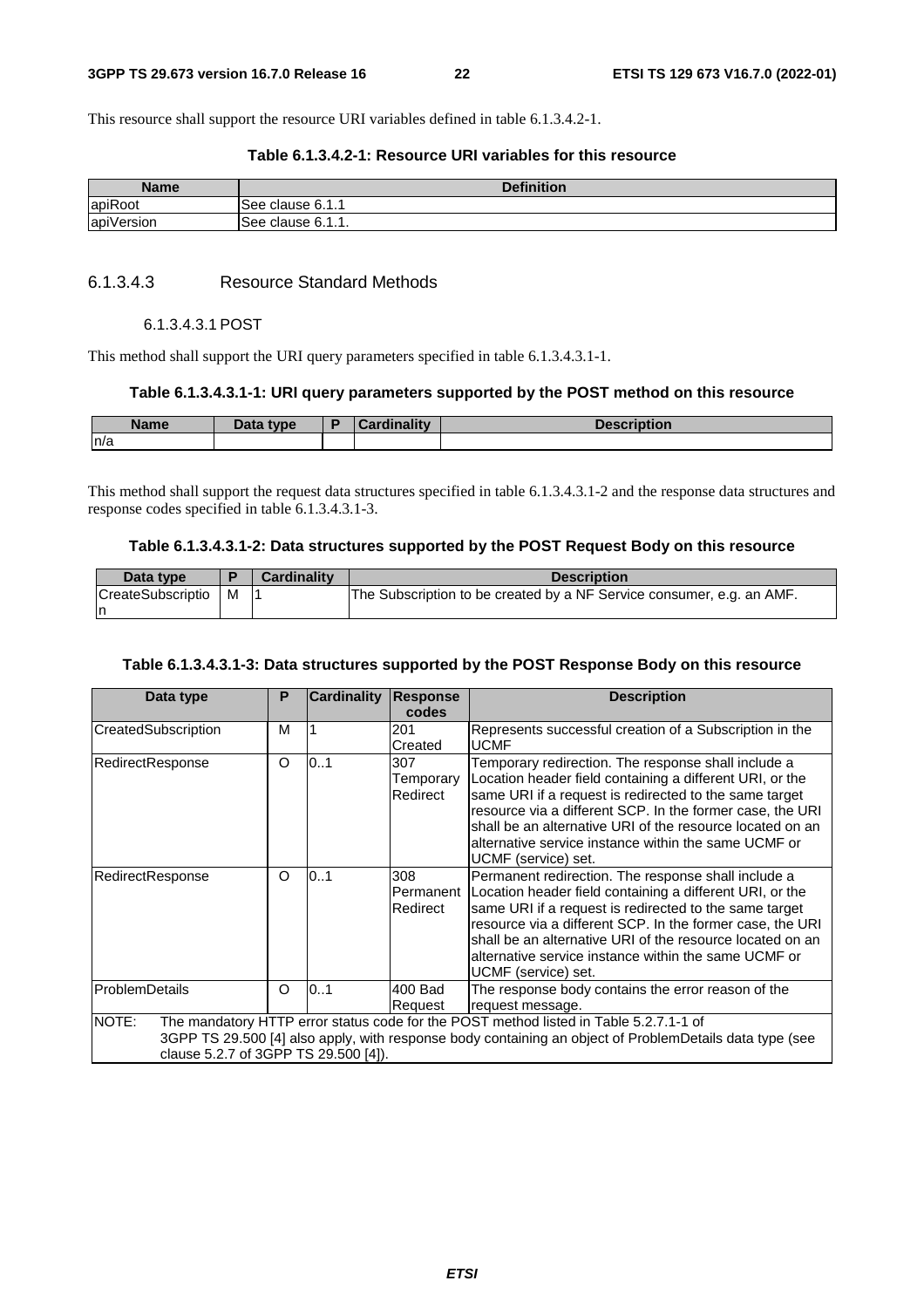This resource shall support the resource URI variables defined in table 6.1.3.4.2-1.

**Table 6.1.3.4.2-1: Resource URI variables for this resource**

| Name | Definition |
| --- | --- |
| apiRoot | See clause 6.1.1 |
| apiVersion | See clause 6.1.1. |

#### 6.1.3.4.3 Resource Standard Methods

##### 6.1.3.4.3.1 POST

This method shall support the URI query parameters specified in table 6.1.3.4.3.1-1.

**Table 6.1.3.4.3.1-1: URI query parameters supported by the POST method on this resource**

| Name | Data type | P | Cardinality | Description |
| --- | --- | --- | --- | --- |
| n/a | | | | |

This method shall support the request data structures specified in table 6.1.3.4.3.1-2 and the response data structures and response codes specified in table 6.1.3.4.3.1-3.

**Table 6.1.3.4.3.1-2: Data structures supported by the POST Request Body on this resource**

| Data type | P | Cardinality | Description |
| --- | --- | --- | --- |
| CreateSubscription | M | 1 | The Subscription to be created by a NF Service consumer, e.g. an AMF. |

**Table 6.1.3.4.3.1-3: Data structures supported by the POST Response Body on this resource**

| Data type | P | Cardinality | Response codes | Description |
| --- | --- | --- | --- | --- |
| CreatedSubscription | M | 1 | 201 Created | Represents successful creation of a Subscription in the UCMF |
| RedirectResponse | O | 0..1 | 307 Temporary Redirect | Temporary redirection. The response shall include a Location header field containing a different URI, or the same URI if a request is redirected to the same target resource via a different SCP. In the former case, the URI shall be an alternative URI of the resource located on an alternative service instance within the same UCMF or UCMF (service) set. |
| RedirectResponse | O | 0..1 | 308 Permanent Redirect | Permanent redirection. The response shall include a Location header field containing a different URI, or the same URI if a request is redirected to the same target resource via a different SCP. In the former case, the URI shall be an alternative URI of the resource located on an alternative service instance within the same UCMF or UCMF (service) set. |
| ProblemDetails | O | 0..1 | 400 Bad Request | The response body contains the error reason of the request message. |
| NOTE: The mandatory HTTP error status code for the POST method listed in Table 5.2.7.1-1 of 3GPP TS 29.500 [4] also apply, with response body containing an object of ProblemDetails data type (see clause 5.2.7 of 3GPP TS 29.500 [4]). | | | | |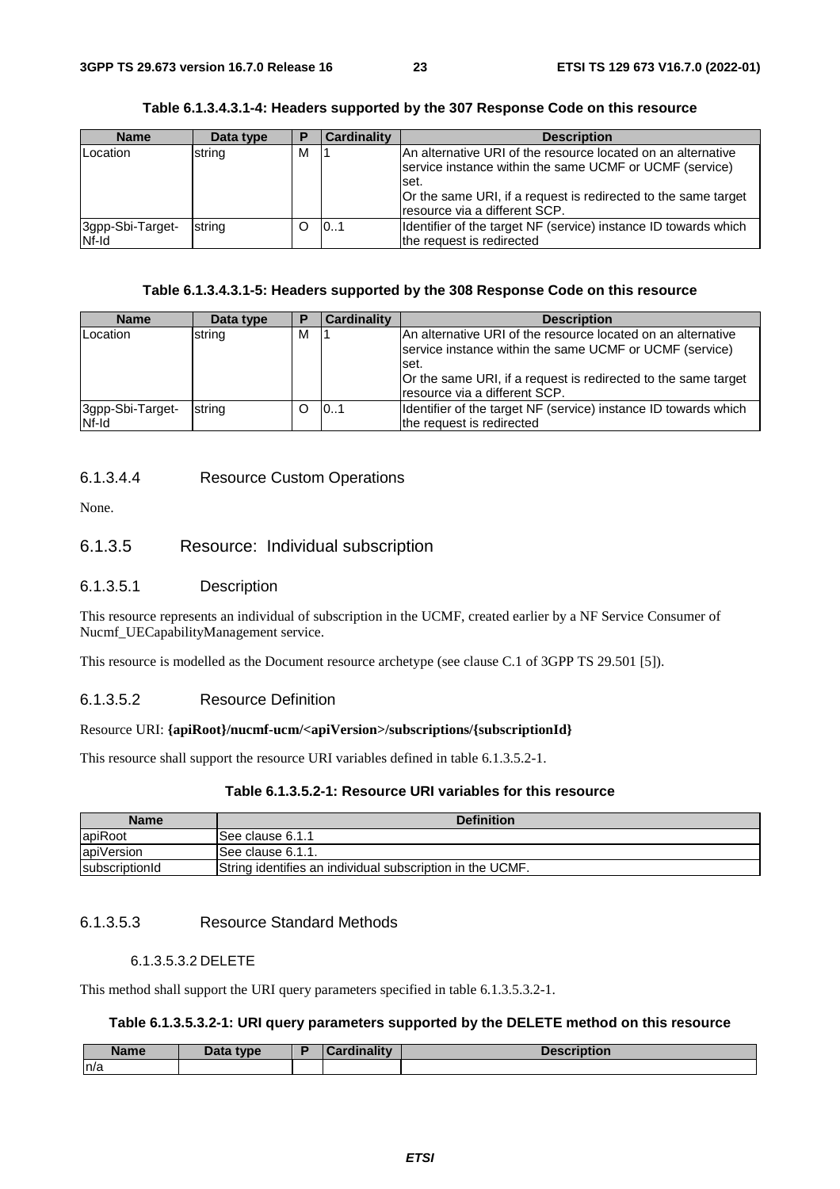**Table 6.1.3.4.3.1-4: Headers supported by the 307 Response Code on this resource**

| Name | Data type | P | Cardinality | Description |
| --- | --- | --- | --- | --- |
| Location | string | M | 1 | An alternative URI of the resource located on an alternative service instance within the same UCMF or UCMF (service) set.<br>Or the same URI, if a request is redirected to the same target resource via a different SCP. |
| 3gpp-Sbi-Target-Nf-Id | string | O | 0..1 | Identifier of the target NF (service) instance ID towards which the request is redirected |

**Table 6.1.3.4.3.1-5: Headers supported by the 308 Response Code on this resource**

| Name | Data type | P | Cardinality | Description |
| --- | --- | --- | --- | --- |
| Location | string | M | 1 | An alternative URI of the resource located on an alternative service instance within the same UCMF or UCMF (service) set.<br>Or the same URI, if a request is redirected to the same target resource via a different SCP. |
| 3gpp-Sbi-Target-Nf-Id | string | O | 0..1 | Identifier of the target NF (service) instance ID towards which the request is redirected |

#### 6.1.3.4.4 Resource Custom Operations

None.

### 6.1.3.5 Resource: Individual subscription

#### 6.1.3.5.1 Description

This resource represents an individual of subscription in the UCMF, created earlier by a NF Service Consumer of Nucmf_UECapabilityManagement service.

This resource is modelled as the Document resource archetype (see clause C.1 of 3GPP TS 29.501 [5]).

#### 6.1.3.5.2 Resource Definition

Resource URI: **{apiRoot}/nucmf-ucm/<apiVersion>/subscriptions/{subscriptionId}**

This resource shall support the resource URI variables defined in table 6.1.3.5.2-1.

**Table 6.1.3.5.2-1: Resource URI variables for this resource**

| Name | Definition |
| --- | --- |
| apiRoot | See clause 6.1.1 |
| apiVersion | See clause 6.1.1. |
| subscriptionId | String identifies an individual subscription in the UCMF. |

#### 6.1.3.5.3 Resource Standard Methods

##### 6.1.3.5.3.2 DELETE

This method shall support the URI query parameters specified in table 6.1.3.5.3.2-1.

**Table 6.1.3.5.3.2-1: URI query parameters supported by the DELETE method on this resource**

| Name | Data type | P | Cardinality | Description |
| --- | --- | --- | --- | --- |
| n/a | | | | |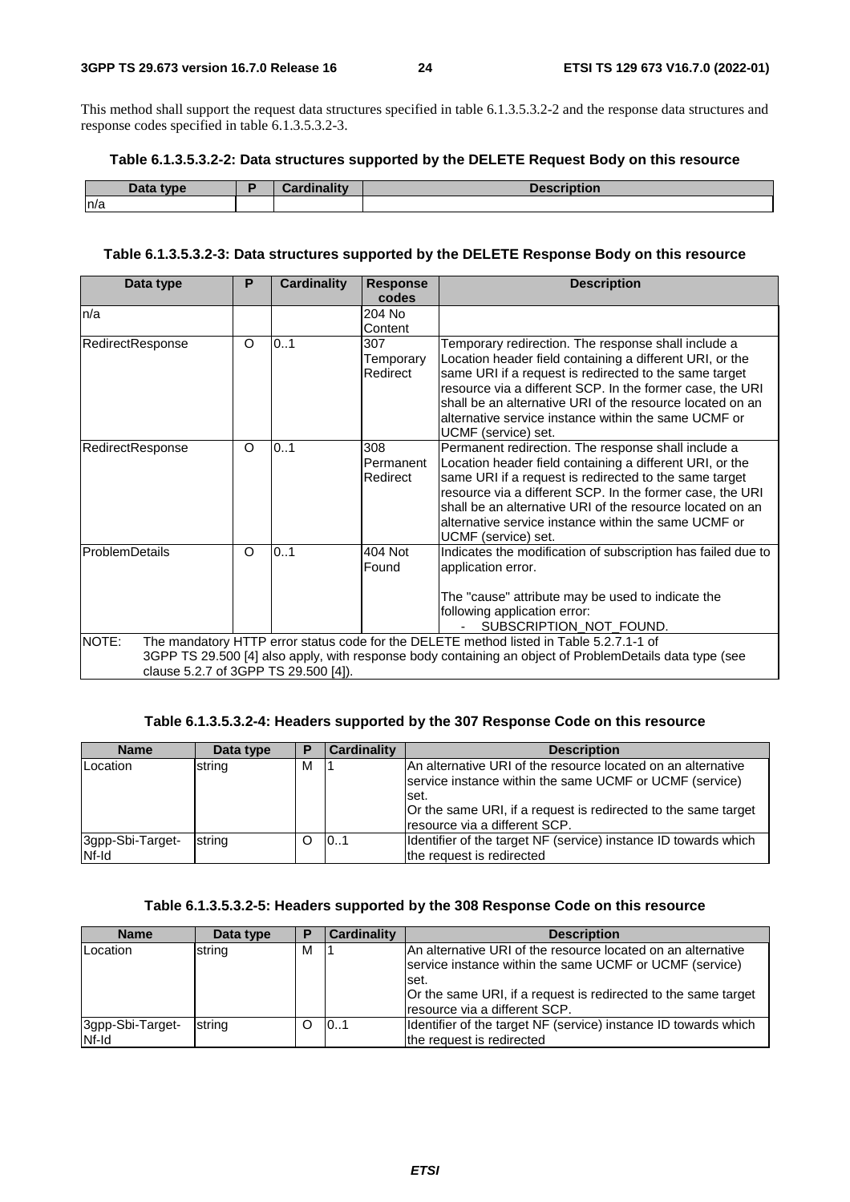This method shall support the request data structures specified in table 6.1.3.5.3.2-2 and the response data structures and response codes specified in table 6.1.3.5.3.2-3.

**Table 6.1.3.5.3.2-2: Data structures supported by the DELETE Request Body on this resource**

| Data type | P | Cardinality | Description |
|---|---|---|---|
| n/a | | | |

**Table 6.1.3.5.3.2-3: Data structures supported by the DELETE Response Body on this resource**

| Data type | P | Cardinality | Response codes | Description |
|---|---|---|---|---|
| n/a | | | 204 No Content | |
| RedirectResponse | O | 0..1 | 307 Temporary Redirect | Temporary redirection. The response shall include a Location header field containing a different URI, or the same URI if a request is redirected to the same target resource via a different SCP. In the former case, the URI shall be an alternative URI of the resource located on an alternative service instance within the same UCMF or UCMF (service) set. |
| RedirectResponse | O | 0..1 | 308 Permanent Redirect | Permanent redirection. The response shall include a Location header field containing a different URI, or the same URI if a request is redirected to the same target resource via a different SCP. In the former case, the URI shall be an alternative URI of the resource located on an alternative service instance within the same UCMF or UCMF (service) set. |
| ProblemDetails | O | 0..1 | 404 Not Found | Indicates the modification of subscription has failed due to application error.<br><br>The "cause" attribute may be used to indicate the following application error:<br>- SUBSCRIPTION_NOT_FOUND. |
| NOTE: The mandatory HTTP error status code for the DELETE method listed in Table 5.2.7.1-1 of 3GPP TS 29.500 [4] also apply, with response body containing an object of ProblemDetails data type (see clause 5.2.7 of 3GPP TS 29.500 [4]). | | | | |

**Table 6.1.3.5.3.2-4: Headers supported by the 307 Response Code on this resource**

| Name | Data type | P | Cardinality | Description |
|---|---|---|---|---|
| Location | string | M | 1 | An alternative URI of the resource located on an alternative service instance within the same UCMF or UCMF (service) set.<br>Or the same URI, if a request is redirected to the same target resource via a different SCP. |
| 3gpp-Sbi-Target-Nf-Id | string | O | 0..1 | Identifier of the target NF (service) instance ID towards which the request is redirected |

**Table 6.1.3.5.3.2-5: Headers supported by the 308 Response Code on this resource**

| Name | Data type | P | Cardinality | Description |
|---|---|---|---|---|
| Location | string | M | 1 | An alternative URI of the resource located on an alternative service instance within the same UCMF or UCMF (service) set.<br>Or the same URI, if a request is redirected to the same target resource via a different SCP. |
| 3gpp-Sbi-Target-Nf-Id | string | O | 0..1 | Identifier of the target NF (service) instance ID towards which the request is redirected |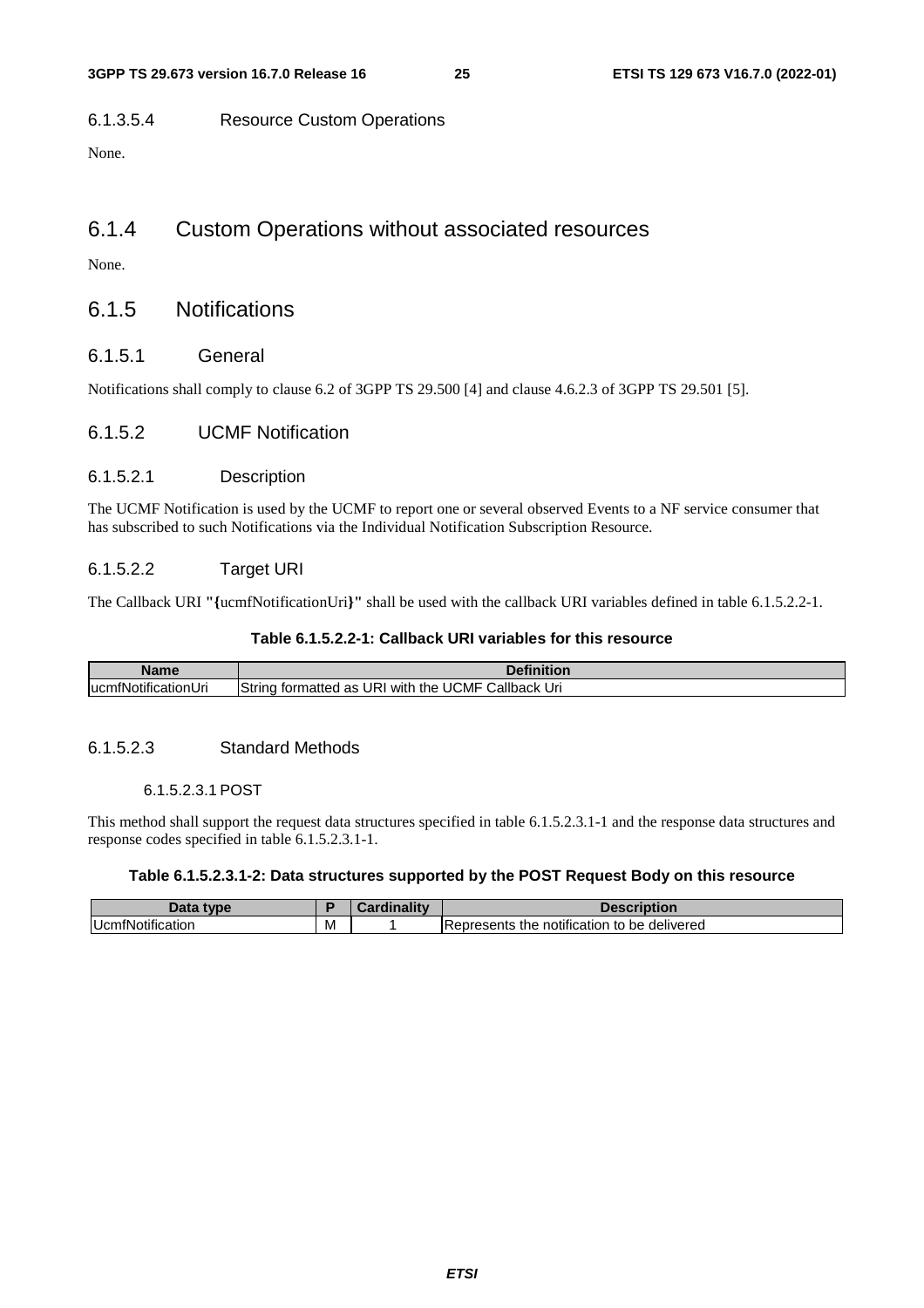#### 6.1.3.5.4 Resource Custom Operations

None.

### 6.1.4 Custom Operations without associated resources

None.

### 6.1.5 Notifications

#### 6.1.5.1 General

Notifications shall comply to clause 6.2 of 3GPP TS 29.500 [4] and clause 4.6.2.3 of 3GPP TS 29.501 [5].

#### 6.1.5.2 UCMF Notification

##### 6.1.5.2.1 Description

The UCMF Notification is used by the UCMF to report one or several observed Events to a NF service consumer that has subscribed to such Notifications via the Individual Notification Subscription Resource.

##### 6.1.5.2.2 Target URI

The Callback URI **"{**ucmfNotificationUri**}"** shall be used with the callback URI variables defined in table 6.1.5.2.2-1.

**Table 6.1.5.2.2-1: Callback URI variables for this resource**

| Name | Definition |
| --- | --- |
| ucmfNotificationUri | String formatted as URI with the UCMF Callback Uri |

##### 6.1.5.2.3 Standard Methods

###### 6.1.5.2.3.1 POST

This method shall support the request data structures specified in table 6.1.5.2.3.1-1 and the response data structures and response codes specified in table 6.1.5.2.3.1-1.

**Table 6.1.5.2.3.1-2: Data structures supported by the POST Request Body on this resource**

| Data type | P | Cardinality | Description |
| --- | --- | --- | --- |
| UcmfNotification | M | 1 | Represents the notification to be delivered |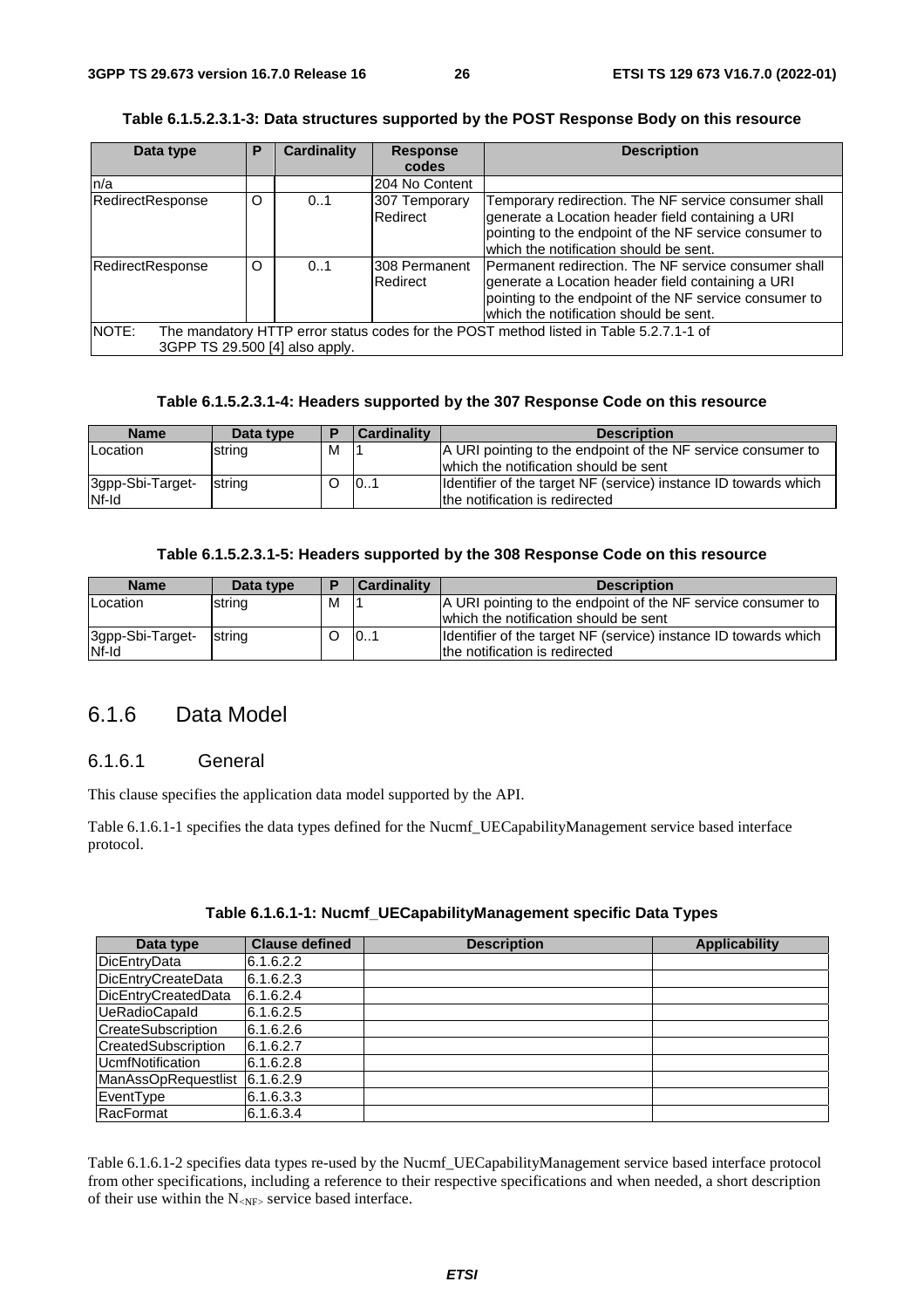**Table 6.1.5.2.3.1-3: Data structures supported by the POST Response Body on this resource**

| Data type | P | Cardinality | Response codes | Description |
| --- | --- | --- | --- | --- |
| n/a | | | 204 No Content | |
| RedirectResponse | O | 0..1 | 307 Temporary Redirect | Temporary redirection. The NF service consumer shall generate a Location header field containing a URI pointing to the endpoint of the NF service consumer to which the notification should be sent. |
| RedirectResponse | O | 0..1 | 308 Permanent Redirect | Permanent redirection. The NF service consumer shall generate a Location header field containing a URI pointing to the endpoint of the NF service consumer to which the notification should be sent. |
| NOTE: The mandatory HTTP error status codes for the POST method listed in Table 5.2.7.1-1 of 3GPP TS 29.500 [4] also apply. | | | | |

**Table 6.1.5.2.3.1-4: Headers supported by the 307 Response Code on this resource**

| Name | Data type | P | Cardinality | Description |
| --- | --- | --- | --- | --- |
| Location | string | M | 1 | A URI pointing to the endpoint of the NF service consumer to which the notification should be sent |
| 3gpp-Sbi-Target-Nf-Id | string | O | 0..1 | Identifier of the target NF (service) instance ID towards which the notification is redirected |

**Table 6.1.5.2.3.1-5: Headers supported by the 308 Response Code on this resource**

| Name | Data type | P | Cardinality | Description |
| --- | --- | --- | --- | --- |
| Location | string | M | 1 | A URI pointing to the endpoint of the NF service consumer to which the notification should be sent |
| 3gpp-Sbi-Target-Nf-Id | string | O | 0..1 | Identifier of the target NF (service) instance ID towards which the notification is redirected |

## 6.1.6 Data Model

### 6.1.6.1 General

This clause specifies the application data model supported by the API.

Table 6.1.6.1-1 specifies the data types defined for the Nucmf_UECapabilityManagement service based interface protocol.

**Table 6.1.6.1-1: Nucmf_UECapabilityManagement specific Data Types**

| Data type | Clause defined | Description | Applicability |
| --- | --- | --- | --- |
| DicEntryData | 6.1.6.2.2 | | |
| DicEntryCreateData | 6.1.6.2.3 | | |
| DicEntryCreatedData | 6.1.6.2.4 | | |
| UeRadioCapaId | 6.1.6.2.5 | | |
| CreateSubscription | 6.1.6.2.6 | | |
| CreatedSubscription | 6.1.6.2.7 | | |
| UcmfNotification | 6.1.6.2.8 | | |
| ManAssOpRequestlist | 6.1.6.2.9 | | |
| EventType | 6.1.6.3.3 | | |
| RacFormat | 6.1.6.3.4 | | |

Table 6.1.6.1-2 specifies data types re-used by the Nucmf_UECapabilityManagement service based interface protocol from other specifications, including a reference to their respective specifications and when needed, a short description of their use within the $N_{<NF>}$ service based interface.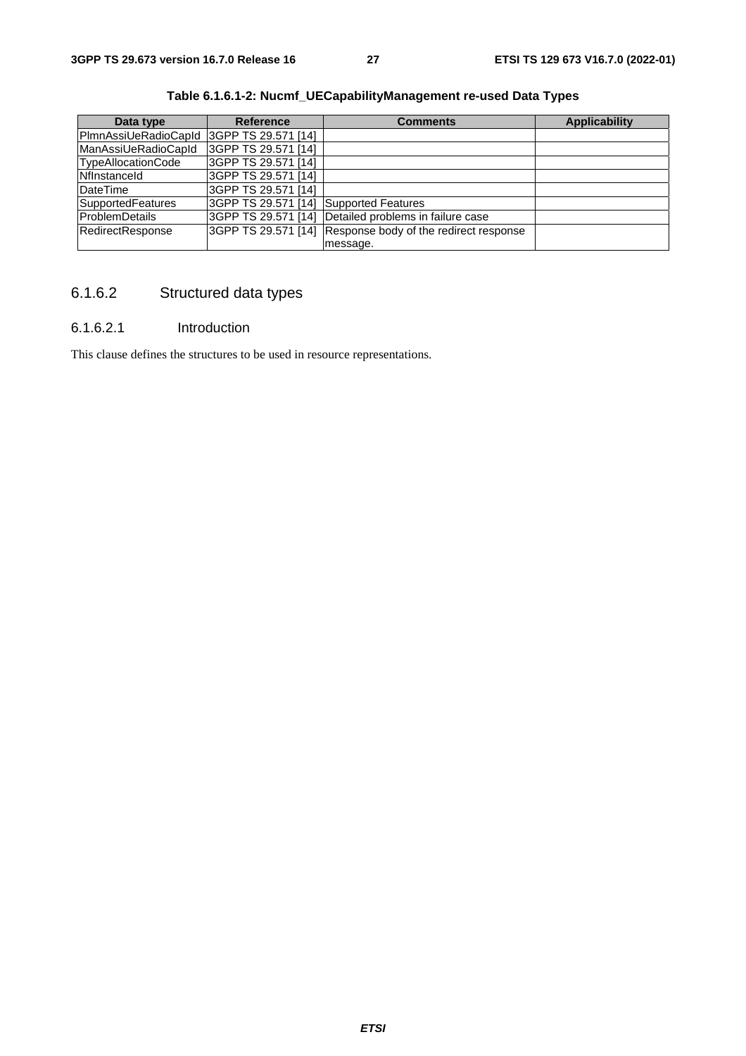**Table 6.1.6.1-2: Nucmf_UECapabilityManagement re-used Data Types**

| Data type | Reference | Comments | Applicability |
|---|---|---|---|
| PlmnAssiUeRadioCapId | 3GPP TS 29.571 [14] | | |
| ManAssiUeRadioCapId | 3GPP TS 29.571 [14] | | |
| TypeAllocationCode | 3GPP TS 29.571 [14] | | |
| NfInstanceId | 3GPP TS 29.571 [14] | | |
| DateTime | 3GPP TS 29.571 [14] | | |
| SupportedFeatures | 3GPP TS 29.571 [14] | Supported Features | |
| ProblemDetails | 3GPP TS 29.571 [14] | Detailed problems in failure case | |
| RedirectResponse | 3GPP TS 29.571 [14] | Response body of the redirect response message. | |

### 6.1.6.2 Structured data types

#### 6.1.6.2.1 Introduction

This clause defines the structures to be used in resource representations.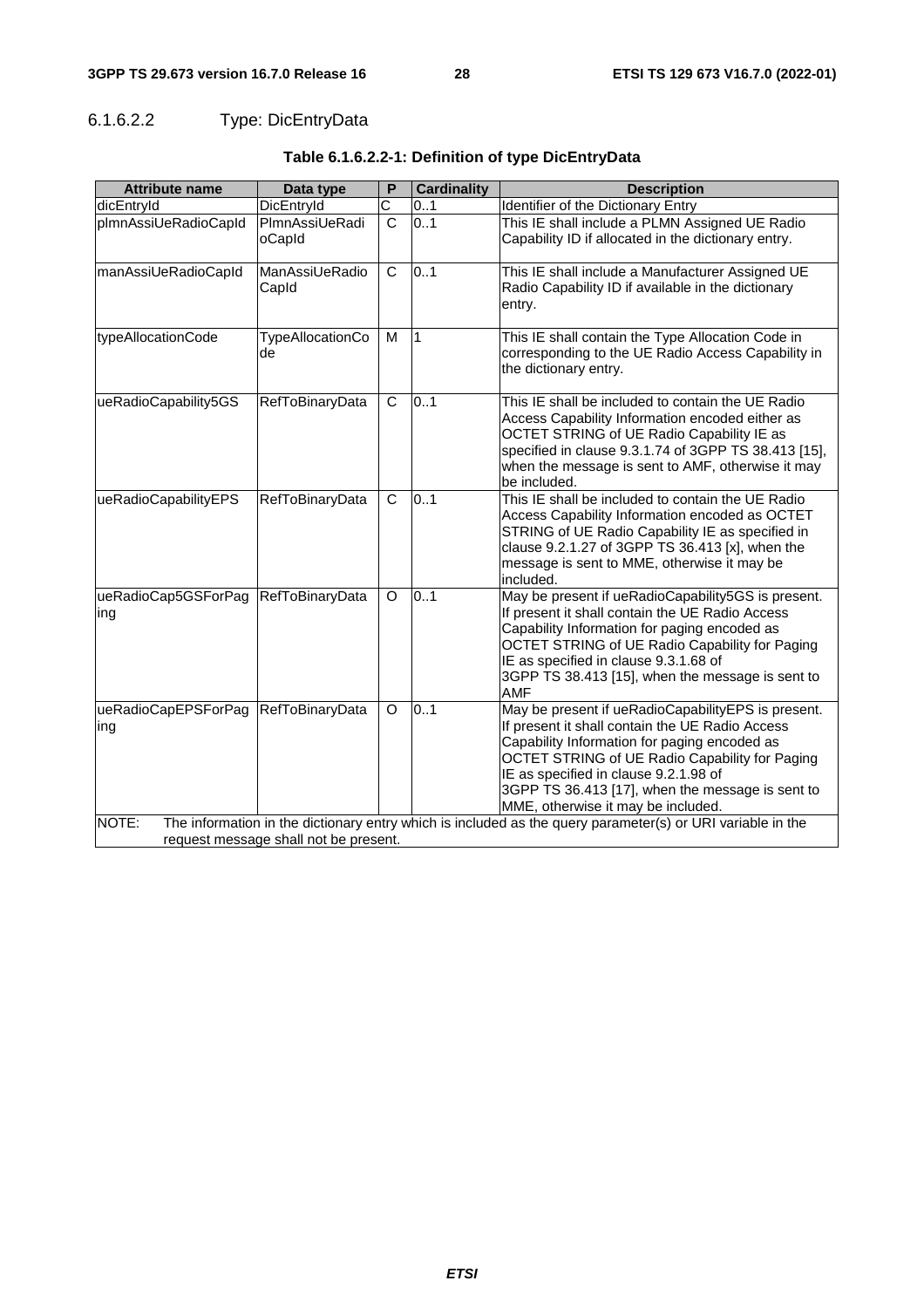#### 6.1.6.2.2 Type: DicEntryData

**Table 6.1.6.2.2-1: Definition of type DicEntryData**

| Attribute name | Data type | P | Cardinality | Description |
|---|---|---|---|---|
| dicEntryId | DicEntryId | C | 0..1 | Identifier of the Dictionary Entry |
| plmnAssiUeRadioCapId | PlmnAssiUeRadioCapId | C | 0..1 | This IE shall include a PLMN Assigned UE Radio Capability ID if allocated in the dictionary entry. |
| manAssiUeRadioCapId | ManAssiUeRadioCapId | C | 0..1 | This IE shall include a Manufacturer Assigned UE Radio Capability ID if available in the dictionary entry. |
| typeAllocationCode | TypeAllocationCode | M | 1 | This IE shall contain the Type Allocation Code in corresponding to the UE Radio Access Capability in the dictionary entry. |
| ueRadioCapability5GS | RefToBinaryData | C | 0..1 | This IE shall be included to contain the UE Radio Access Capability Information encoded either as OCTET STRING of UE Radio Capability IE as specified in clause 9.3.1.74 of 3GPP TS 38.413 [15], when the message is sent to AMF, otherwise it may be included. |
| ueRadioCapabilityEPS | RefToBinaryData | C | 0..1 | This IE shall be included to contain the UE Radio Access Capability Information encoded as OCTET STRING of UE Radio Capability IE as specified in clause 9.2.1.27 of 3GPP TS 36.413 [x], when the message is sent to MME, otherwise it may be included. |
| ueRadioCap5GSForPaging | RefToBinaryData | O | 0..1 | May be present if ueRadioCapability5GS is present. If present it shall contain the UE Radio Access Capability Information for paging encoded as OCTET STRING of UE Radio Capability for Paging IE as specified in clause 9.3.1.68 of 3GPP TS 38.413 [15], when the message is sent to AMF |
| ueRadioCapEPSForPaging | RefToBinaryData | O | 0..1 | May be present if ueRadioCapabilityEPS is present. If present it shall contain the UE Radio Access Capability Information for paging encoded as OCTET STRING of UE Radio Capability for Paging IE as specified in clause 9.2.1.98 of 3GPP TS 36.413 [17], when the message is sent to MME, otherwise it may be included. |
| NOTE: The information in the dictionary entry which is included as the query parameter(s) or URI variable in the request message shall not be present. | | | | |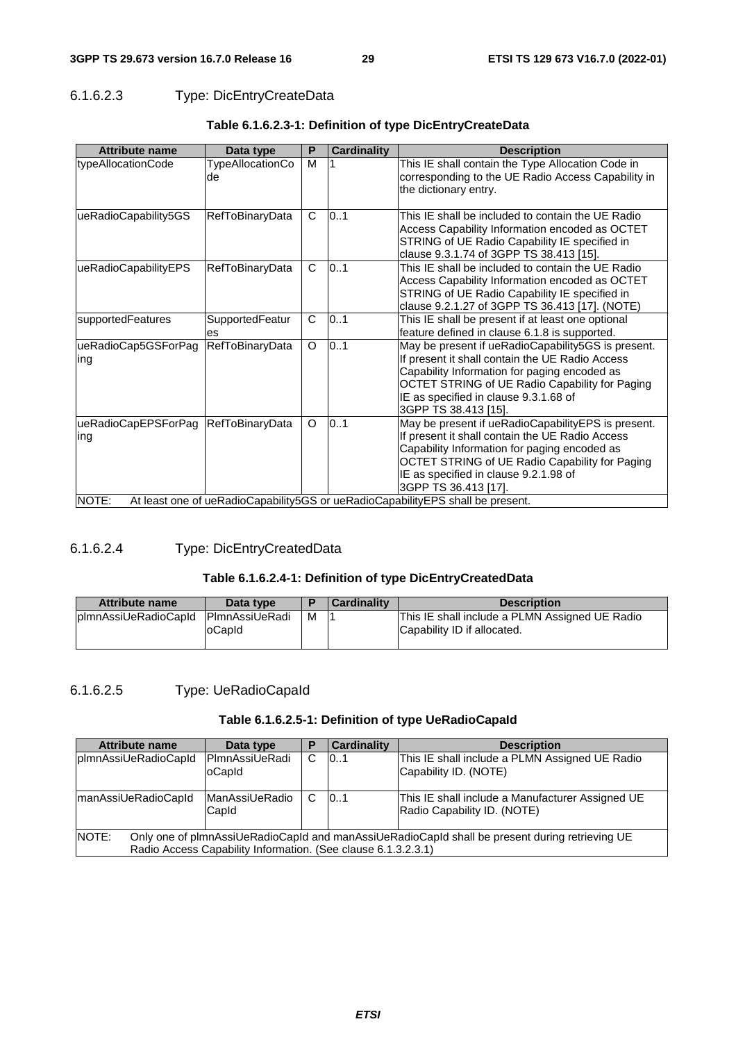#### 6.1.6.2.3 Type: DicEntryCreateData

**Table 6.1.6.2.3-1: Definition of type DicEntryCreateData**

| Attribute name | Data type | P | Cardinality | Description |
|---|---|---|---|---|
| typeAllocationCode | TypeAllocationCode | M | 1 | This IE shall contain the Type Allocation Code in corresponding to the UE Radio Access Capability in the dictionary entry. |
| ueRadioCapability5GS | RefToBinaryData | C | 0..1 | This IE shall be included to contain the UE Radio Access Capability Information encoded as OCTET STRING of UE Radio Capability IE specified in clause 9.3.1.74 of 3GPP TS 38.413 [15]. |
| ueRadioCapabilityEPS | RefToBinaryData | C | 0..1 | This IE shall be included to contain the UE Radio Access Capability Information encoded as OCTET STRING of UE Radio Capability IE specified in clause 9.2.1.27 of 3GPP TS 36.413 [17]. (NOTE) |
| supportedFeatures | SupportedFeatures | C | 0..1 | This IE shall be present if at least one optional feature defined in clause 6.1.8 is supported. |
| ueRadioCap5GSForPaging | RefToBinaryData | O | 0..1 | May be present if ueRadioCapability5GS is present. If present it shall contain the UE Radio Access Capability Information for paging encoded as OCTET STRING of UE Radio Capability for Paging IE as specified in clause 9.3.1.68 of 3GPP TS 38.413 [15]. |
| ueRadioCapEPSForPaging | RefToBinaryData | O | 0..1 | May be present if ueRadioCapabilityEPS is present. If present it shall contain the UE Radio Access Capability Information for paging encoded as OCTET STRING of UE Radio Capability for Paging IE as specified in clause 9.2.1.98 of 3GPP TS 36.413 [17]. |
| NOTE: At least one of ueRadioCapability5GS or ueRadioCapabilityEPS shall be present. | | | | |

#### 6.1.6.2.4 Type: DicEntryCreatedData

**Table 6.1.6.2.4-1: Definition of type DicEntryCreatedData**

| Attribute name | Data type | P | Cardinality | Description |
|---|---|---|---|---|
| plmnAssiUeRadioCapId | PlmnAssiUeRadioCapId | M | 1 | This IE shall include a PLMN Assigned UE Radio Capability ID if allocated. |

#### 6.1.6.2.5 Type: UeRadioCapaId

**Table 6.1.6.2.5-1: Definition of type UeRadioCapaId**

| Attribute name | Data type | P | Cardinality | Description |
|---|---|---|---|---|
| plmnAssiUeRadioCapId | PlmnAssiUeRadioCapId | C | 0..1 | This IE shall include a PLMN Assigned UE Radio Capability ID. (NOTE) |
| manAssiUeRadioCapId | ManAssiUeRadioCapId | C | 0..1 | This IE shall include a Manufacturer Assigned UE Radio Capability ID. (NOTE) |
| NOTE: Only one of plmnAssiUeRadioCapId and manAssiUeRadioCapId shall be present during retrieving UE Radio Access Capability Information. (See clause 6.1.3.2.3.1) | | | | |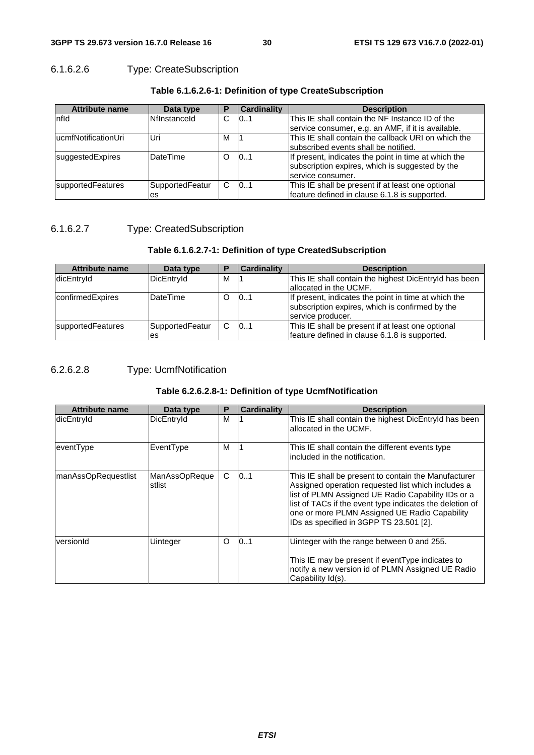#### 6.1.6.2.6 Type: CreateSubscription

**Table 6.1.6.2.6-1: Definition of type CreateSubscription**

| Attribute name | Data type | P | Cardinality | Description |
|---|---|---|---|---|
| nfId | NfInstanceId | C | 0..1 | This IE shall contain the NF Instance ID of the service consumer, e.g. an AMF, if it is available. |
| ucmfNotificationUri | Uri | M | 1 | This IE shall contain the callback URI on which the subscribed events shall be notified. |
| suggestedExpires | DateTime | O | 0..1 | If present, indicates the point in time at which the subscription expires, which is suggested by the service consumer. |
| supportedFeatures | SupportedFeatures | C | 0..1 | This IE shall be present if at least one optional feature defined in clause 6.1.8 is supported. |

#### 6.1.6.2.7 Type: CreatedSubscription

**Table 6.1.6.2.7-1: Definition of type CreatedSubscription**

| Attribute name | Data type | P | Cardinality | Description |
|---|---|---|---|---|
| dicEntryId | DicEntryId | M | 1 | This IE shall contain the highest DicEntryId has been allocated in the UCMF. |
| confirmedExpires | DateTime | O | 0..1 | If present, indicates the point in time at which the subscription expires, which is confirmed by the service producer. |
| supportedFeatures | SupportedFeatures | C | 0..1 | This IE shall be present if at least one optional feature defined in clause 6.1.8 is supported. |

#### 6.2.6.2.8 Type: UcmfNotification

**Table 6.2.6.2.8-1: Definition of type UcmfNotification**

| Attribute name | Data type | P | Cardinality | Description |
|---|---|---|---|---|
| dicEntryId | DicEntryId | M | 1 | This IE shall contain the highest DicEntryId has been allocated in the UCMF. |
| eventType | EventType | M | 1 | This IE shall contain the different events type included in the notification. |
| manAssOpRequestlist | ManAssOpRequestlist | C | 0..1 | This IE shall be present to contain the Manufacturer Assigned operation requested list which includes a list of PLMN Assigned UE Radio Capability IDs or a list of TACs if the event type indicates the deletion of one or more PLMN Assigned UE Radio Capability IDs as specified in 3GPP TS 23.501 [2]. |
| versionId | Uinteger | O | 0..1 | Uinteger with the range between 0 and 255.<br><br>This IE may be present if eventType indicates to notify a new version id of PLMN Assigned UE Radio Capability Id(s). |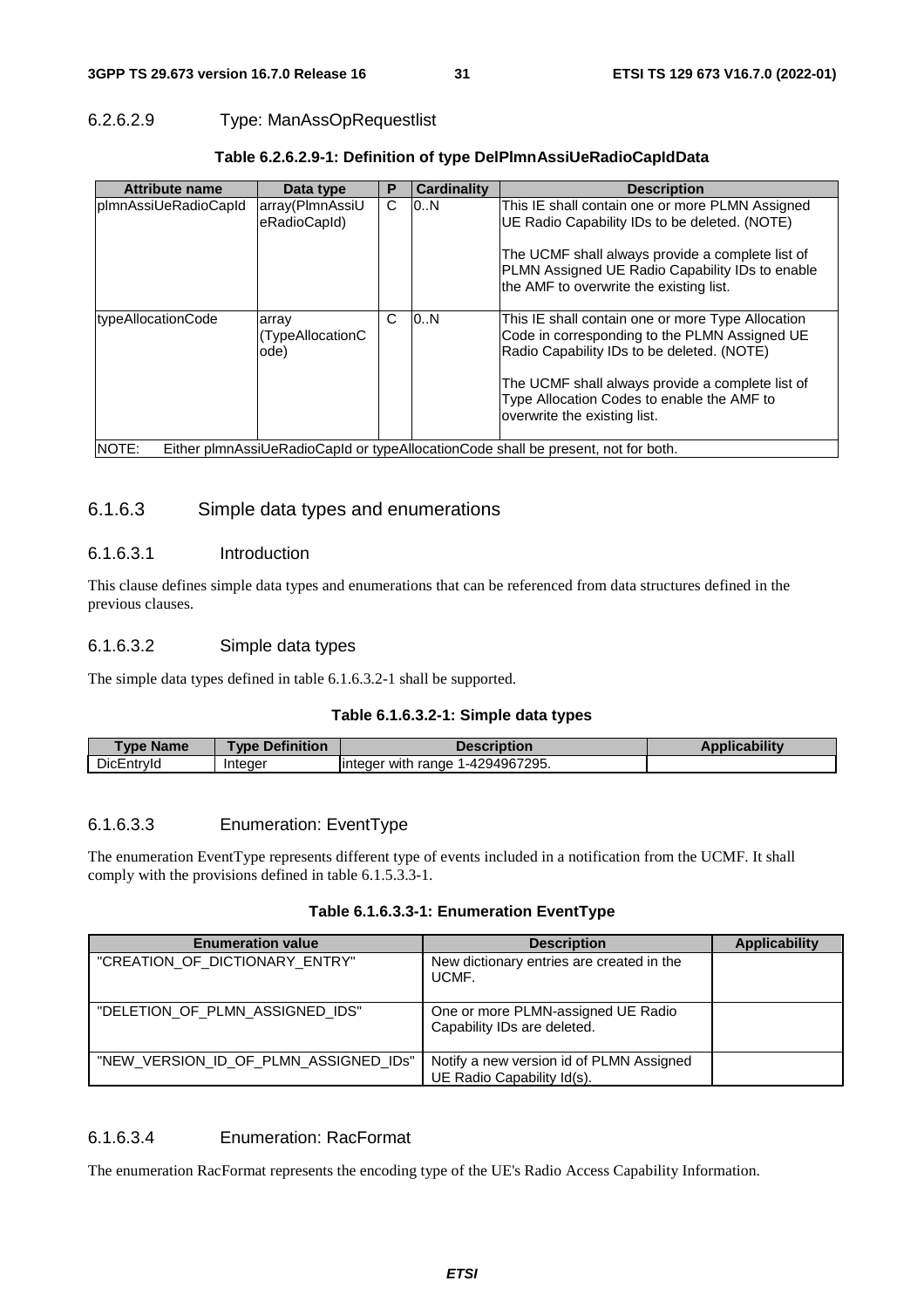#### 6.2.6.2.9 Type: ManAssOpRequestlist

**Table 6.2.6.2.9-1: Definition of type DelPlmnAssiUeRadioCapIdData**

| Attribute name | Data type | P | Cardinality | Description |
|---|---|---|---|---|
| plmnAssiUeRadioCapId | array(PlmnAssiUeRadioCapId) | C | 0..N | This IE shall contain one or more PLMN Assigned UE Radio Capability IDs to be deleted. (NOTE)<br><br>The UCMF shall always provide a complete list of PLMN Assigned UE Radio Capability IDs to enable the AMF to overwrite the existing list. |
| typeAllocationCode | array (TypeAllocationCode) | C | 0..N | This IE shall contain one or more Type Allocation Code in corresponding to the PLMN Assigned UE Radio Capability IDs to be deleted. (NOTE)<br><br>The UCMF shall always provide a complete list of Type Allocation Codes to enable the AMF to overwrite the existing list. |
| NOTE: Either plmnAssiUeRadioCapId or typeAllocationCode shall be present, not for both. | | | | |

### 6.1.6.3 Simple data types and enumerations

#### 6.1.6.3.1 Introduction

This clause defines simple data types and enumerations that can be referenced from data structures defined in the previous clauses.

#### 6.1.6.3.2 Simple data types

The simple data types defined in table 6.1.6.3.2-1 shall be supported.

**Table 6.1.6.3.2-1: Simple data types**

| Type Name | Type Definition | Description | Applicability |
|---|---|---|---|
| DicEntryId | Integer | integer with range 1-4294967295. | |

#### 6.1.6.3.3 Enumeration: EventType

The enumeration EventType represents different type of events included in a notification from the UCMF. It shall comply with the provisions defined in table 6.1.5.3.3-1.

**Table 6.1.6.3.3-1: Enumeration EventType**

| Enumeration value | Description | Applicability |
|---|---|---|
| "CREATION_OF_DICTIONARY_ENTRY" | New dictionary entries are created in the UCMF. | |
| "DELETION_OF_PLMN_ASSIGNED_IDS" | One or more PLMN-assigned UE Radio Capability IDs are deleted. | |
| "NEW_VERSION_ID_OF_PLMN_ASSIGNED_IDs" | Notify a new version id of PLMN Assigned UE Radio Capability Id(s). | |

#### 6.1.6.3.4 Enumeration: RacFormat

The enumeration RacFormat represents the encoding type of the UE's Radio Access Capability Information.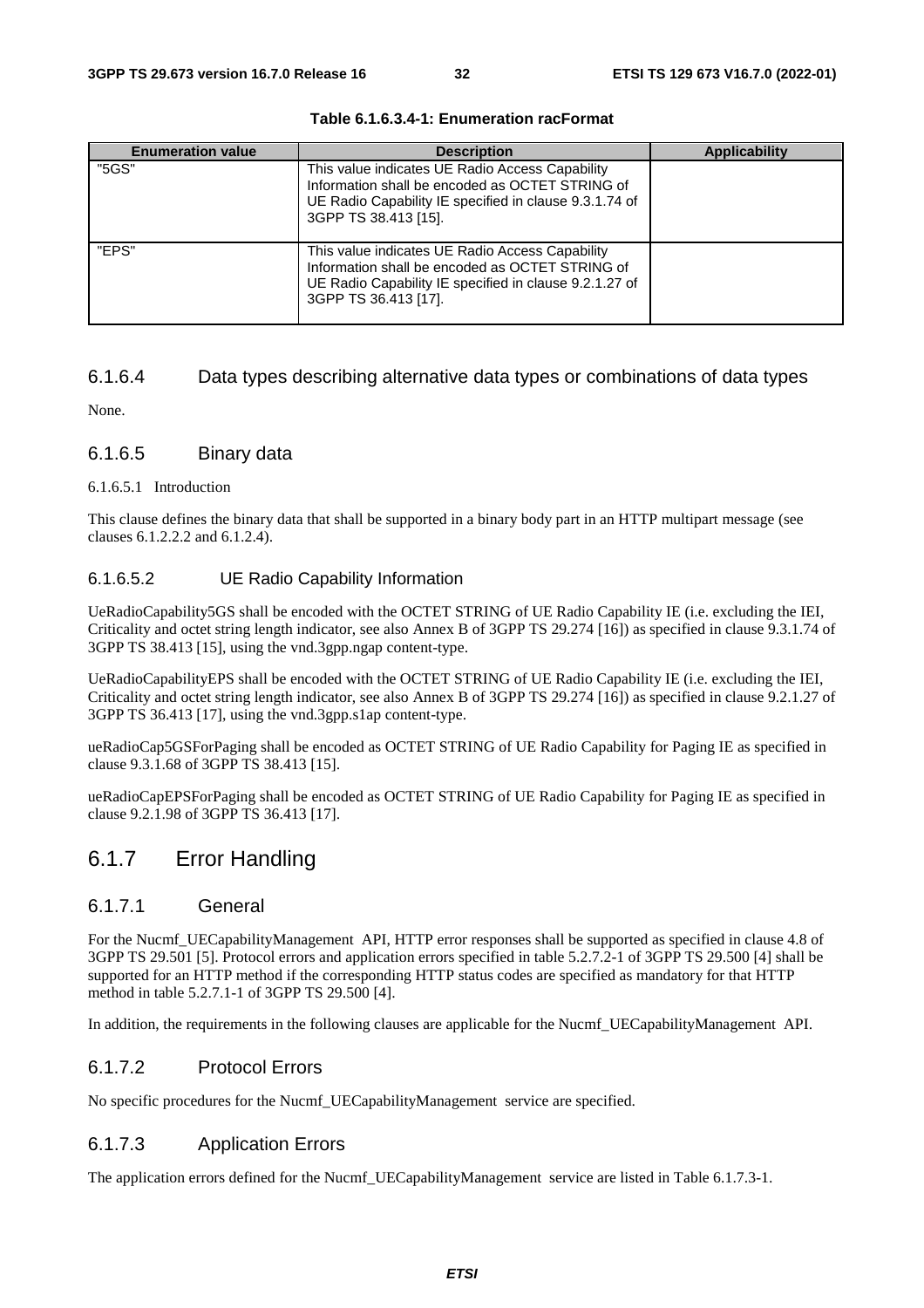Table 6.1.6.3.4-1: Enumeration racFormat

| Enumeration value | Description | Applicability |
| --- | --- | --- |
| "5GS" | This value indicates UE Radio Access Capability Information shall be encoded as OCTET STRING of UE Radio Capability IE specified in clause 9.3.1.74 of 3GPP TS 38.413 [15]. | |
| "EPS" | This value indicates UE Radio Access Capability Information shall be encoded as OCTET STRING of UE Radio Capability IE specified in clause 9.2.1.27 of 3GPP TS 36.413 [17]. | |

### 6.1.6.4 Data types describing alternative data types or combinations of data types

None.

### 6.1.6.5 Binary data

#### 6.1.6.5.1 Introduction

This clause defines the binary data that shall be supported in a binary body part in an HTTP multipart message (see clauses 6.1.2.2.2 and 6.1.2.4).

#### 6.1.6.5.2 UE Radio Capability Information

UeRadioCapability5GS shall be encoded with the OCTET STRING of UE Radio Capability IE (i.e. excluding the IEI, Criticality and octet string length indicator, see also Annex B of 3GPP TS 29.274 [16]) as specified in clause 9.3.1.74 of 3GPP TS 38.413 [15], using the vnd.3gpp.ngap content-type.

UeRadioCapabilityEPS shall be encoded with the OCTET STRING of UE Radio Capability IE (i.e. excluding the IEI, Criticality and octet string length indicator, see also Annex B of 3GPP TS 29.274 [16]) as specified in clause 9.2.1.27 of 3GPP TS 36.413 [17], using the vnd.3gpp.s1ap content-type.

ueRadioCap5GSForPaging shall be encoded as OCTET STRING of UE Radio Capability for Paging IE as specified in clause 9.3.1.68 of 3GPP TS 38.413 [15].

ueRadioCapEPSForPaging shall be encoded as OCTET STRING of UE Radio Capability for Paging IE as specified in clause 9.2.1.98 of 3GPP TS 36.413 [17].

## 6.1.7 Error Handling

### 6.1.7.1 General

For the Nucmf_UECapabilityManagement API, HTTP error responses shall be supported as specified in clause 4.8 of 3GPP TS 29.501 [5]. Protocol errors and application errors specified in table 5.2.7.2-1 of 3GPP TS 29.500 [4] shall be supported for an HTTP method if the corresponding HTTP status codes are specified as mandatory for that HTTP method in table 5.2.7.1-1 of 3GPP TS 29.500 [4].

In addition, the requirements in the following clauses are applicable for the Nucmf_UECapabilityManagement API.

### 6.1.7.2 Protocol Errors

No specific procedures for the Nucmf_UECapabilityManagement service are specified.

### 6.1.7.3 Application Errors

The application errors defined for the Nucmf_UECapabilityManagement service are listed in Table 6.1.7.3-1.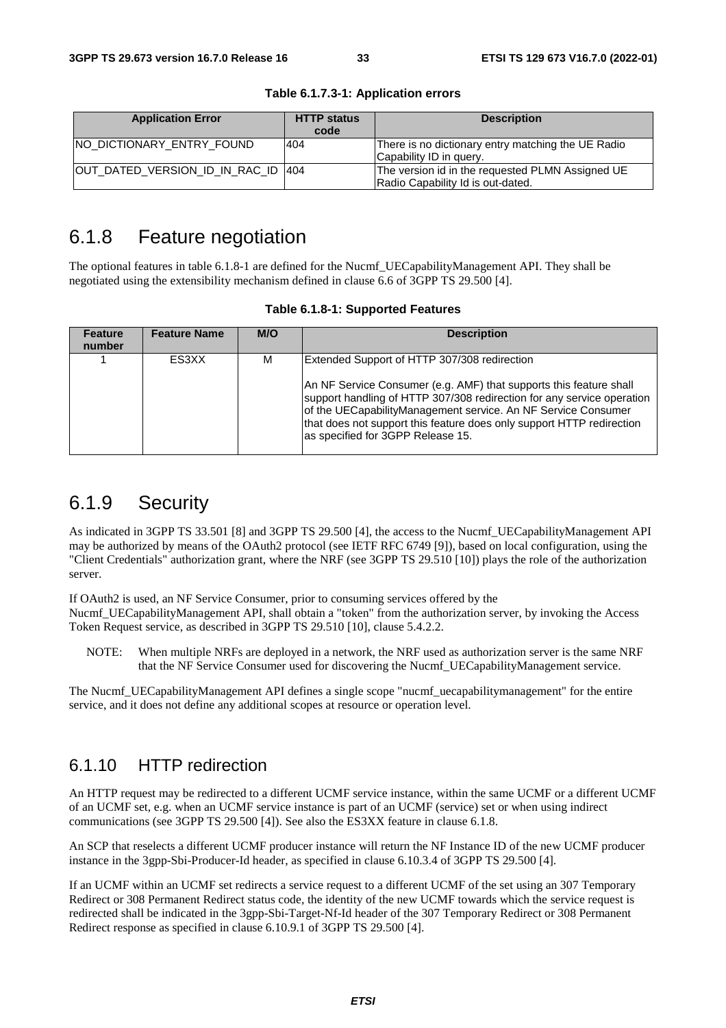**Table 6.1.7.3-1: Application errors**

| Application Error | HTTP status code | Description |
| --- | --- | --- |
| NO_DICTIONARY_ENTRY_FOUND | 404 | There is no dictionary entry matching the UE Radio Capability ID in query. |
| OUT_DATED_VERSION_ID_IN_RAC_ID | 404 | The version id in the requested PLMN Assigned UE Radio Capability Id is out-dated. |

## 6.1.8 Feature negotiation

The optional features in table 6.1.8-1 are defined for the Nucmf_UECapabilityManagement API. They shall be negotiated using the extensibility mechanism defined in clause 6.6 of 3GPP TS 29.500 [4].

**Table 6.1.8-1: Supported Features**

| Feature number | Feature Name | M/O | Description |
| --- | --- | --- | --- |
| 1 | ES3XX | M | Extended Support of HTTP 307/308 redirection<br><br>An NF Service Consumer (e.g. AMF) that supports this feature shall support handling of HTTP 307/308 redirection for any service operation of the UECapabilityManagement service. An NF Service Consumer that does not support this feature does only support HTTP redirection as specified for 3GPP Release 15. |

## 6.1.9 Security

As indicated in 3GPP TS 33.501 [8] and 3GPP TS 29.500 [4], the access to the Nucmf_UECapabilityManagement API may be authorized by means of the OAuth2 protocol (see IETF RFC 6749 [9]), based on local configuration, using the "Client Credentials" authorization grant, where the NRF (see 3GPP TS 29.510 [10]) plays the role of the authorization server.

If OAuth2 is used, an NF Service Consumer, prior to consuming services offered by the Nucmf_UECapabilityManagement API, shall obtain a "token" from the authorization server, by invoking the Access Token Request service, as described in 3GPP TS 29.510 [10], clause 5.4.2.2.

NOTE: When multiple NRFs are deployed in a network, the NRF used as authorization server is the same NRF that the NF Service Consumer used for discovering the Nucmf_UECapabilityManagement service.

The Nucmf_UECapabilityManagement API defines a single scope "nucmf_uecapabilitymanagement" for the entire service, and it does not define any additional scopes at resource or operation level.

## 6.1.10 HTTP redirection

An HTTP request may be redirected to a different UCMF service instance, within the same UCMF or a different UCMF of an UCMF set, e.g. when an UCMF service instance is part of an UCMF (service) set or when using indirect communications (see 3GPP TS 29.500 [4]). See also the ES3XX feature in clause 6.1.8.

An SCP that reselects a different UCMF producer instance will return the NF Instance ID of the new UCMF producer instance in the 3gpp-Sbi-Producer-Id header, as specified in clause 6.10.3.4 of 3GPP TS 29.500 [4].

If an UCMF within an UCMF set redirects a service request to a different UCMF of the set using an 307 Temporary Redirect or 308 Permanent Redirect status code, the identity of the new UCMF towards which the service request is redirected shall be indicated in the 3gpp-Sbi-Target-Nf-Id header of the 307 Temporary Redirect or 308 Permanent Redirect response as specified in clause 6.10.9.1 of 3GPP TS 29.500 [4].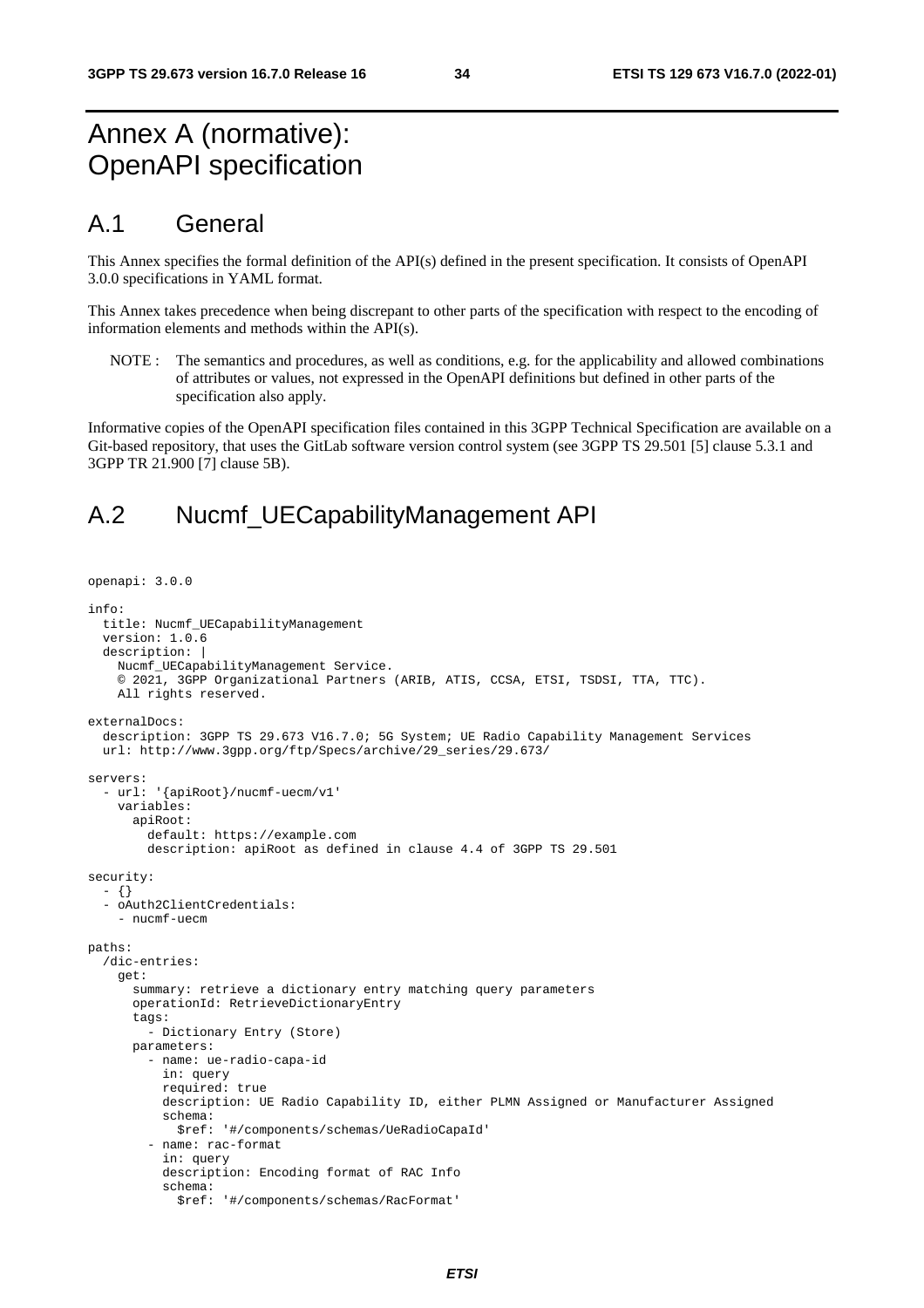# Annex A (normative): OpenAPI specification

## A.1 General

This Annex specifies the formal definition of the API(s) defined in the present specification. It consists of OpenAPI 3.0.0 specifications in YAML format.

This Annex takes precedence when being discrepant to other parts of the specification with respect to the encoding of information elements and methods within the API(s).

NOTE : The semantics and procedures, as well as conditions, e.g. for the applicability and allowed combinations of attributes or values, not expressed in the OpenAPI definitions but defined in other parts of the specification also apply.

Informative copies of the OpenAPI specification files contained in this 3GPP Technical Specification are available on a Git-based repository, that uses the GitLab software version control system (see 3GPP TS 29.501 [5] clause 5.3.1 and 3GPP TR 21.900 [7] clause 5B).

## A.2 Nucmf_UECapabilityManagement API

```
openapi: 3.0.0

info:
  title: Nucmf_UECapabilityManagement
  version: 1.0.6
  description: |
    Nucmf_UECapabilityManagement Service.
    © 2021, 3GPP Organizational Partners (ARIB, ATIS, CCSA, ETSI, TSDSI, TTA, TTC).
    All rights reserved.

externalDocs:
  description: 3GPP TS 29.673 V16.7.0; 5G System; UE Radio Capability Management Services
  url: http://www.3gpp.org/ftp/Specs/archive/29_series/29.673/

servers:
  - url: '{apiRoot}/nucmf-uecm/v1'
    variables:
      apiRoot:
        default: https://example.com
        description: apiRoot as defined in clause 4.4 of 3GPP TS 29.501

security:
  - {}
  - oAuth2ClientCredentials:
    - nucmf-uecm

paths:
  /dic-entries:
    get:
      summary: retrieve a dictionary entry matching query parameters
      operationId: RetrieveDictionaryEntry
      tags:
        - Dictionary Entry (Store)
      parameters:
        - name: ue-radio-capa-id
          in: query
          required: true
          description: UE Radio Capability ID, either PLMN Assigned or Manufacturer Assigned
          schema:
            $ref: '#/components/schemas/UeRadioCapaId'
        - name: rac-format
          in: query
          description: Encoding format of RAC Info
          schema:
            $ref: '#/components/schemas/RacFormat'
```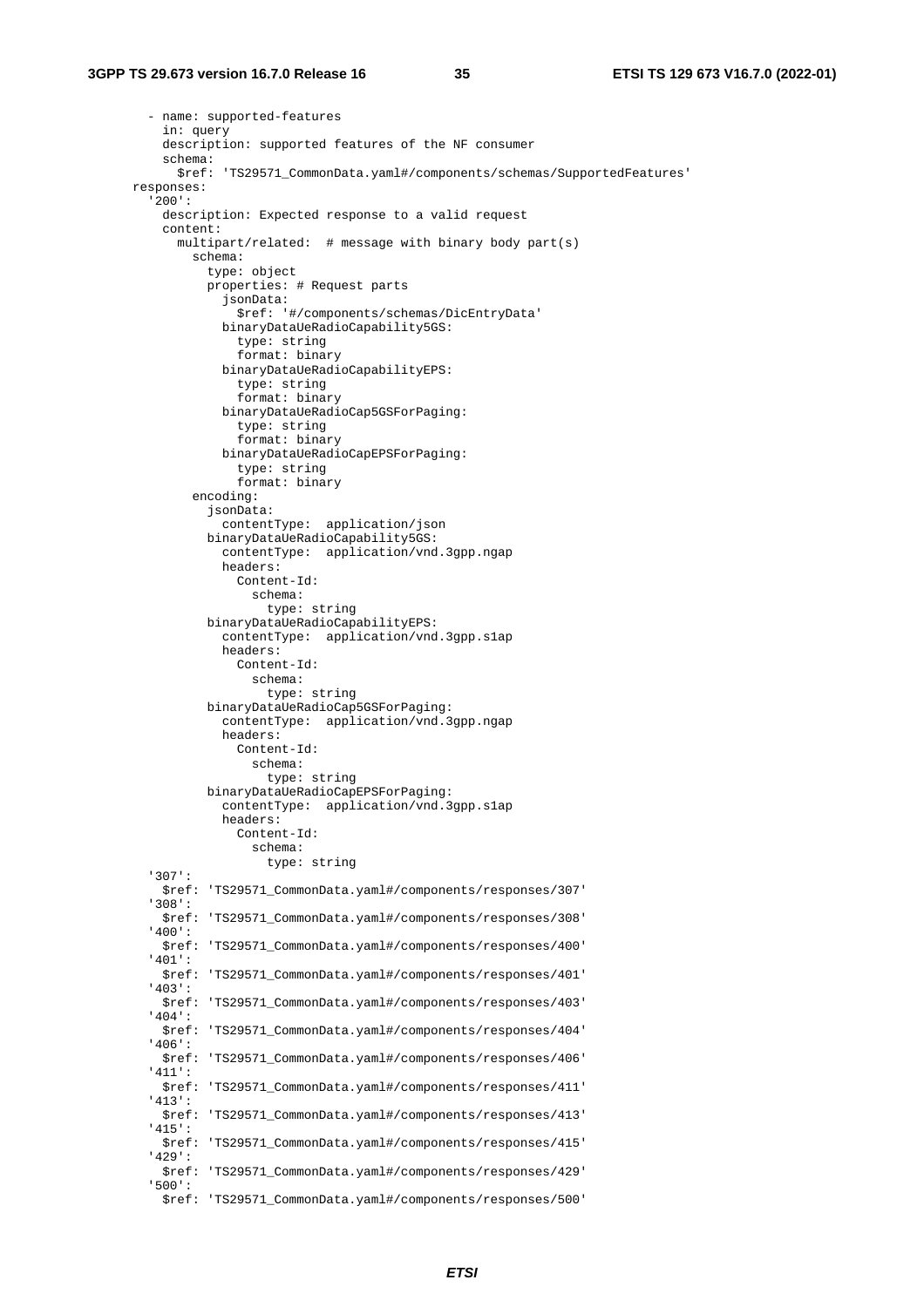```
        - name: supported-features
          in: query
          description: supported features of the NF consumer
          schema:
            $ref: 'TS29571_CommonData.yaml#/components/schemas/SupportedFeatures'
      responses:
        '200':
          description: Expected response to a valid request
          content:
            multipart/related:  # message with binary body part(s)
              schema:
                type: object
                properties: # Request parts
                  jsonData:
                    $ref: '#/components/schemas/DicEntryData'
                  binaryDataUeRadioCapability5GS:
                    type: string
                    format: binary
                  binaryDataUeRadioCapabilityEPS:
                    type: string
                    format: binary
                  binaryDataUeRadioCap5GSForPaging:
                    type: string
                    format: binary
                  binaryDataUeRadioCapEPSForPaging:
                    type: string
                    format: binary
              encoding:
                jsonData:
                  contentType:  application/json
                binaryDataUeRadioCapability5GS:
                  contentType:  application/vnd.3gpp.ngap
                  headers:
                    Content-Id:
                      schema:
                        type: string
                binaryDataUeRadioCapabilityEPS:
                  contentType:  application/vnd.3gpp.s1ap
                  headers:
                    Content-Id:
                      schema:
                        type: string
                binaryDataUeRadioCap5GSForPaging:
                  contentType:  application/vnd.3gpp.ngap
                  headers:
                    Content-Id:
                      schema:
                        type: string
                binaryDataUeRadioCapEPSForPaging:
                  contentType:  application/vnd.3gpp.s1ap
                  headers:
                    Content-Id:
                      schema:
                        type: string
        '307':
          $ref: 'TS29571_CommonData.yaml#/components/responses/307'
        '308':
          $ref: 'TS29571_CommonData.yaml#/components/responses/308'
        '400':
          $ref: 'TS29571_CommonData.yaml#/components/responses/400'
        '401':
          $ref: 'TS29571_CommonData.yaml#/components/responses/401'
        '403':
          $ref: 'TS29571_CommonData.yaml#/components/responses/403'
        '404':
          $ref: 'TS29571_CommonData.yaml#/components/responses/404'
        '406':
          $ref: 'TS29571_CommonData.yaml#/components/responses/406'
        '411':
          $ref: 'TS29571_CommonData.yaml#/components/responses/411'
        '413':
          $ref: 'TS29571_CommonData.yaml#/components/responses/413'
        '415':
          $ref: 'TS29571_CommonData.yaml#/components/responses/415'
        '429':
          $ref: 'TS29571_CommonData.yaml#/components/responses/429'
        '500':
          $ref: 'TS29571_CommonData.yaml#/components/responses/500'
```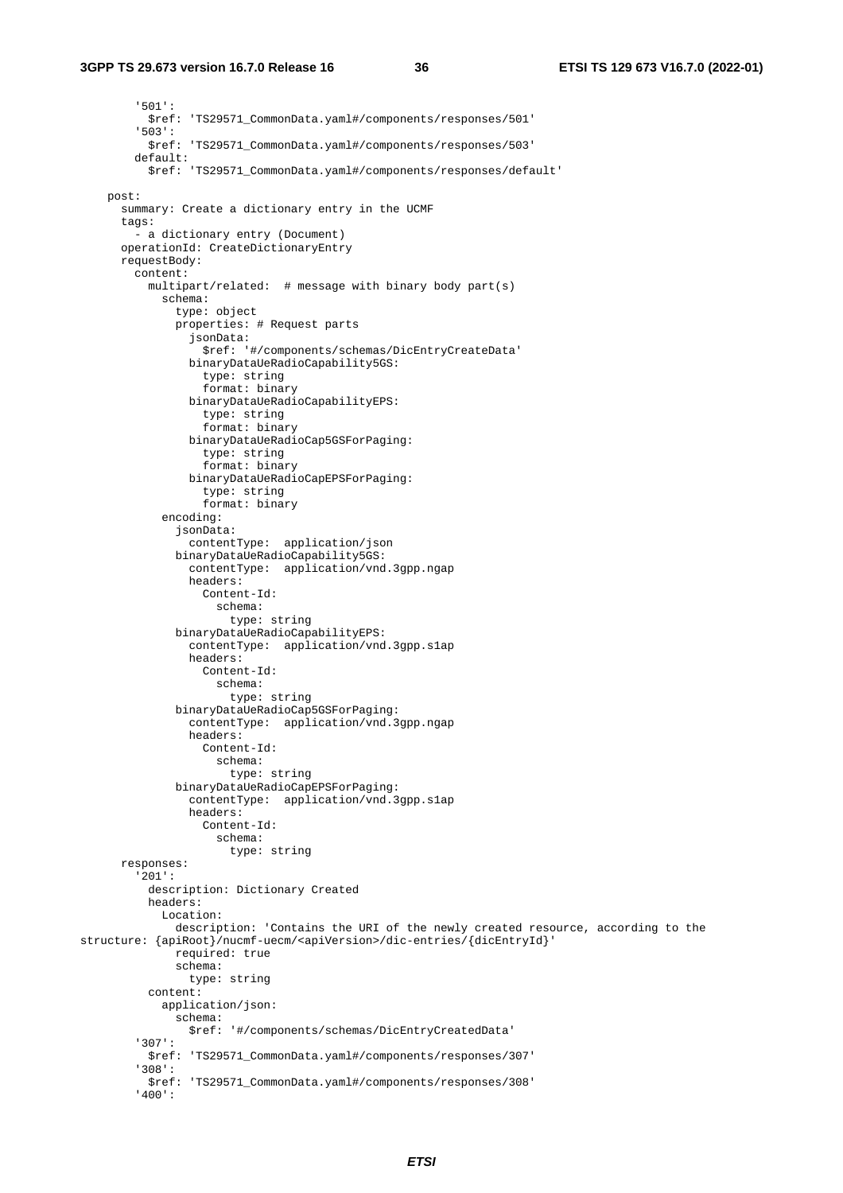```
        '501':
          $ref: 'TS29571_CommonData.yaml#/components/responses/501'
        '503':
          $ref: 'TS29571_CommonData.yaml#/components/responses/503'
        default:
          $ref: 'TS29571_CommonData.yaml#/components/responses/default'

    post:
      summary: Create a dictionary entry in the UCMF
      tags:
        - a dictionary entry (Document)
      operationId: CreateDictionaryEntry
      requestBody:
        content:
          multipart/related:  # message with binary body part(s)
            schema:
              type: object
              properties: # Request parts
                jsonData:
                  $ref: '#/components/schemas/DicEntryCreateData'
                binaryDataUeRadioCapability5GS:
                  type: string
                  format: binary
                binaryDataUeRadioCapabilityEPS:
                  type: string
                  format: binary
                binaryDataUeRadioCap5GSForPaging:
                  type: string
                  format: binary
                binaryDataUeRadioCapEPSForPaging:
                  type: string
                  format: binary
            encoding:
              jsonData:
                contentType:  application/json
              binaryDataUeRadioCapability5GS:
                contentType:  application/vnd.3gpp.ngap
                headers:
                  Content-Id:
                    schema:
                      type: string
              binaryDataUeRadioCapabilityEPS:
                contentType:  application/vnd.3gpp.s1ap
                headers:
                  Content-Id:
                    schema:
                      type: string
              binaryDataUeRadioCap5GSForPaging:
                contentType:  application/vnd.3gpp.ngap
                headers:
                  Content-Id:
                    schema:
                      type: string
              binaryDataUeRadioCapEPSForPaging:
                contentType:  application/vnd.3gpp.s1ap
                headers:
                  Content-Id:
                    schema:
                      type: string
      responses:
        '201':
          description: Dictionary Created
          headers:
            Location:
              description: 'Contains the URI of the newly created resource, according to the
structure: {apiRoot}/nucmf-uecm/<apiVersion>/dic-entries/{dicEntryId}'
              required: true
              schema:
                type: string
          content:
            application/json:
              schema:
                $ref: '#/components/schemas/DicEntryCreatedData'
        '307':
          $ref: 'TS29571_CommonData.yaml#/components/responses/307'
        '308':
          $ref: 'TS29571_CommonData.yaml#/components/responses/308'
        '400':
```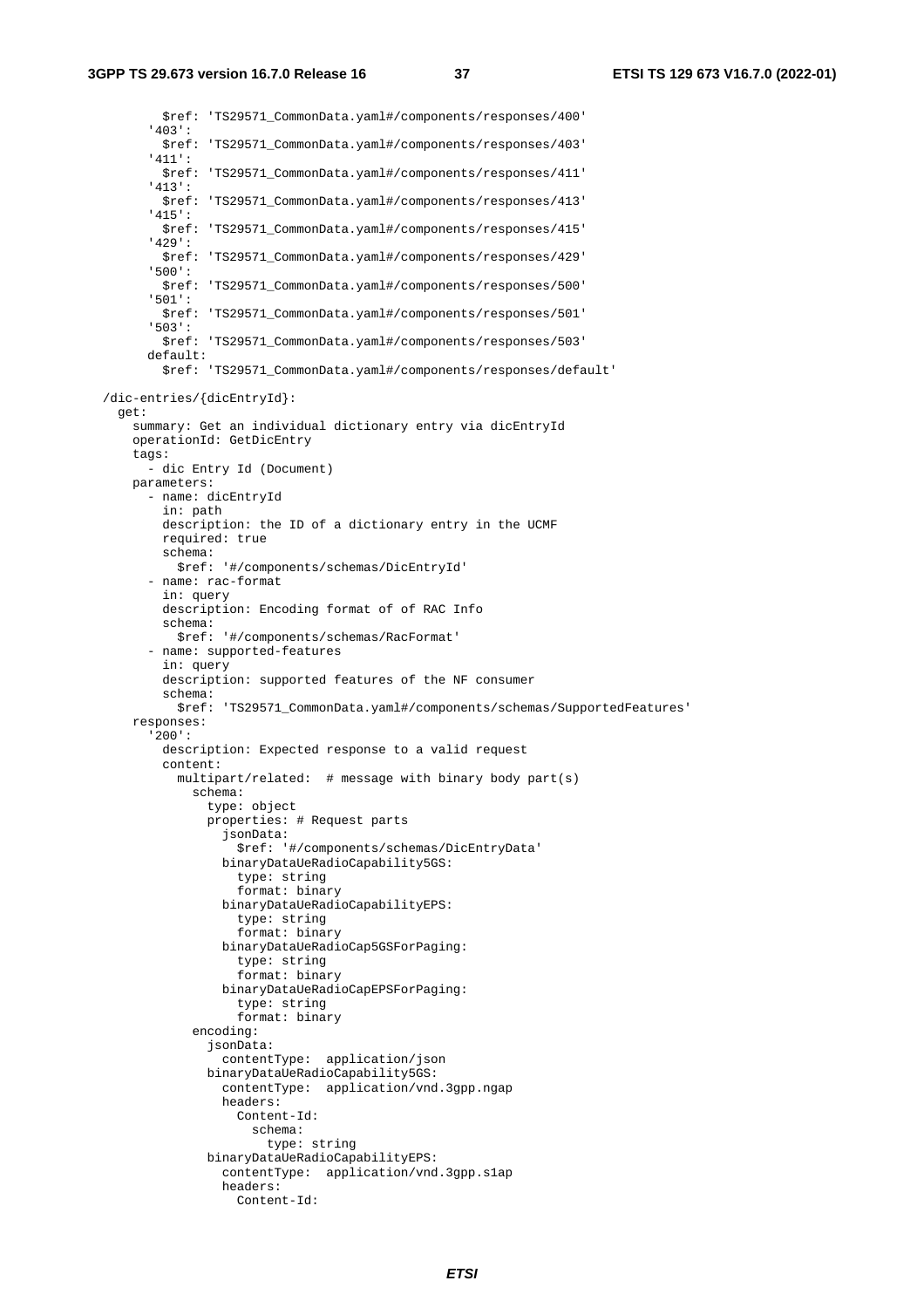```yaml
          $ref: 'TS29571_CommonData.yaml#/components/responses/400'
        '403':
          $ref: 'TS29571_CommonData.yaml#/components/responses/403'
        '411':
          $ref: 'TS29571_CommonData.yaml#/components/responses/411'
        '413':
          $ref: 'TS29571_CommonData.yaml#/components/responses/413'
        '415':
          $ref: 'TS29571_CommonData.yaml#/components/responses/415'
        '429':
          $ref: 'TS29571_CommonData.yaml#/components/responses/429'
        '500':
          $ref: 'TS29571_CommonData.yaml#/components/responses/500'
        '501':
          $ref: 'TS29571_CommonData.yaml#/components/responses/501'
        '503':
          $ref: 'TS29571_CommonData.yaml#/components/responses/503'
        default:
          $ref: 'TS29571_CommonData.yaml#/components/responses/default'

  /dic-entries/{dicEntryId}:
    get:
      summary: Get an individual dictionary entry via dicEntryId
      operationId: GetDicEntry
      tags:
        - dic Entry Id (Document)
      parameters:
        - name: dicEntryId
          in: path
          description: the ID of a dictionary entry in the UCMF
          required: true
          schema:
            $ref: '#/components/schemas/DicEntryId'
        - name: rac-format
          in: query
          description: Encoding format of of RAC Info
          schema:
            $ref: '#/components/schemas/RacFormat'
        - name: supported-features
          in: query
          description: supported features of the NF consumer
          schema:
            $ref: 'TS29571_CommonData.yaml#/components/schemas/SupportedFeatures'
      responses:
        '200':
          description: Expected response to a valid request
          content:
            multipart/related:  # message with binary body part(s)
              schema:
                type: object
                properties: # Request parts
                  jsonData:
                    $ref: '#/components/schemas/DicEntryData'
                  binaryDataUeRadioCapability5GS:
                    type: string
                    format: binary
                  binaryDataUeRadioCapabilityEPS:
                    type: string
                    format: binary
                  binaryDataUeRadioCap5GSForPaging:
                    type: string
                    format: binary
                  binaryDataUeRadioCapEPSForPaging:
                    type: string
                    format: binary
              encoding:
                jsonData:
                  contentType:  application/json
                binaryDataUeRadioCapability5GS:
                  contentType:  application/vnd.3gpp.ngap
                  headers:
                    Content-Id:
                      schema:
                        type: string
                binaryDataUeRadioCapabilityEPS:
                  contentType:  application/vnd.3gpp.s1ap
                  headers:
                    Content-Id:
```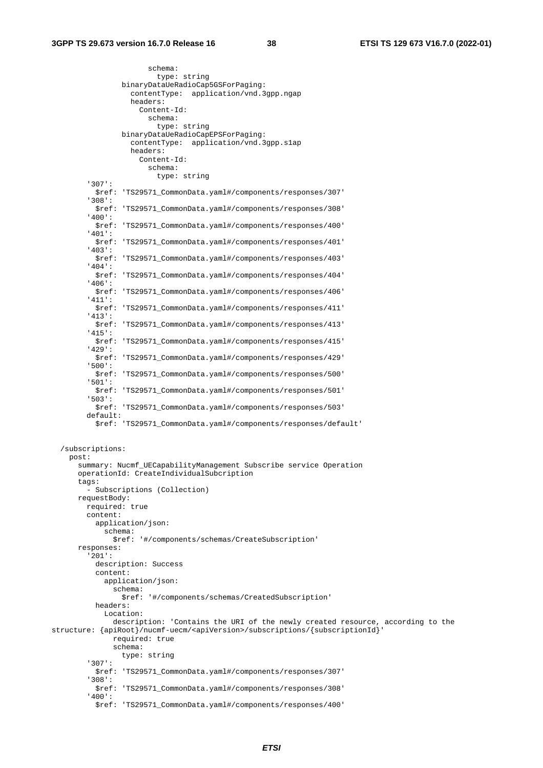```
                    schema:
                      type: string
              binaryDataUeRadioCap5GSForPaging:
                contentType:  application/vnd.3gpp.ngap
                headers:
                  Content-Id:
                    schema:
                      type: string
              binaryDataUeRadioCapEPSForPaging:
                contentType:  application/vnd.3gpp.s1ap
                headers:
                  Content-Id:
                    schema:
                      type: string
        '307':
          $ref: 'TS29571_CommonData.yaml#/components/responses/307'
        '308':
          $ref: 'TS29571_CommonData.yaml#/components/responses/308'
        '400':
          $ref: 'TS29571_CommonData.yaml#/components/responses/400'
        '401':
          $ref: 'TS29571_CommonData.yaml#/components/responses/401'
        '403':
          $ref: 'TS29571_CommonData.yaml#/components/responses/403'
        '404':
          $ref: 'TS29571_CommonData.yaml#/components/responses/404'
        '406':
          $ref: 'TS29571_CommonData.yaml#/components/responses/406'
        '411':
          $ref: 'TS29571_CommonData.yaml#/components/responses/411'
        '413':
          $ref: 'TS29571_CommonData.yaml#/components/responses/413'
        '415':
          $ref: 'TS29571_CommonData.yaml#/components/responses/415'
        '429':
          $ref: 'TS29571_CommonData.yaml#/components/responses/429'
        '500':
          $ref: 'TS29571_CommonData.yaml#/components/responses/500'
        '501':
          $ref: 'TS29571_CommonData.yaml#/components/responses/501'
        '503':
          $ref: 'TS29571_CommonData.yaml#/components/responses/503'
        default:
          $ref: 'TS29571_CommonData.yaml#/components/responses/default'


  /subscriptions:
    post:
      summary: Nucmf_UECapabilityManagement Subscribe service Operation
      operationId: CreateIndividualSubcription
      tags:
        - Subscriptions (Collection)
      requestBody:
        required: true
        content:
          application/json:
            schema:
              $ref: '#/components/schemas/CreateSubscription'
      responses:
        '201':
          description: Success
          content:
            application/json:
              schema:
                $ref: '#/components/schemas/CreatedSubscription'
          headers:
            Location:
              description: 'Contains the URI of the newly created resource, according to the 
structure: {apiRoot}/nucmf-uecm/<apiVersion>/subscriptions/{subscriptionId}'
              required: true
              schema:
                type: string
        '307':
          $ref: 'TS29571_CommonData.yaml#/components/responses/307'
        '308':
          $ref: 'TS29571_CommonData.yaml#/components/responses/308'
        '400':
          $ref: 'TS29571_CommonData.yaml#/components/responses/400'
```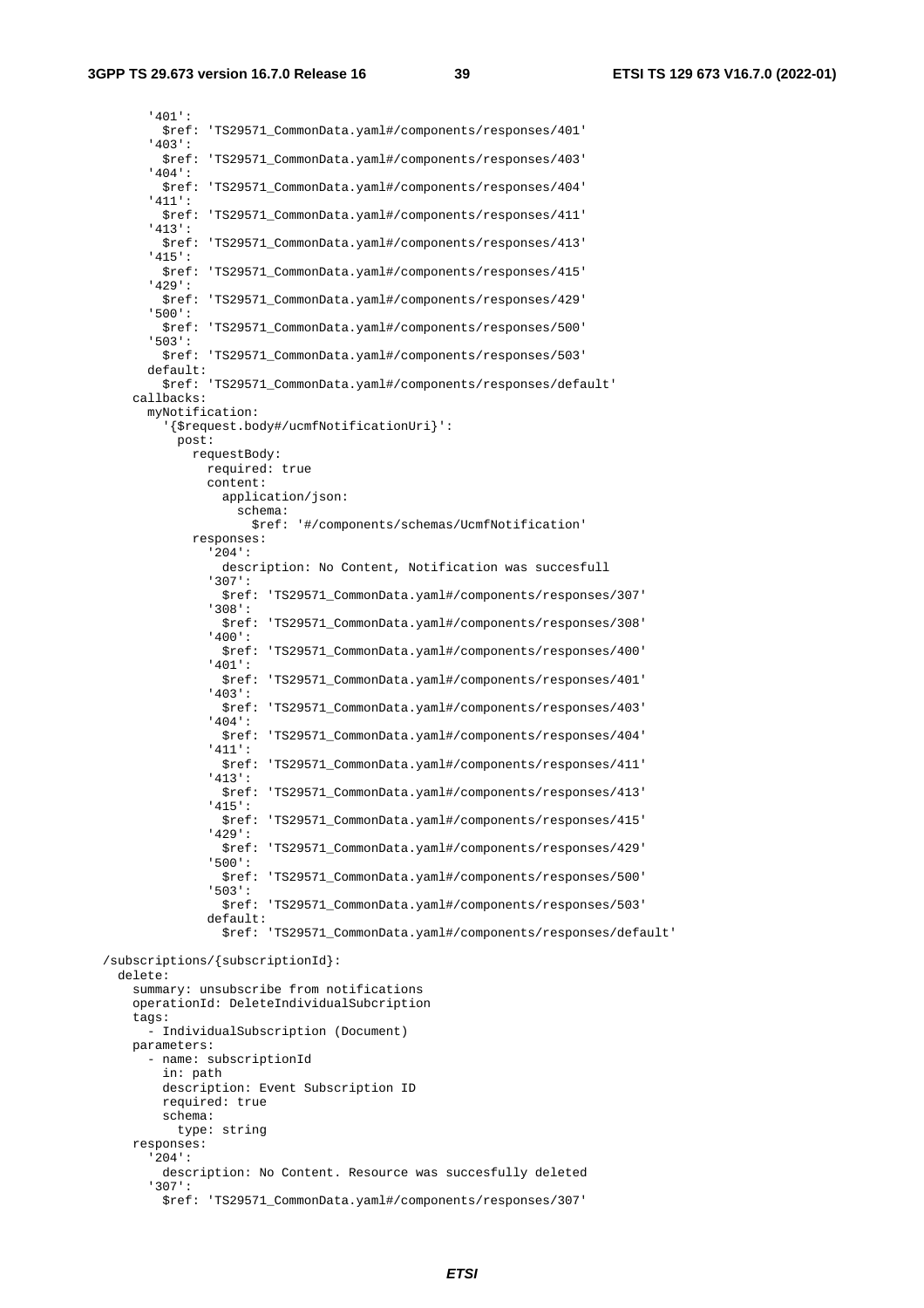```
        '401':
          $ref: 'TS29571_CommonData.yaml#/components/responses/401'
        '403':
          $ref: 'TS29571_CommonData.yaml#/components/responses/403'
        '404':
          $ref: 'TS29571_CommonData.yaml#/components/responses/404'
        '411':
          $ref: 'TS29571_CommonData.yaml#/components/responses/411'
        '413':
          $ref: 'TS29571_CommonData.yaml#/components/responses/413'
        '415':
          $ref: 'TS29571_CommonData.yaml#/components/responses/415'
        '429':
          $ref: 'TS29571_CommonData.yaml#/components/responses/429'
        '500':
          $ref: 'TS29571_CommonData.yaml#/components/responses/500'
        '503':
          $ref: 'TS29571_CommonData.yaml#/components/responses/503'
        default:
          $ref: 'TS29571_CommonData.yaml#/components/responses/default'
      callbacks:
        myNotification:
          '{$request.body#/ucmfNotificationUri}':
            post:
              requestBody:
                required: true
                content:
                  application/json:
                    schema:
                      $ref: '#/components/schemas/UcmfNotification'
              responses:
                '204':
                  description: No Content, Notification was succesfull
                '307':
                  $ref: 'TS29571_CommonData.yaml#/components/responses/307'
                '308':
                  $ref: 'TS29571_CommonData.yaml#/components/responses/308'
                '400':
                  $ref: 'TS29571_CommonData.yaml#/components/responses/400'
                '401':
                  $ref: 'TS29571_CommonData.yaml#/components/responses/401'
                '403':
                  $ref: 'TS29571_CommonData.yaml#/components/responses/403'
                '404':
                  $ref: 'TS29571_CommonData.yaml#/components/responses/404'
                '411':
                  $ref: 'TS29571_CommonData.yaml#/components/responses/411'
                '413':
                  $ref: 'TS29571_CommonData.yaml#/components/responses/413'
                '415':
                  $ref: 'TS29571_CommonData.yaml#/components/responses/415'
                '429':
                  $ref: 'TS29571_CommonData.yaml#/components/responses/429'
                '500':
                  $ref: 'TS29571_CommonData.yaml#/components/responses/500'
                '503':
                  $ref: 'TS29571_CommonData.yaml#/components/responses/503'
                default:
                  $ref: 'TS29571_CommonData.yaml#/components/responses/default'

  /subscriptions/{subscriptionId}:
    delete:
      summary: unsubscribe from notifications
      operationId: DeleteIndividualSubcription
      tags:
        - IndividualSubscription (Document)
      parameters:
        - name: subscriptionId
          in: path
          description: Event Subscription ID
          required: true
          schema:
            type: string
      responses:
        '204':
          description: No Content. Resource was succesfully deleted
        '307':
          $ref: 'TS29571_CommonData.yaml#/components/responses/307'
```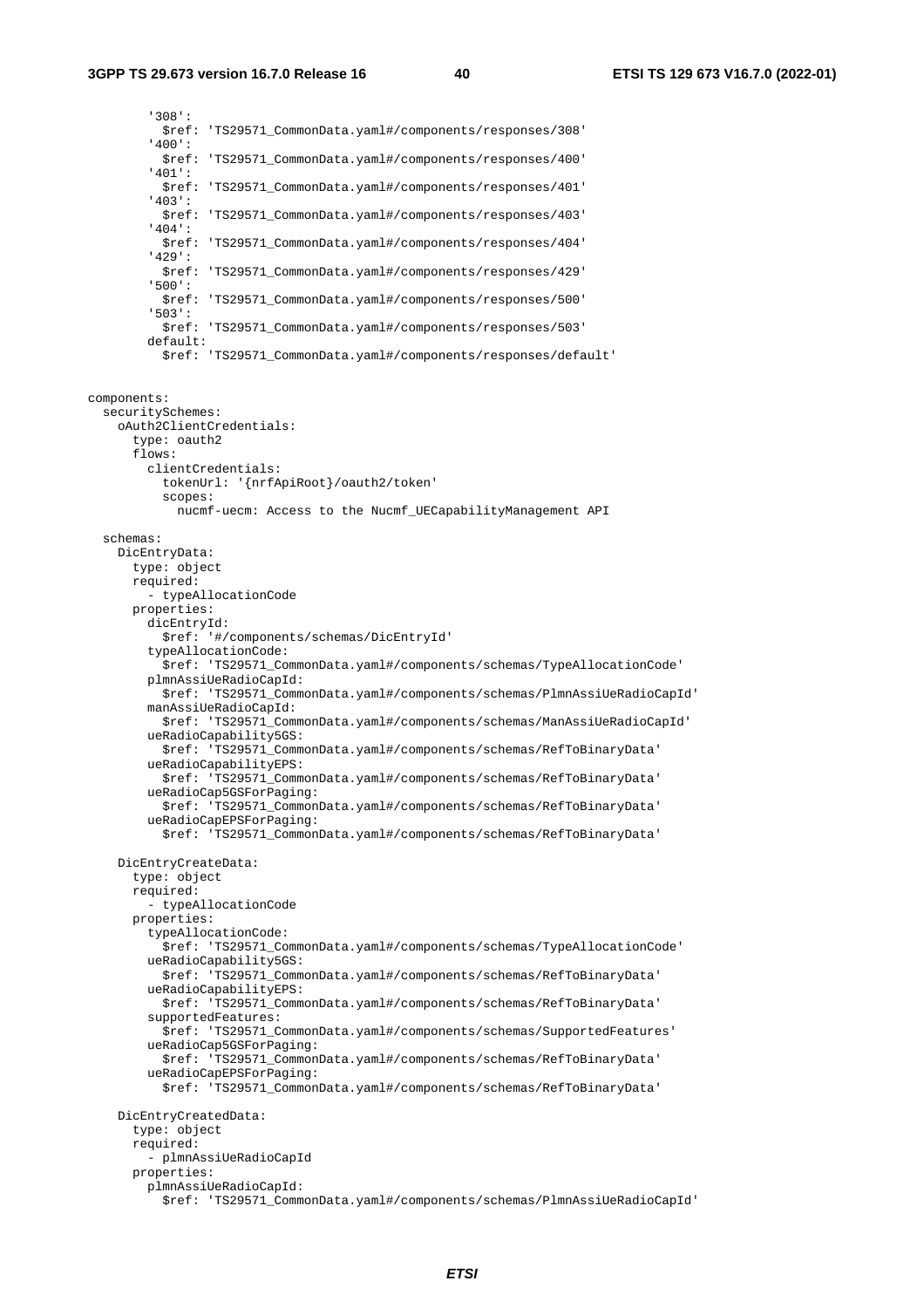```
        '308':
          $ref: 'TS29571_CommonData.yaml#/components/responses/308'
        '400':
          $ref: 'TS29571_CommonData.yaml#/components/responses/400'
        '401':
          $ref: 'TS29571_CommonData.yaml#/components/responses/401'
        '403':
          $ref: 'TS29571_CommonData.yaml#/components/responses/403'
        '404':
          $ref: 'TS29571_CommonData.yaml#/components/responses/404'
        '429':
          $ref: 'TS29571_CommonData.yaml#/components/responses/429'
        '500':
          $ref: 'TS29571_CommonData.yaml#/components/responses/500'
        '503':
          $ref: 'TS29571_CommonData.yaml#/components/responses/503'
        default:
          $ref: 'TS29571_CommonData.yaml#/components/responses/default'


components:
  securitySchemes:
    oAuth2ClientCredentials:
      type: oauth2
      flows:
        clientCredentials:
          tokenUrl: '{nrfApiRoot}/oauth2/token'
          scopes:
            nucmf-uecm: Access to the Nucmf_UECapabilityManagement API

  schemas:
    DicEntryData:
      type: object
      required:
        - typeAllocationCode
      properties:
        dicEntryId:
          $ref: '#/components/schemas/DicEntryId'
        typeAllocationCode:
          $ref: 'TS29571_CommonData.yaml#/components/schemas/TypeAllocationCode'
        plmnAssiUeRadioCapId:
          $ref: 'TS29571_CommonData.yaml#/components/schemas/PlmnAssiUeRadioCapId'
        manAssiUeRadioCapId:
          $ref: 'TS29571_CommonData.yaml#/components/schemas/ManAssiUeRadioCapId'
        ueRadioCapability5GS:
          $ref: 'TS29571_CommonData.yaml#/components/schemas/RefToBinaryData'
        ueRadioCapabilityEPS:
          $ref: 'TS29571_CommonData.yaml#/components/schemas/RefToBinaryData'
        ueRadioCap5GSForPaging:
          $ref: 'TS29571_CommonData.yaml#/components/schemas/RefToBinaryData'
        ueRadioCapEPSForPaging:
          $ref: 'TS29571_CommonData.yaml#/components/schemas/RefToBinaryData'

    DicEntryCreateData:
      type: object
      required:
        - typeAllocationCode
      properties:
        typeAllocationCode:
          $ref: 'TS29571_CommonData.yaml#/components/schemas/TypeAllocationCode'
        ueRadioCapability5GS:
          $ref: 'TS29571_CommonData.yaml#/components/schemas/RefToBinaryData'
        ueRadioCapabilityEPS:
          $ref: 'TS29571_CommonData.yaml#/components/schemas/RefToBinaryData'
        supportedFeatures:
          $ref: 'TS29571_CommonData.yaml#/components/schemas/SupportedFeatures'
        ueRadioCap5GSForPaging:
          $ref: 'TS29571_CommonData.yaml#/components/schemas/RefToBinaryData'
        ueRadioCapEPSForPaging:
          $ref: 'TS29571_CommonData.yaml#/components/schemas/RefToBinaryData'

    DicEntryCreatedData:
      type: object
      required:
        - plmnAssiUeRadioCapId
      properties:
        plmnAssiUeRadioCapId:
          $ref: 'TS29571_CommonData.yaml#/components/schemas/PlmnAssiUeRadioCapId'
```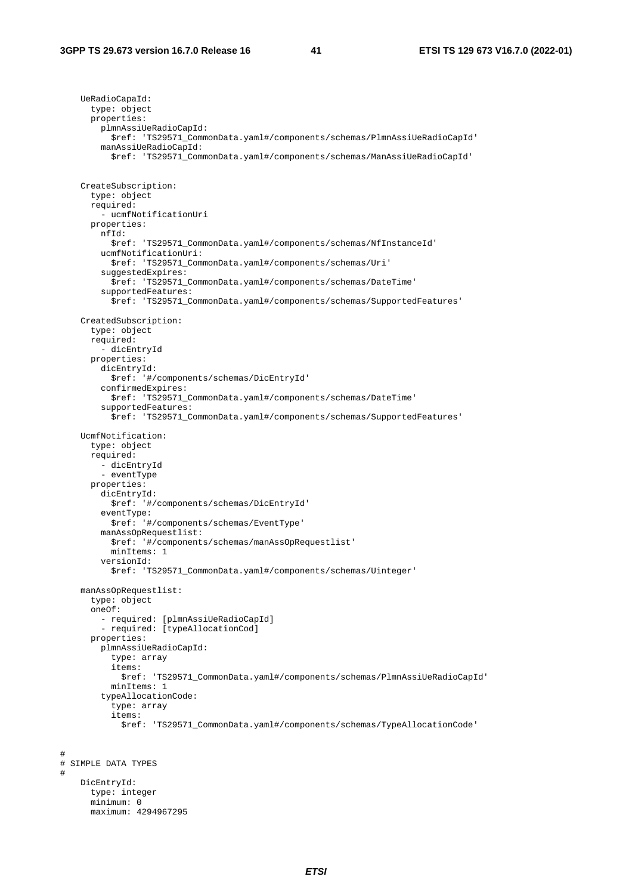```
    UeRadioCapaId:
      type: object
      properties:
        plmnAssiUeRadioCapId:
          $ref: 'TS29571_CommonData.yaml#/components/schemas/PlmnAssiUeRadioCapId'
        manAssiUeRadioCapId:
          $ref: 'TS29571_CommonData.yaml#/components/schemas/ManAssiUeRadioCapId'


    CreateSubscription:
      type: object
      required:
        - ucmfNotificationUri
      properties:
        nfId:
          $ref: 'TS29571_CommonData.yaml#/components/schemas/NfInstanceId'
        ucmfNotificationUri:
          $ref: 'TS29571_CommonData.yaml#/components/schemas/Uri'
        suggestedExpires:
          $ref: 'TS29571_CommonData.yaml#/components/schemas/DateTime'
        supportedFeatures:
          $ref: 'TS29571_CommonData.yaml#/components/schemas/SupportedFeatures'

    CreatedSubscription:
      type: object
      required:
        - dicEntryId
      properties:
        dicEntryId:
          $ref: '#/components/schemas/DicEntryId'
        confirmedExpires:
          $ref: 'TS29571_CommonData.yaml#/components/schemas/DateTime'
        supportedFeatures:
          $ref: 'TS29571_CommonData.yaml#/components/schemas/SupportedFeatures'

    UcmfNotification:
      type: object
      required:
        - dicEntryId
        - eventType
      properties:
        dicEntryId:
          $ref: '#/components/schemas/DicEntryId'
        eventType:
          $ref: '#/components/schemas/EventType'
        manAssOpRequestlist:
          $ref: '#/components/schemas/manAssOpRequestlist'
          minItems: 1
        versionId:
          $ref: 'TS29571_CommonData.yaml#/components/schemas/Uinteger'

    manAssOpRequestlist:
      type: object
      oneOf:
        - required: [plmnAssiUeRadioCapId]
        - required: [typeAllocationCod]
      properties:
        plmnAssiUeRadioCapId:
          type: array
          items:
            $ref: 'TS29571_CommonData.yaml#/components/schemas/PlmnAssiUeRadioCapId'
          minItems: 1
        typeAllocationCode:
          type: array
          items:
            $ref: 'TS29571_CommonData.yaml#/components/schemas/TypeAllocationCode'


#
# SIMPLE DATA TYPES
#
    DicEntryId:
      type: integer
      minimum: 0
      maximum: 4294967295
```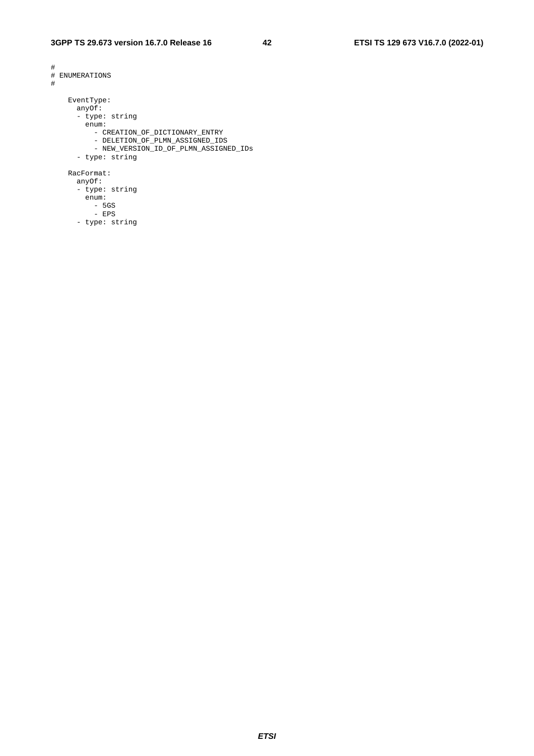```
#
# ENUMERATIONS
#

    EventType:
      anyOf:
      - type: string
        enum:
          - CREATION_OF_DICTIONARY_ENTRY
          - DELETION_OF_PLMN_ASSIGNED_IDS
          - NEW_VERSION_ID_OF_PLMN_ASSIGNED_IDs
      - type: string

    RacFormat:
      anyOf:
      - type: string
        enum:
          - 5GS
          - EPS
      - type: string
```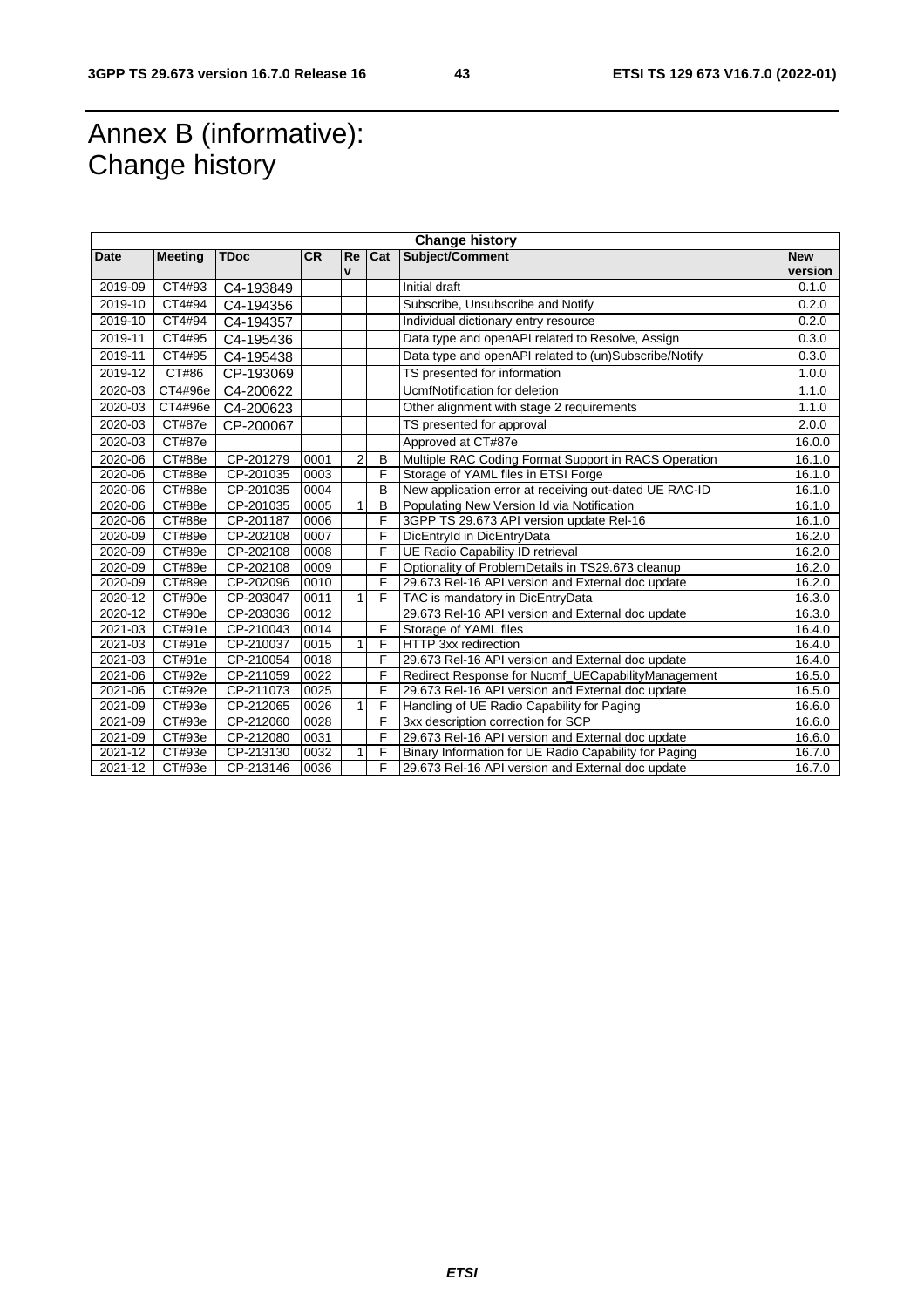# Annex B (informative): Change history

| Change history | | | | | | | |
|---|---|---|---|---|---|---|---|
| Date | Meeting | TDoc | CR | Rev | Cat | Subject/Comment | New version |
| 2019-09 | CT4#93 | C4-193849 | | | | Initial draft | 0.1.0 |
| 2019-10 | CT4#94 | C4-194356 | | | | Subscribe, Unsubscribe and Notify | 0.2.0 |
| 2019-10 | CT4#94 | C4-194357 | | | | Individual dictionary entry resource | 0.2.0 |
| 2019-11 | CT4#95 | C4-195436 | | | | Data type and openAPI related to Resolve, Assign | 0.3.0 |
| 2019-11 | CT4#95 | C4-195438 | | | | Data type and openAPI related to (un)Subscribe/Notify | 0.3.0 |
| 2019-12 | CT#86 | CP-193069 | | | | TS presented for information | 1.0.0 |
| 2020-03 | CT4#96e | C4-200622 | | | | UcmfNotification for deletion | 1.1.0 |
| 2020-03 | CT4#96e | C4-200623 | | | | Other alignment with stage 2 requirements | 1.1.0 |
| 2020-03 | CT#87e | CP-200067 | | | | TS presented for approval | 2.0.0 |
| 2020-03 | CT#87e | | | | | Approved at CT#87e | 16.0.0 |
| 2020-06 | CT#88e | CP-201279 | 0001 | 2 | B | Multiple RAC Coding Format Support in RACS Operation | 16.1.0 |
| 2020-06 | CT#88e | CP-201035 | 0003 | | F | Storage of YAML files in ETSI Forge | 16.1.0 |
| 2020-06 | CT#88e | CP-201035 | 0004 | | B | New application error at receiving out-dated UE RAC-ID | 16.1.0 |
| 2020-06 | CT#88e | CP-201035 | 0005 | 1 | B | Populating New Version Id via Notification | 16.1.0 |
| 2020-06 | CT#88e | CP-201187 | 0006 | | F | 3GPP TS 29.673 API version update Rel-16 | 16.1.0 |
| 2020-09 | CT#89e | CP-202108 | 0007 | | F | DicEntryId in DicEntryData | 16.2.0 |
| 2020-09 | CT#89e | CP-202108 | 0008 | | F | UE Radio Capability ID retrieval | 16.2.0 |
| 2020-09 | CT#89e | CP-202108 | 0009 | | F | Optionality of ProblemDetails in TS29.673 cleanup | 16.2.0 |
| 2020-09 | CT#89e | CP-202096 | 0010 | | F | 29.673 Rel-16 API version and External doc update | 16.2.0 |
| 2020-12 | CT#90e | CP-203047 | 0011 | 1 | F | TAC is mandatory in DicEntryData | 16.3.0 |
| 2020-12 | CT#90e | CP-203036 | 0012 | | | 29.673 Rel-16 API version and External doc update | 16.3.0 |
| 2021-03 | CT#91e | CP-210043 | 0014 | | F | Storage of YAML files | 16.4.0 |
| 2021-03 | CT#91e | CP-210037 | 0015 | 1 | F | HTTP 3xx redirection | 16.4.0 |
| 2021-03 | CT#91e | CP-210054 | 0018 | | F | 29.673 Rel-16 API version and External doc update | 16.4.0 |
| 2021-06 | CT#92e | CP-211059 | 0022 | | F | Redirect Response for Nucmf_UECapabilityManagement | 16.5.0 |
| 2021-06 | CT#92e | CP-211073 | 0025 | | F | 29.673 Rel-16 API version and External doc update | 16.5.0 |
| 2021-09 | CT#93e | CP-212065 | 0026 | 1 | F | Handling of UE Radio Capability for Paging | 16.6.0 |
| 2021-09 | CT#93e | CP-212060 | 0028 | | F | 3xx description correction for SCP | 16.6.0 |
| 2021-09 | CT#93e | CP-212080 | 0031 | | F | 29.673 Rel-16 API version and External doc update | 16.6.0 |
| 2021-12 | CT#93e | CP-213130 | 0032 | 1 | F | Binary Information for UE Radio Capability for Paging | 16.7.0 |
| 2021-12 | CT#93e | CP-213146 | 0036 | | F | 29.673 Rel-16 API version and External doc update | 16.7.0 |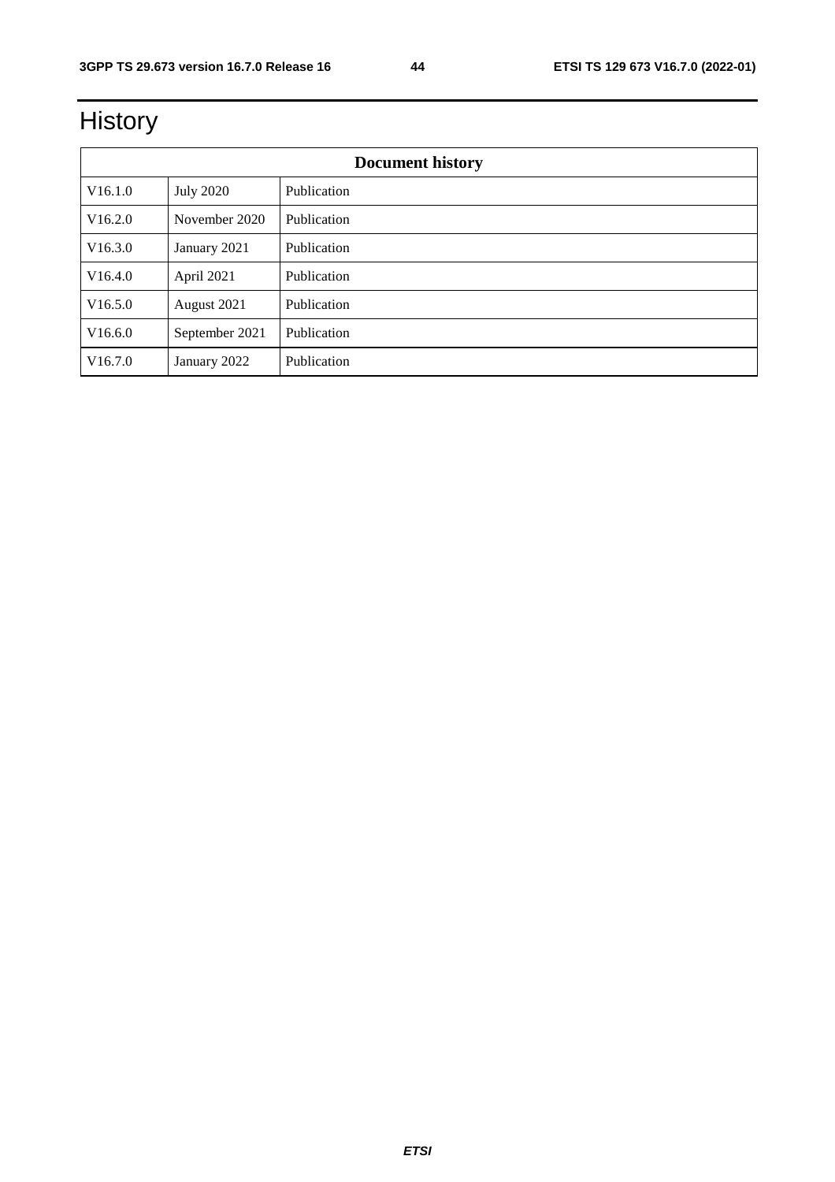# History

| Document history | | |
|---|---|---|
| V16.1.0 | July 2020 | Publication |
| V16.2.0 | November 2020 | Publication |
| V16.3.0 | January 2021 | Publication |
| V16.4.0 | April 2021 | Publication |
| V16.5.0 | August 2021 | Publication |
| V16.6.0 | September 2021 | Publication |
| V16.7.0 | January 2022 | Publication |